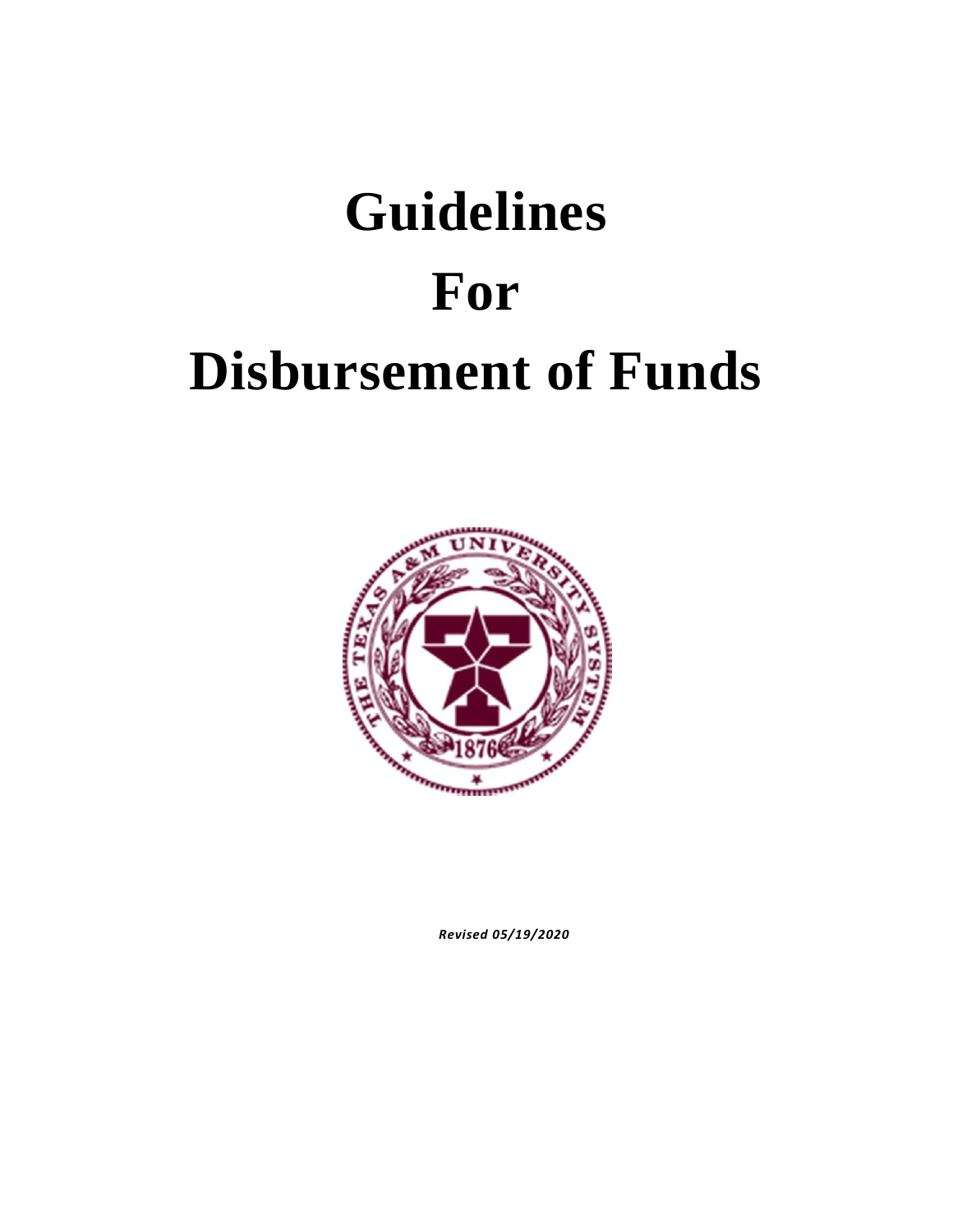# Guidelines
# For
# Disbursement of Funds

*Revised 05/19/2020*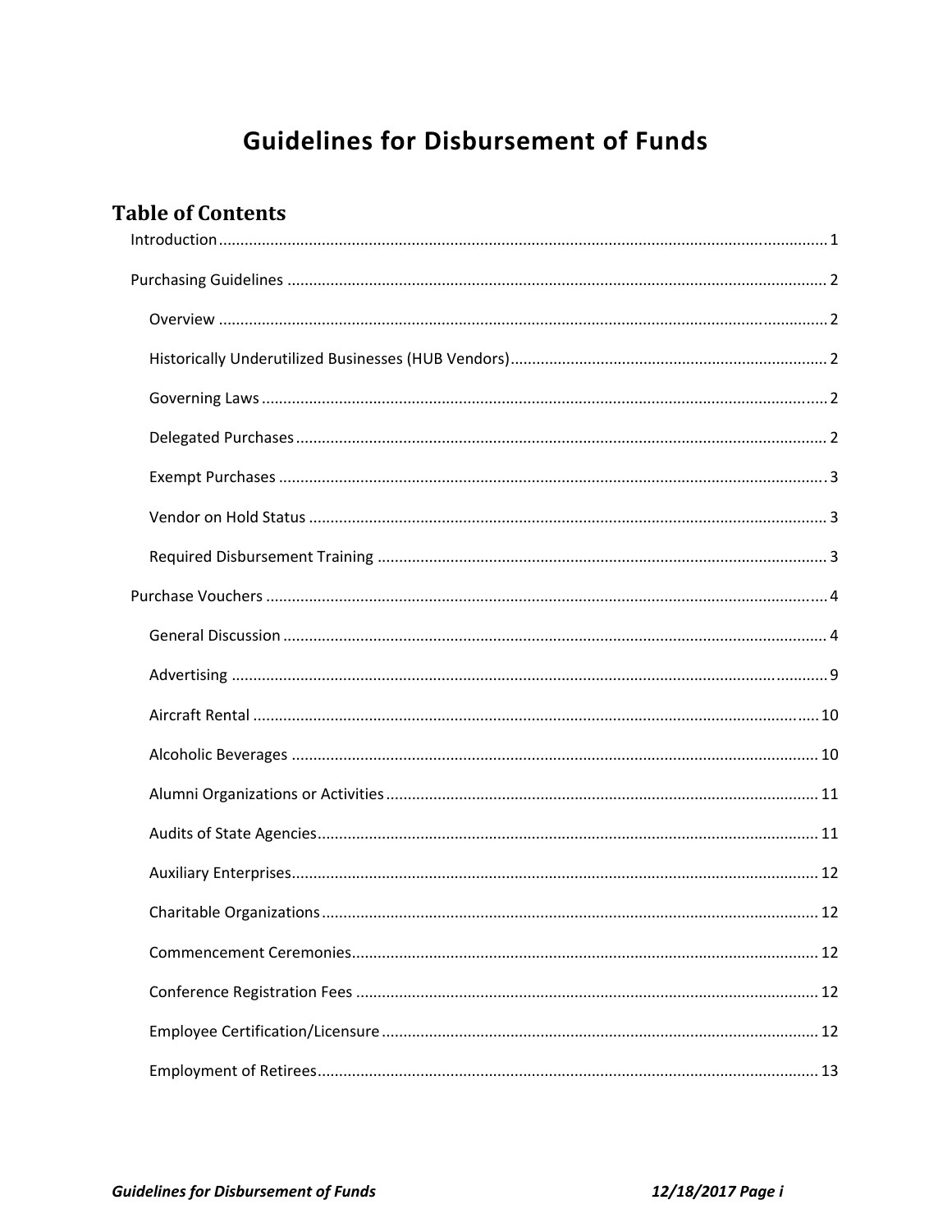# Guidelines for Disbursement of Funds

## Table of Contents

- Introduction ... 1
- Purchasing Guidelines ... 2
  - Overview ... 2
  - Historically Underutilized Businesses (HUB Vendors) ... 2
  - Governing Laws ... 2
  - Delegated Purchases ... 2
  - Exempt Purchases ... 3
  - Vendor on Hold Status ... 3
  - Required Disbursement Training ... 3
- Purchase Vouchers ... 4
  - General Discussion ... 4
  - Advertising ... 9
  - Aircraft Rental ... 10
  - Alcoholic Beverages ... 10
  - Alumni Organizations or Activities ... 11
  - Audits of State Agencies ... 11
  - Auxiliary Enterprises ... 12
  - Charitable Organizations ... 12
  - Commencement Ceremonies ... 12
  - Conference Registration Fees ... 12
  - Employee Certification/Licensure ... 12
  - Employment of Retirees ... 13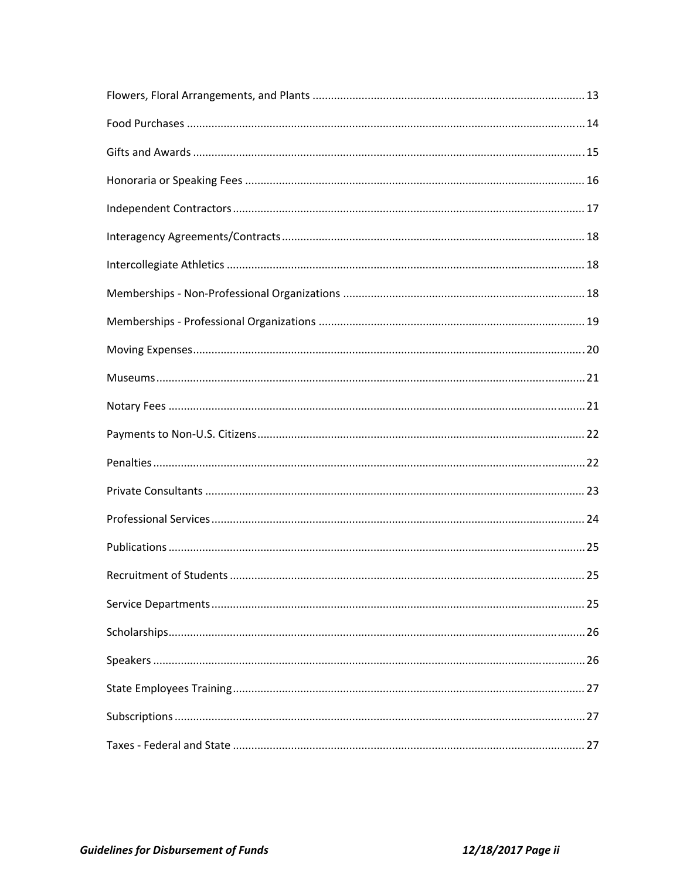Flowers, Floral Arrangements, and Plants ........................................................................................ 13

Food Purchases ................................................................................................................................ 14

Gifts and Awards .............................................................................................................................. 15

Honoraria or Speaking Fees ............................................................................................................. 16

Independent Contractors .................................................................................................................. 17

Interagency Agreements/Contracts .................................................................................................. 18

Intercollegiate Athletics .................................................................................................................... 18

Memberships - Non-Professional Organizations .............................................................................. 18

Memberships - Professional Organizations ...................................................................................... 19

Moving Expenses .............................................................................................................................. 20

Museums .......................................................................................................................................... 21

Notary Fees ....................................................................................................................................... 21

Payments to Non-U.S. Citizens ......................................................................................................... 22

Penalties ........................................................................................................................................... 22

Private Consultants .......................................................................................................................... 23

Professional Services ........................................................................................................................ 24

Publications ...................................................................................................................................... 25

Recruitment of Students .................................................................................................................. 25

Service Departments ........................................................................................................................ 25

Scholarships ..................................................................................................................................... 26

Speakers ........................................................................................................................................... 26

State Employees Training ................................................................................................................. 27

Subscriptions .................................................................................................................................... 27

Taxes - Federal and State ................................................................................................................. 27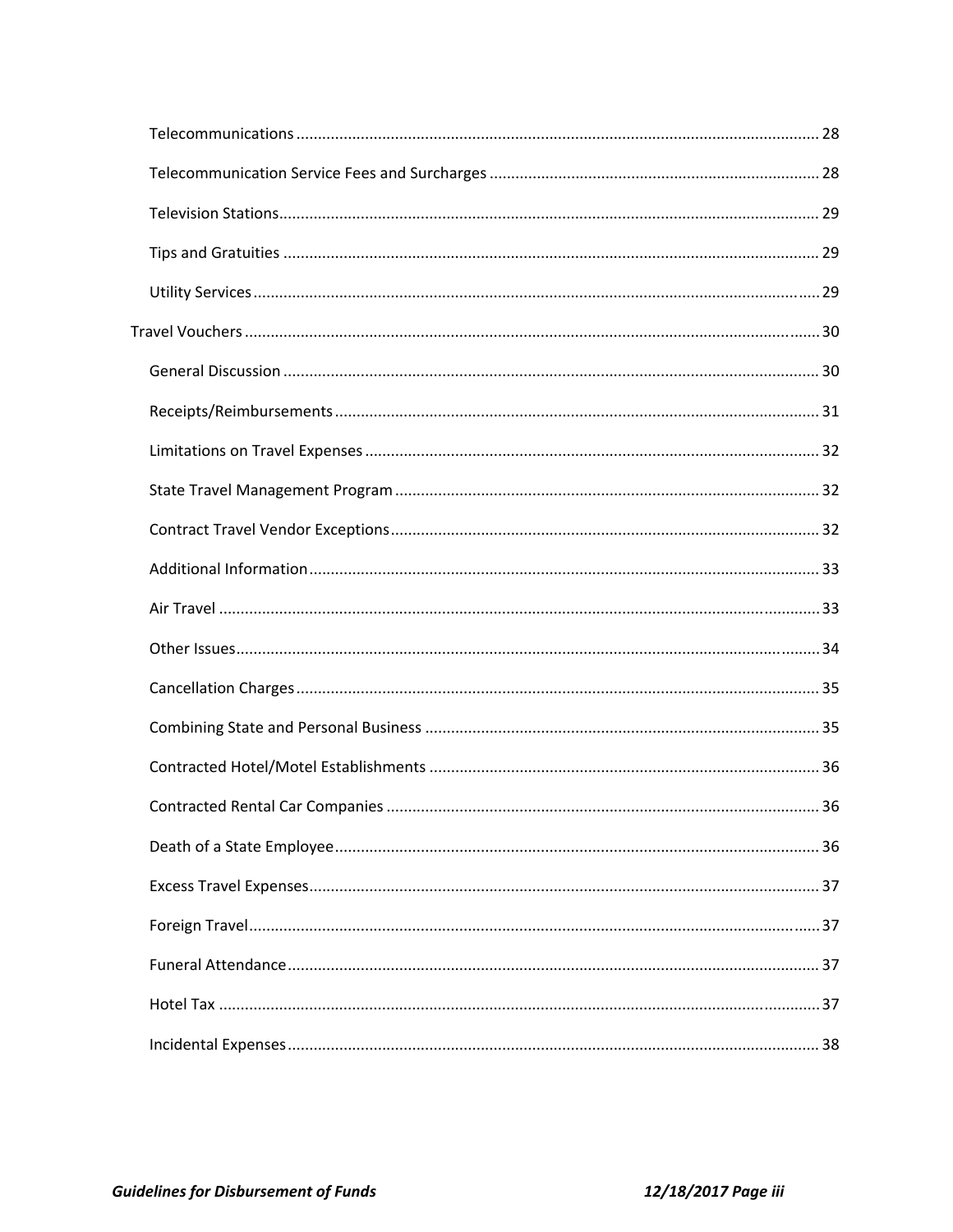- Telecommunications ........................................................................................................................ 28
- Telecommunication Service Fees and Surcharges ............................................................................ 28
- Television Stations............................................................................................................................ 29
- Tips and Gratuities ........................................................................................................................... 29
- Utility Services .................................................................................................................................. 29

Travel Vouchers ...................................................................................................................................... 30

- General Discussion ........................................................................................................................... 30
- Receipts/Reimbursements ................................................................................................................ 31
- Limitations on Travel Expenses ........................................................................................................ 32
- State Travel Management Program .................................................................................................. 32
- Contract Travel Vendor Exceptions ................................................................................................... 32
- Additional Information ...................................................................................................................... 33
- Air Travel .......................................................................................................................................... 33
- Other Issues ...................................................................................................................................... 34
- Cancellation Charges ......................................................................................................................... 35
- Combining State and Personal Business ........................................................................................... 35
- Contracted Hotel/Motel Establishments .......................................................................................... 36
- Contracted Rental Car Companies .................................................................................................... 36
- Death of a State Employee ................................................................................................................ 36
- Excess Travel Expenses ..................................................................................................................... 37
- Foreign Travel .................................................................................................................................... 37
- Funeral Attendance ........................................................................................................................... 37
- Hotel Tax ........................................................................................................................................... 37
- Incidental Expenses ........................................................................................................................... 38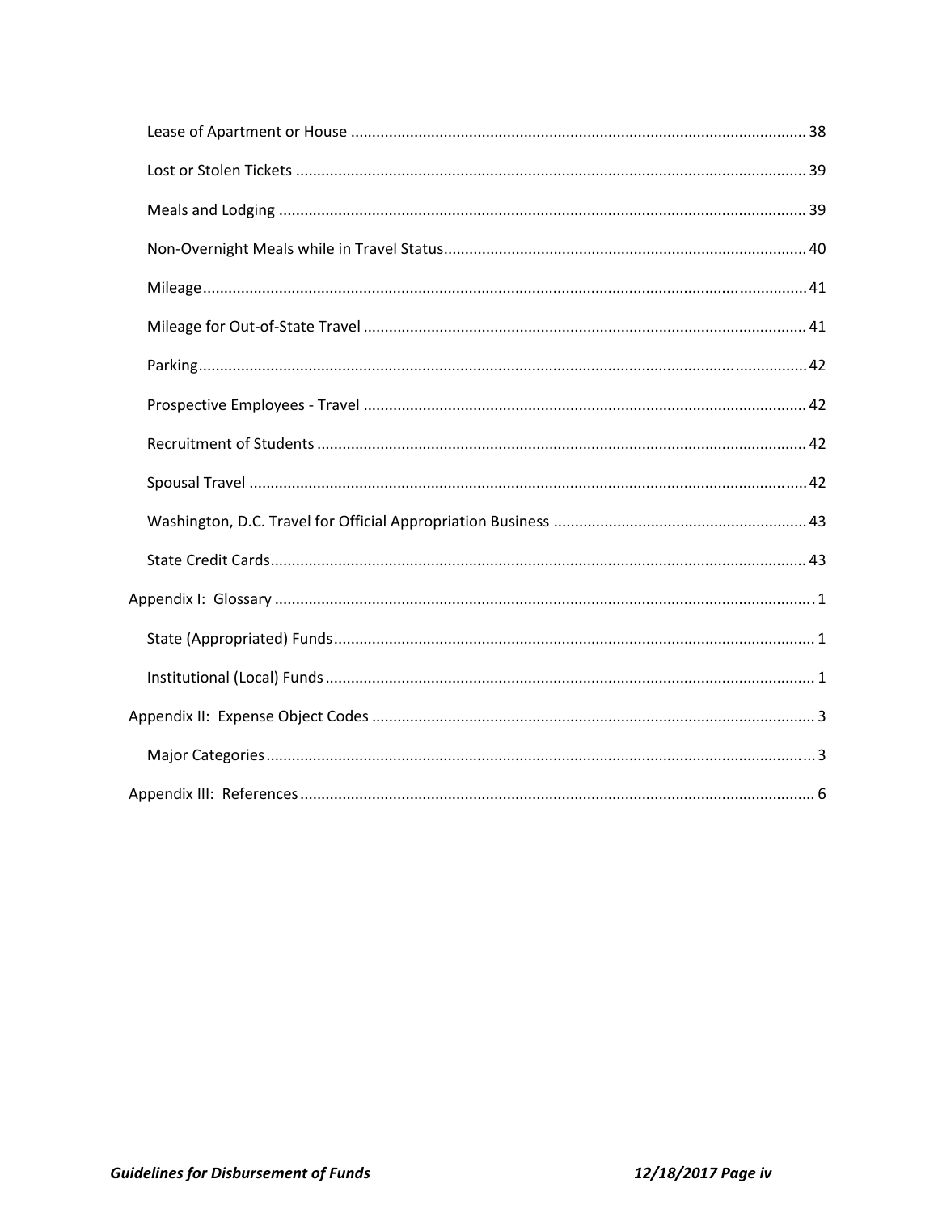Lease of Apartment or House ........................................................................................................ 38

Lost or Stolen Tickets ..................................................................................................................... 39

Meals and Lodging ......................................................................................................................... 39

Non-Overnight Meals while in Travel Status.................................................................................. 40

Mileage........................................................................................................................................... 41

Mileage for Out-of-State Travel ..................................................................................................... 41

Parking............................................................................................................................................ 42

Prospective Employees - Travel ..................................................................................................... 42

Recruitment of Students ................................................................................................................ 42

Spousal Travel ................................................................................................................................ 42

Washington, D.C. Travel for Official Appropriation Business ........................................................ 43

State Credit Cards........................................................................................................................... 43

Appendix I: Glossary .......................................................................................................................... 1

State (Appropriated) Funds.............................................................................................................. 1

Institutional (Local) Funds................................................................................................................ 1

Appendix II: Expense Object Codes ..................................................................................................... 3

Major Categories.............................................................................................................................. 3

Appendix III: References...................................................................................................................... 6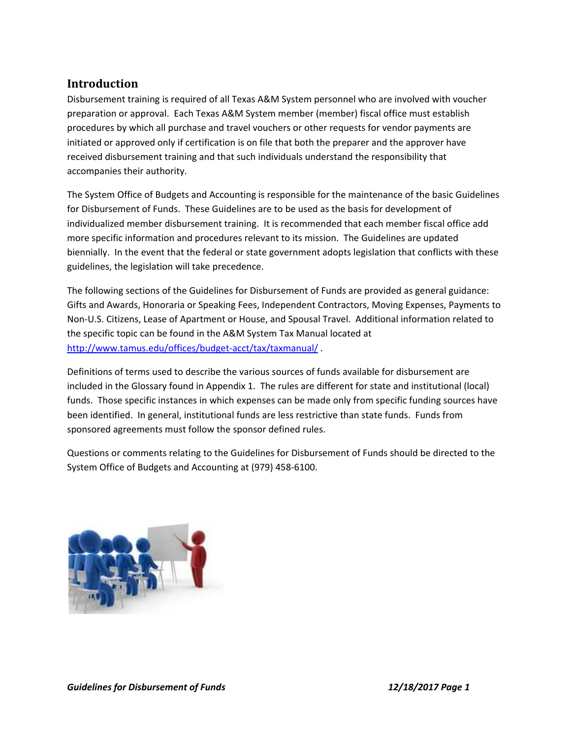## Introduction

Disbursement training is required of all Texas A&M System personnel who are involved with voucher preparation or approval. Each Texas A&M System member (member) fiscal office must establish procedures by which all purchase and travel vouchers or other requests for vendor payments are initiated or approved only if certification is on file that both the preparer and the approver have received disbursement training and that such individuals understand the responsibility that accompanies their authority.

The System Office of Budgets and Accounting is responsible for the maintenance of the basic Guidelines for Disbursement of Funds. These Guidelines are to be used as the basis for development of individualized member disbursement training. It is recommended that each member fiscal office add more specific information and procedures relevant to its mission. The Guidelines are updated biennially. In the event that the federal or state government adopts legislation that conflicts with these guidelines, the legislation will take precedence.

The following sections of the Guidelines for Disbursement of Funds are provided as general guidance: Gifts and Awards, Honoraria or Speaking Fees, Independent Contractors, Moving Expenses, Payments to Non-U.S. Citizens, Lease of Apartment or House, and Spousal Travel. Additional information related to the specific topic can be found in the A&M System Tax Manual located at http://www.tamus.edu/offices/budget-acct/tax/taxmanual/ .

Definitions of terms used to describe the various sources of funds available for disbursement are included in the Glossary found in Appendix 1. The rules are different for state and institutional (local) funds. Those specific instances in which expenses can be made only from specific funding sources have been identified. In general, institutional funds are less restrictive than state funds. Funds from sponsored agreements must follow the sponsor defined rules.

Questions or comments relating to the Guidelines for Disbursement of Funds should be directed to the System Office of Budgets and Accounting at (979) 458-6100.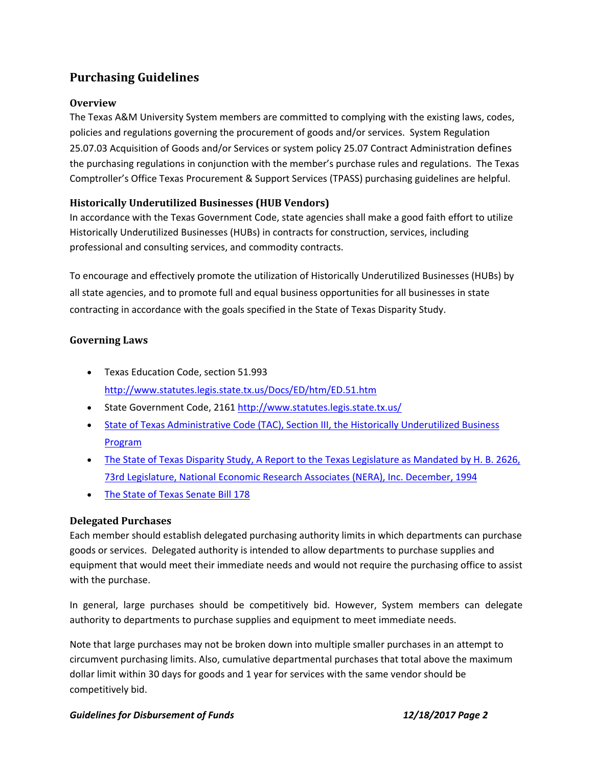## Purchasing Guidelines

### Overview

The Texas A&M University System members are committed to complying with the existing laws, codes, policies and regulations governing the procurement of goods and/or services. System Regulation 25.07.03 Acquisition of Goods and/or Services or system policy 25.07 Contract Administration defines the purchasing regulations in conjunction with the member's purchase rules and regulations. The Texas Comptroller's Office Texas Procurement & Support Services (TPASS) purchasing guidelines are helpful.

### Historically Underutilized Businesses (HUB Vendors)

In accordance with the Texas Government Code, state agencies shall make a good faith effort to utilize Historically Underutilized Businesses (HUBs) in contracts for construction, services, including professional and consulting services, and commodity contracts.

To encourage and effectively promote the utilization of Historically Underutilized Businesses (HUBs) by all state agencies, and to promote full and equal business opportunities for all businesses in state contracting in accordance with the goals specified in the State of Texas Disparity Study.

### Governing Laws

- Texas Education Code, section 51.993 http://www.statutes.legis.state.tx.us/Docs/ED/htm/ED.51.htm
- State Government Code, 2161 http://www.statutes.legis.state.tx.us/
- State of Texas Administrative Code (TAC), Section III, the Historically Underutilized Business Program
- The State of Texas Disparity Study, A Report to the Texas Legislature as Mandated by H. B. 2626, 73rd Legislature, National Economic Research Associates (NERA), Inc. December, 1994
- The State of Texas Senate Bill 178

### Delegated Purchases

Each member should establish delegated purchasing authority limits in which departments can purchase goods or services. Delegated authority is intended to allow departments to purchase supplies and equipment that would meet their immediate needs and would not require the purchasing office to assist with the purchase.

In general, large purchases should be competitively bid. However, System members can delegate authority to departments to purchase supplies and equipment to meet immediate needs.

Note that large purchases may not be broken down into multiple smaller purchases in an attempt to circumvent purchasing limits. Also, cumulative departmental purchases that total above the maximum dollar limit within 30 days for goods and 1 year for services with the same vendor should be competitively bid.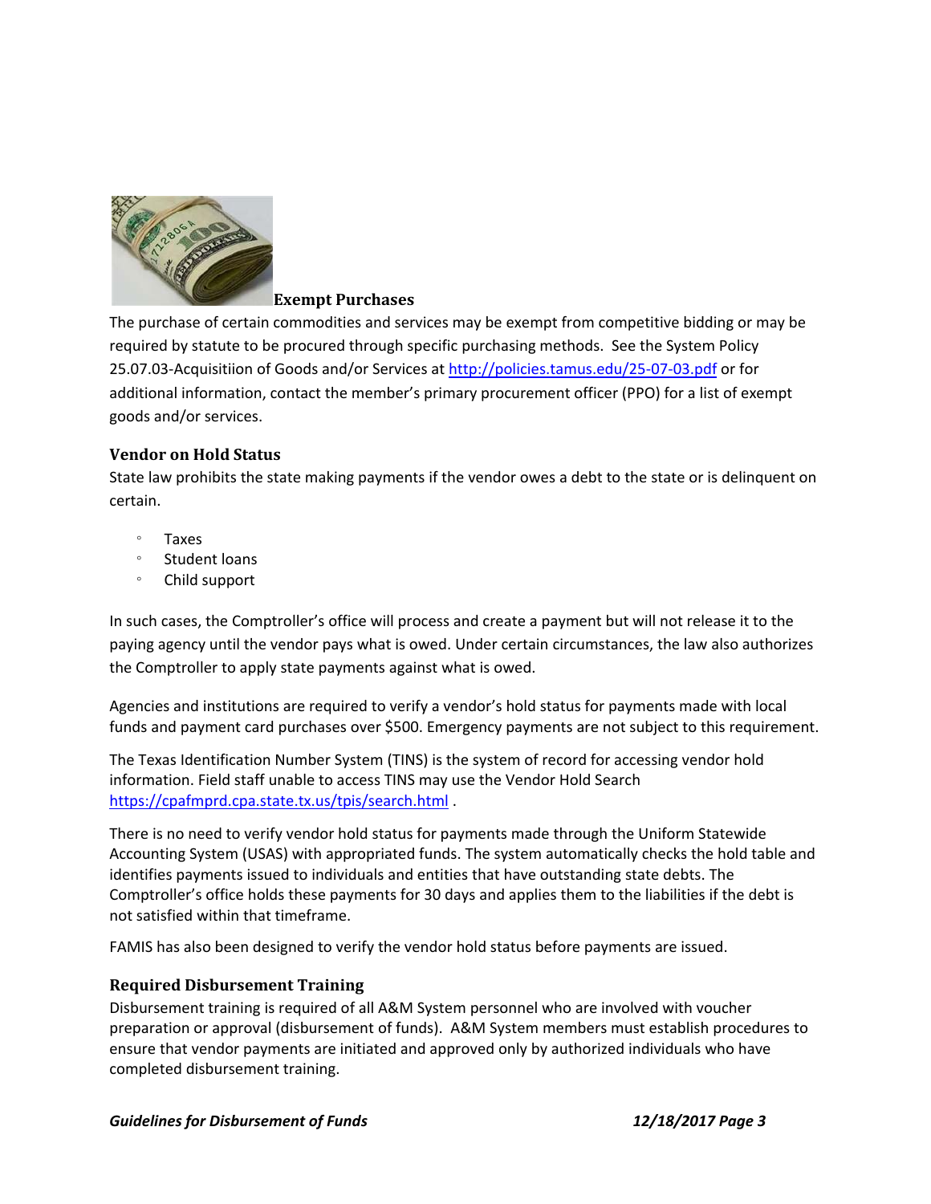### Exempt Purchases

The purchase of certain commodities and services may be exempt from competitive bidding or may be required by statute to be procured through specific purchasing methods. See the System Policy 25.07.03-Acquisitiion of Goods and/or Services at http://policies.tamus.edu/25-07-03.pdf or for additional information, contact the member's primary procurement officer (PPO) for a list of exempt goods and/or services.

### Vendor on Hold Status

State law prohibits the state making payments if the vendor owes a debt to the state or is delinquent on certain.

- Taxes
- Student loans
- Child support

In such cases, the Comptroller's office will process and create a payment but will not release it to the paying agency until the vendor pays what is owed. Under certain circumstances, the law also authorizes the Comptroller to apply state payments against what is owed.

Agencies and institutions are required to verify a vendor's hold status for payments made with local funds and payment card purchases over $500. Emergency payments are not subject to this requirement.

The Texas Identification Number System (TINS) is the system of record for accessing vendor hold information. Field staff unable to access TINS may use the Vendor Hold Search https://cpafmprd.cpa.state.tx.us/tpis/search.html .

There is no need to verify vendor hold status for payments made through the Uniform Statewide Accounting System (USAS) with appropriated funds. The system automatically checks the hold table and identifies payments issued to individuals and entities that have outstanding state debts. The Comptroller's office holds these payments for 30 days and applies them to the liabilities if the debt is not satisfied within that timeframe.

FAMIS has also been designed to verify the vendor hold status before payments are issued.

### Required Disbursement Training

Disbursement training is required of all A&M System personnel who are involved with voucher preparation or approval (disbursement of funds). A&M System members must establish procedures to ensure that vendor payments are initiated and approved only by authorized individuals who have completed disbursement training.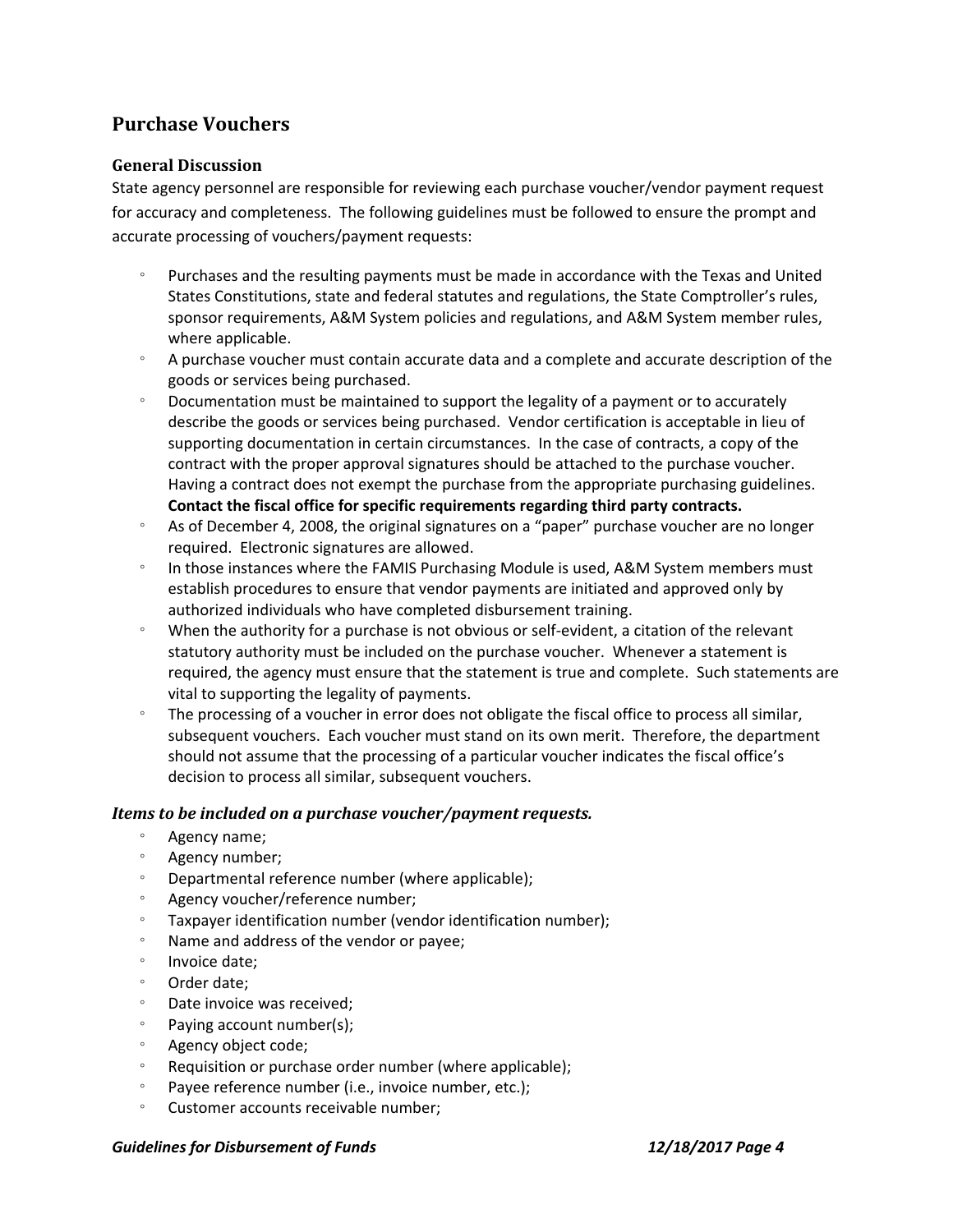## Purchase Vouchers

### General Discussion

State agency personnel are responsible for reviewing each purchase voucher/vendor payment request for accuracy and completeness. The following guidelines must be followed to ensure the prompt and accurate processing of vouchers/payment requests:

- Purchases and the resulting payments must be made in accordance with the Texas and United States Constitutions, state and federal statutes and regulations, the State Comptroller's rules, sponsor requirements, A&M System policies and regulations, and A&M System member rules, where applicable.
- A purchase voucher must contain accurate data and a complete and accurate description of the goods or services being purchased.
- Documentation must be maintained to support the legality of a payment or to accurately describe the goods or services being purchased. Vendor certification is acceptable in lieu of supporting documentation in certain circumstances. In the case of contracts, a copy of the contract with the proper approval signatures should be attached to the purchase voucher. Having a contract does not exempt the purchase from the appropriate purchasing guidelines. **Contact the fiscal office for specific requirements regarding third party contracts.**
- As of December 4, 2008, the original signatures on a "paper" purchase voucher are no longer required. Electronic signatures are allowed.
- In those instances where the FAMIS Purchasing Module is used, A&M System members must establish procedures to ensure that vendor payments are initiated and approved only by authorized individuals who have completed disbursement training.
- When the authority for a purchase is not obvious or self-evident, a citation of the relevant statutory authority must be included on the purchase voucher. Whenever a statement is required, the agency must ensure that the statement is true and complete. Such statements are vital to supporting the legality of payments.
- The processing of a voucher in error does not obligate the fiscal office to process all similar, subsequent vouchers. Each voucher must stand on its own merit. Therefore, the department should not assume that the processing of a particular voucher indicates the fiscal office's decision to process all similar, subsequent vouchers.

### *Items to be included on a purchase voucher/payment requests.*

- Agency name;
- Agency number;
- Departmental reference number (where applicable);
- Agency voucher/reference number;
- Taxpayer identification number (vendor identification number);
- Name and address of the vendor or payee;
- Invoice date;
- Order date;
- Date invoice was received;
- Paying account number(s);
- Agency object code;
- Requisition or purchase order number (where applicable);
- Payee reference number (i.e., invoice number, etc.);
- Customer accounts receivable number;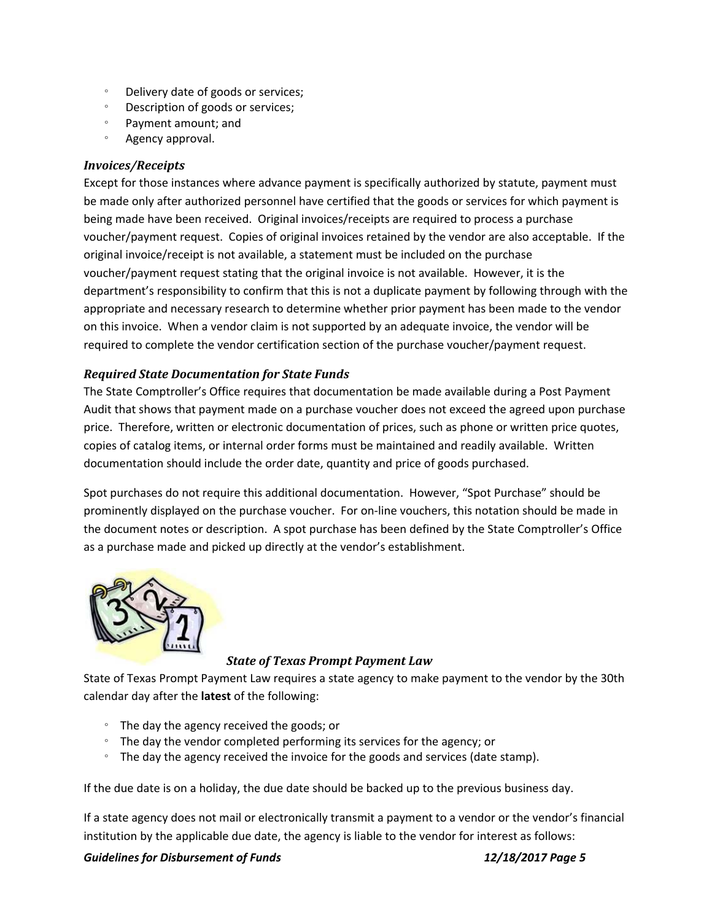- Delivery date of goods or services;
- Description of goods or services;
- Payment amount; and
- Agency approval.

### *Invoices/Receipts*

Except for those instances where advance payment is specifically authorized by statute, payment must be made only after authorized personnel have certified that the goods or services for which payment is being made have been received. Original invoices/receipts are required to process a purchase voucher/payment request. Copies of original invoices retained by the vendor are also acceptable. If the original invoice/receipt is not available, a statement must be included on the purchase voucher/payment request stating that the original invoice is not available. However, it is the department's responsibility to confirm that this is not a duplicate payment by following through with the appropriate and necessary research to determine whether prior payment has been made to the vendor on this invoice. When a vendor claim is not supported by an adequate invoice, the vendor will be required to complete the vendor certification section of the purchase voucher/payment request.

### *Required State Documentation for State Funds*

The State Comptroller's Office requires that documentation be made available during a Post Payment Audit that shows that payment made on a purchase voucher does not exceed the agreed upon purchase price. Therefore, written or electronic documentation of prices, such as phone or written price quotes, copies of catalog items, or internal order forms must be maintained and readily available. Written documentation should include the order date, quantity and price of goods purchased.

Spot purchases do not require this additional documentation. However, "Spot Purchase" should be prominently displayed on the purchase voucher. For on-line vouchers, this notation should be made in the document notes or description. A spot purchase has been defined by the State Comptroller's Office as a purchase made and picked up directly at the vendor's establishment.

### *State of Texas Prompt Payment Law*

State of Texas Prompt Payment Law requires a state agency to make payment to the vendor by the 30th calendar day after the **latest** of the following:

- The day the agency received the goods; or
- The day the vendor completed performing its services for the agency; or
- The day the agency received the invoice for the goods and services (date stamp).

If the due date is on a holiday, the due date should be backed up to the previous business day.

If a state agency does not mail or electronically transmit a payment to a vendor or the vendor's financial institution by the applicable due date, the agency is liable to the vendor for interest as follows: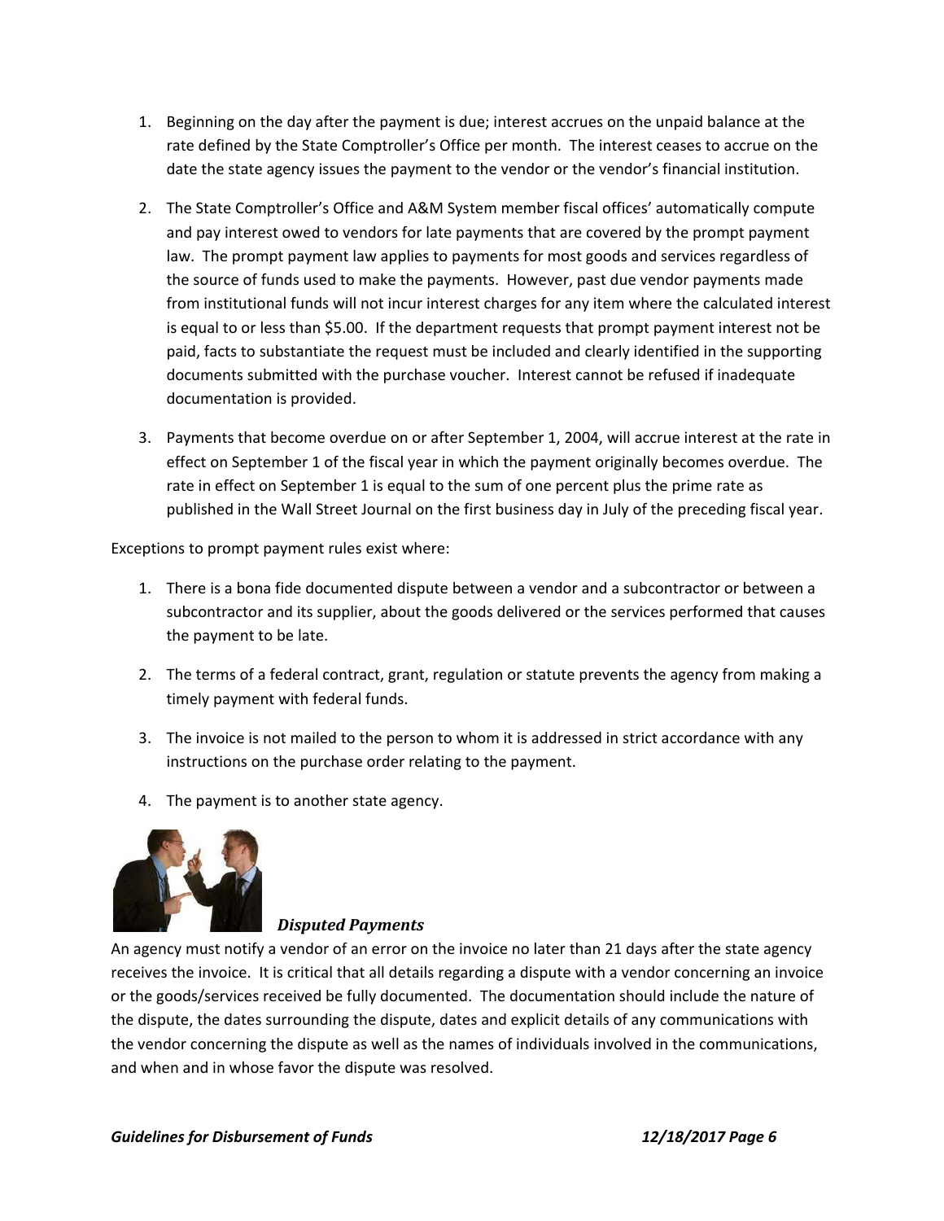1. Beginning on the day after the payment is due; interest accrues on the unpaid balance at the rate defined by the State Comptroller's Office per month. The interest ceases to accrue on the date the state agency issues the payment to the vendor or the vendor's financial institution.

2. The State Comptroller's Office and A&M System member fiscal offices' automatically compute and pay interest owed to vendors for late payments that are covered by the prompt payment law. The prompt payment law applies to payments for most goods and services regardless of the source of funds used to make the payments. However, past due vendor payments made from institutional funds will not incur interest charges for any item where the calculated interest is equal to or less than $5.00. If the department requests that prompt payment interest not be paid, facts to substantiate the request must be included and clearly identified in the supporting documents submitted with the purchase voucher. Interest cannot be refused if inadequate documentation is provided.

3. Payments that become overdue on or after September 1, 2004, will accrue interest at the rate in effect on September 1 of the fiscal year in which the payment originally becomes overdue. The rate in effect on September 1 is equal to the sum of one percent plus the prime rate as published in the Wall Street Journal on the first business day in July of the preceding fiscal year.

Exceptions to prompt payment rules exist where:

1. There is a bona fide documented dispute between a vendor and a subcontractor or between a subcontractor and its supplier, about the goods delivered or the services performed that causes the payment to be late.

2. The terms of a federal contract, grant, regulation or statute prevents the agency from making a timely payment with federal funds.

3. The invoice is not mailed to the person to whom it is addressed in strict accordance with any instructions on the purchase order relating to the payment.

4. The payment is to another state agency.

### *Disputed Payments*

An agency must notify a vendor of an error on the invoice no later than 21 days after the state agency receives the invoice. It is critical that all details regarding a dispute with a vendor concerning an invoice or the goods/services received be fully documented. The documentation should include the nature of the dispute, the dates surrounding the dispute, dates and explicit details of any communications with the vendor concerning the dispute as well as the names of individuals involved in the communications, and when and in whose favor the dispute was resolved.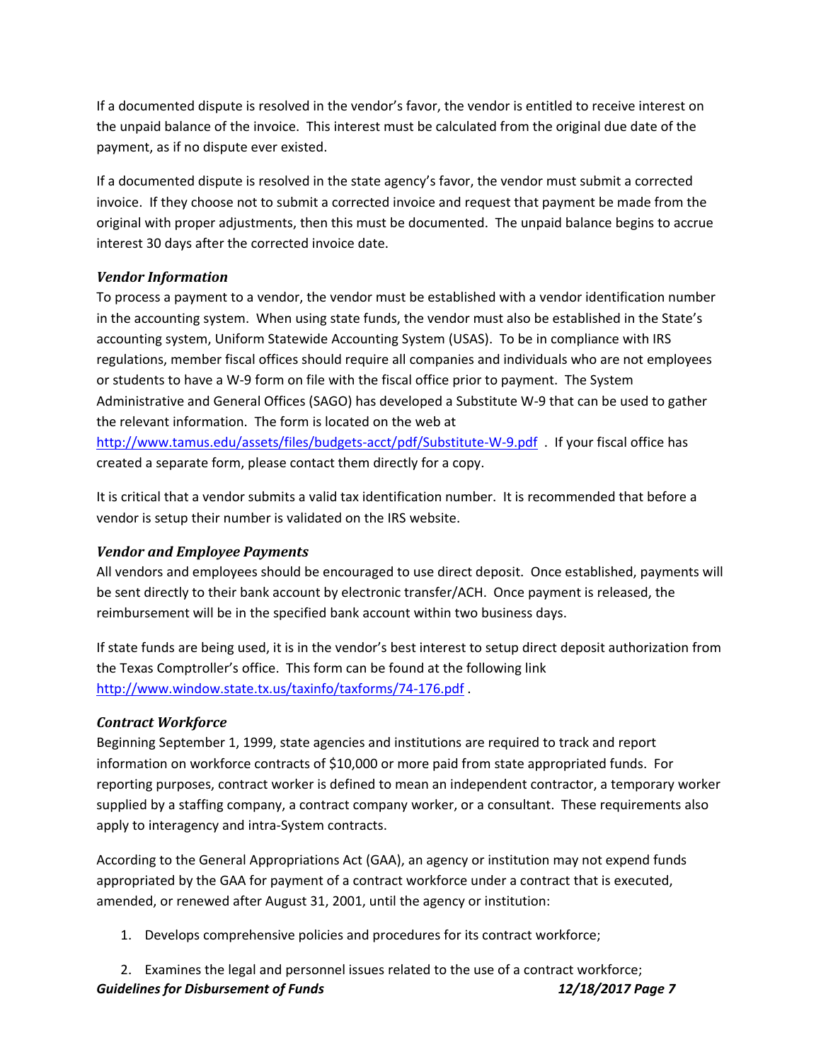If a documented dispute is resolved in the vendor's favor, the vendor is entitled to receive interest on the unpaid balance of the invoice. This interest must be calculated from the original due date of the payment, as if no dispute ever existed.

If a documented dispute is resolved in the state agency's favor, the vendor must submit a corrected invoice. If they choose not to submit a corrected invoice and request that payment be made from the original with proper adjustments, then this must be documented. The unpaid balance begins to accrue interest 30 days after the corrected invoice date.

### *Vendor Information*

To process a payment to a vendor, the vendor must be established with a vendor identification number in the accounting system. When using state funds, the vendor must also be established in the State's accounting system, Uniform Statewide Accounting System (USAS). To be in compliance with IRS regulations, member fiscal offices should require all companies and individuals who are not employees or students to have a W-9 form on file with the fiscal office prior to payment. The System Administrative and General Offices (SAGO) has developed a Substitute W-9 that can be used to gather the relevant information. The form is located on the web at http://www.tamus.edu/assets/files/budgets-acct/pdf/Substitute-W-9.pdf . If your fiscal office has created a separate form, please contact them directly for a copy.

It is critical that a vendor submits a valid tax identification number. It is recommended that before a vendor is setup their number is validated on the IRS website.

### *Vendor and Employee Payments*

All vendors and employees should be encouraged to use direct deposit. Once established, payments will be sent directly to their bank account by electronic transfer/ACH. Once payment is released, the reimbursement will be in the specified bank account within two business days.

If state funds are being used, it is in the vendor's best interest to setup direct deposit authorization from the Texas Comptroller's office. This form can be found at the following link http://www.window.state.tx.us/taxinfo/taxforms/74-176.pdf .

### *Contract Workforce*

Beginning September 1, 1999, state agencies and institutions are required to track and report information on workforce contracts of $10,000 or more paid from state appropriated funds. For reporting purposes, contract worker is defined to mean an independent contractor, a temporary worker supplied by a staffing company, a contract company worker, or a consultant. These requirements also apply to interagency and intra-System contracts.

According to the General Appropriations Act (GAA), an agency or institution may not expend funds appropriated by the GAA for payment of a contract workforce under a contract that is executed, amended, or renewed after August 31, 2001, until the agency or institution:

1. Develops comprehensive policies and procedures for its contract workforce;
2. Examines the legal and personnel issues related to the use of a contract workforce;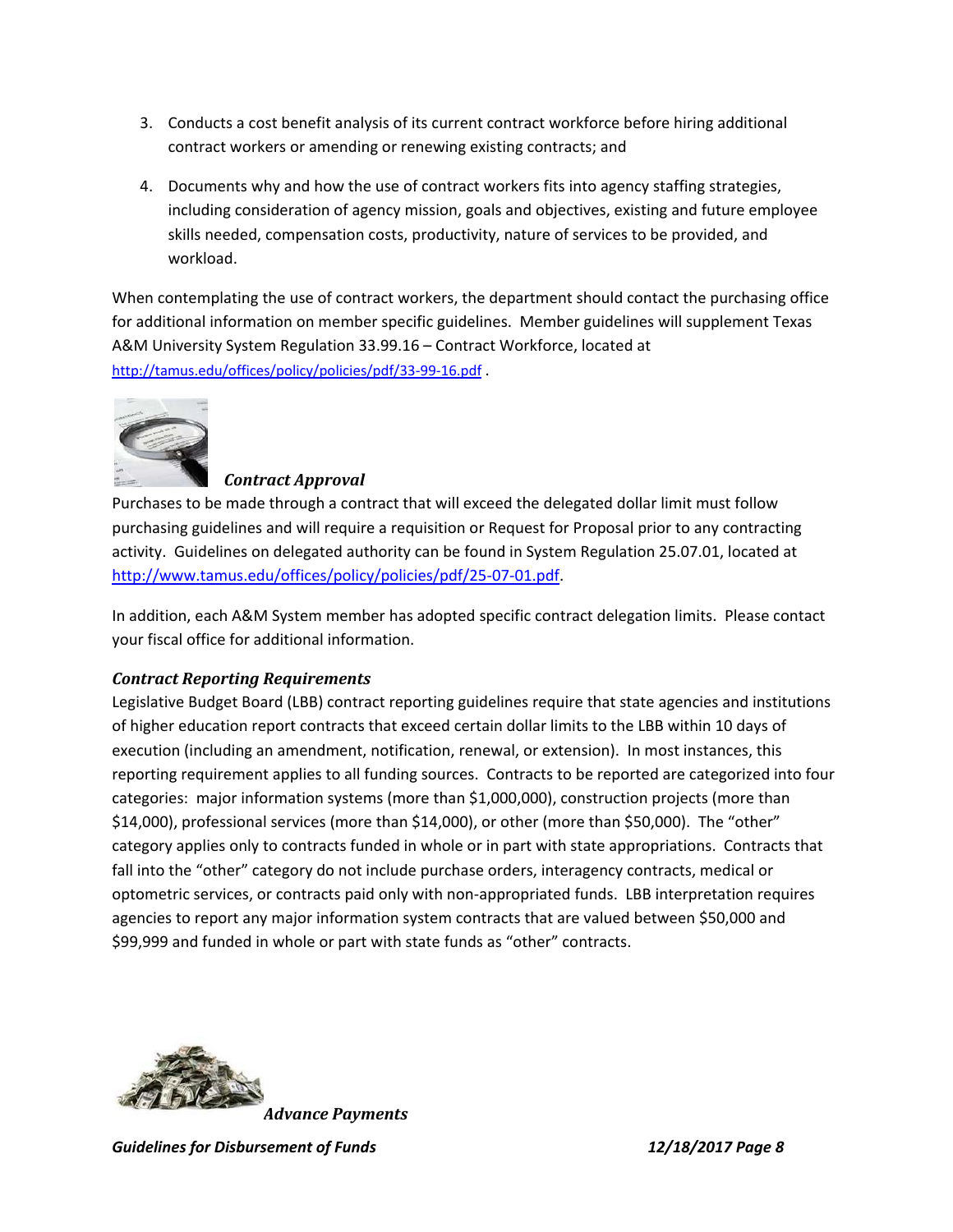3. Conducts a cost benefit analysis of its current contract workforce before hiring additional contract workers or amending or renewing existing contracts; and
4. Documents why and how the use of contract workers fits into agency staffing strategies, including consideration of agency mission, goals and objectives, existing and future employee skills needed, compensation costs, productivity, nature of services to be provided, and workload.

When contemplating the use of contract workers, the department should contact the purchasing office for additional information on member specific guidelines. Member guidelines will supplement Texas A&M University System Regulation 33.99.16 – Contract Workforce, located at http://tamus.edu/offices/policy/policies/pdf/33-99-16.pdf .

### *Contract Approval*

Purchases to be made through a contract that will exceed the delegated dollar limit must follow purchasing guidelines and will require a requisition or Request for Proposal prior to any contracting activity. Guidelines on delegated authority can be found in System Regulation 25.07.01, located at http://www.tamus.edu/offices/policy/policies/pdf/25-07-01.pdf.

In addition, each A&M System member has adopted specific contract delegation limits. Please contact your fiscal office for additional information.

### *Contract Reporting Requirements*

Legislative Budget Board (LBB) contract reporting guidelines require that state agencies and institutions of higher education report contracts that exceed certain dollar limits to the LBB within 10 days of execution (including an amendment, notification, renewal, or extension). In most instances, this reporting requirement applies to all funding sources. Contracts to be reported are categorized into four categories: major information systems (more than $1,000,000), construction projects (more than $14,000), professional services (more than $14,000), or other (more than $50,000). The "other" category applies only to contracts funded in whole or in part with state appropriations. Contracts that fall into the "other" category do not include purchase orders, interagency contracts, medical or optometric services, or contracts paid only with non-appropriated funds. LBB interpretation requires agencies to report any major information system contracts that are valued between $50,000 and $99,999 and funded in whole or part with state funds as "other" contracts.

### *Advance Payments*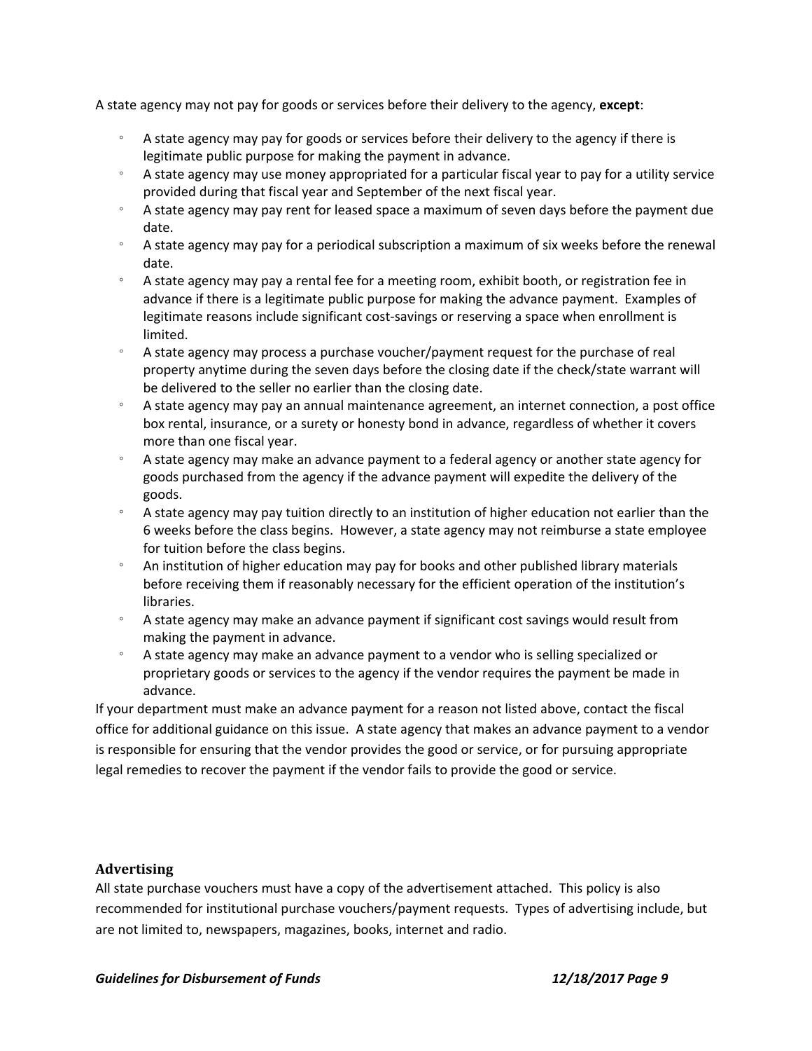A state agency may not pay for goods or services before their delivery to the agency, **except**:

- A state agency may pay for goods or services before their delivery to the agency if there is legitimate public purpose for making the payment in advance.
- A state agency may use money appropriated for a particular fiscal year to pay for a utility service provided during that fiscal year and September of the next fiscal year.
- A state agency may pay rent for leased space a maximum of seven days before the payment due date.
- A state agency may pay for a periodical subscription a maximum of six weeks before the renewal date.
- A state agency may pay a rental fee for a meeting room, exhibit booth, or registration fee in advance if there is a legitimate public purpose for making the advance payment. Examples of legitimate reasons include significant cost-savings or reserving a space when enrollment is limited.
- A state agency may process a purchase voucher/payment request for the purchase of real property anytime during the seven days before the closing date if the check/state warrant will be delivered to the seller no earlier than the closing date.
- A state agency may pay an annual maintenance agreement, an internet connection, a post office box rental, insurance, or a surety or honesty bond in advance, regardless of whether it covers more than one fiscal year.
- A state agency may make an advance payment to a federal agency or another state agency for goods purchased from the agency if the advance payment will expedite the delivery of the goods.
- A state agency may pay tuition directly to an institution of higher education not earlier than the 6 weeks before the class begins. However, a state agency may not reimburse a state employee for tuition before the class begins.
- An institution of higher education may pay for books and other published library materials before receiving them if reasonably necessary for the efficient operation of the institution's libraries.
- A state agency may make an advance payment if significant cost savings would result from making the payment in advance.
- A state agency may make an advance payment to a vendor who is selling specialized or proprietary goods or services to the agency if the vendor requires the payment be made in advance.

If your department must make an advance payment for a reason not listed above, contact the fiscal office for additional guidance on this issue. A state agency that makes an advance payment to a vendor is responsible for ensuring that the vendor provides the good or service, or for pursuing appropriate legal remedies to recover the payment if the vendor fails to provide the good or service.

### Advertising

All state purchase vouchers must have a copy of the advertisement attached. This policy is also recommended for institutional purchase vouchers/payment requests. Types of advertising include, but are not limited to, newspapers, magazines, books, internet and radio.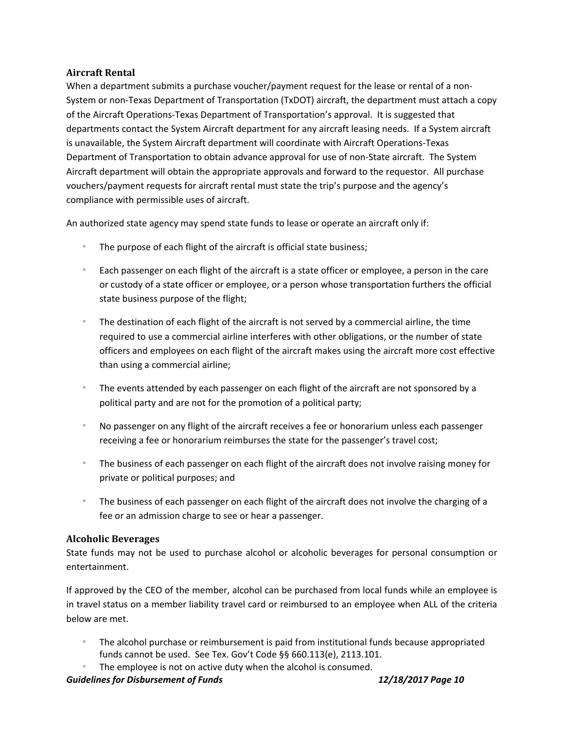### Aircraft Rental

When a department submits a purchase voucher/payment request for the lease or rental of a non-System or non-Texas Department of Transportation (TxDOT) aircraft, the department must attach a copy of the Aircraft Operations-Texas Department of Transportation's approval. It is suggested that departments contact the System Aircraft department for any aircraft leasing needs. If a System aircraft is unavailable, the System Aircraft department will coordinate with Aircraft Operations-Texas Department of Transportation to obtain advance approval for use of non-State aircraft. The System Aircraft department will obtain the appropriate approvals and forward to the requestor. All purchase vouchers/payment requests for aircraft rental must state the trip's purpose and the agency's compliance with permissible uses of aircraft.

An authorized state agency may spend state funds to lease or operate an aircraft only if:

- The purpose of each flight of the aircraft is official state business;
- Each passenger on each flight of the aircraft is a state officer or employee, a person in the care or custody of a state officer or employee, or a person whose transportation furthers the official state business purpose of the flight;
- The destination of each flight of the aircraft is not served by a commercial airline, the time required to use a commercial airline interferes with other obligations, or the number of state officers and employees on each flight of the aircraft makes using the aircraft more cost effective than using a commercial airline;
- The events attended by each passenger on each flight of the aircraft are not sponsored by a political party and are not for the promotion of a political party;
- No passenger on any flight of the aircraft receives a fee or honorarium unless each passenger receiving a fee or honorarium reimburses the state for the passenger's travel cost;
- The business of each passenger on each flight of the aircraft does not involve raising money for private or political purposes; and
- The business of each passenger on each flight of the aircraft does not involve the charging of a fee or an admission charge to see or hear a passenger.

### Alcoholic Beverages

State funds may not be used to purchase alcohol or alcoholic beverages for personal consumption or entertainment.

If approved by the CEO of the member, alcohol can be purchased from local funds while an employee is in travel status on a member liability travel card or reimbursed to an employee when ALL of the criteria below are met.

- The alcohol purchase or reimbursement is paid from institutional funds because appropriated funds cannot be used. See Tex. Gov't Code §§ 660.113(e), 2113.101.
- The employee is not on active duty when the alcohol is consumed.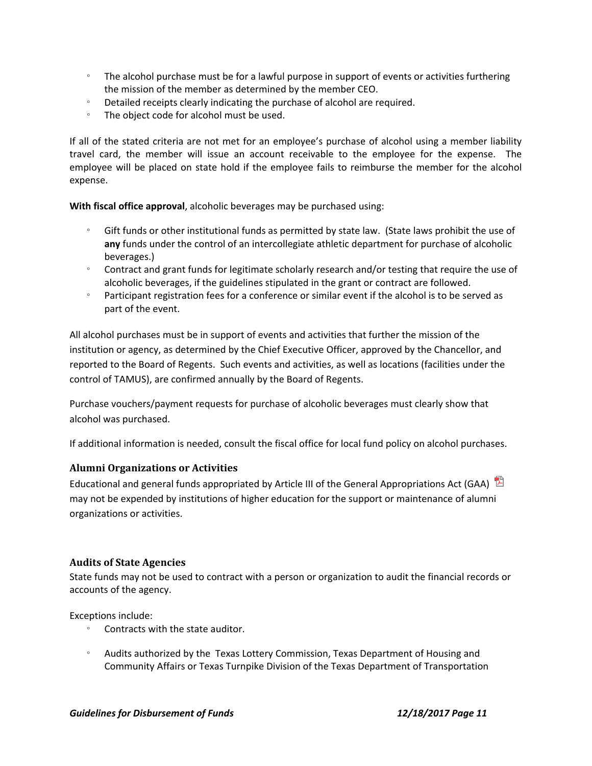- The alcohol purchase must be for a lawful purpose in support of events or activities furthering the mission of the member as determined by the member CEO.
- Detailed receipts clearly indicating the purchase of alcohol are required.
- The object code for alcohol must be used.

If all of the stated criteria are not met for an employee's purchase of alcohol using a member liability travel card, the member will issue an account receivable to the employee for the expense. The employee will be placed on state hold if the employee fails to reimburse the member for the alcohol expense.

**With fiscal office approval**, alcoholic beverages may be purchased using:

- Gift funds or other institutional funds as permitted by state law. (State laws prohibit the use of **any** funds under the control of an intercollegiate athletic department for purchase of alcoholic beverages.)
- Contract and grant funds for legitimate scholarly research and/or testing that require the use of alcoholic beverages, if the guidelines stipulated in the grant or contract are followed.
- Participant registration fees for a conference or similar event if the alcohol is to be served as part of the event.

All alcohol purchases must be in support of events and activities that further the mission of the institution or agency, as determined by the Chief Executive Officer, approved by the Chancellor, and reported to the Board of Regents. Such events and activities, as well as locations (facilities under the control of TAMUS), are confirmed annually by the Board of Regents.

Purchase vouchers/payment requests for purchase of alcoholic beverages must clearly show that alcohol was purchased.

If additional information is needed, consult the fiscal office for local fund policy on alcohol purchases.

### Alumni Organizations or Activities

Educational and general funds appropriated by Article III of the General Appropriations Act (GAA) may not be expended by institutions of higher education for the support or maintenance of alumni organizations or activities.

### Audits of State Agencies

State funds may not be used to contract with a person or organization to audit the financial records or accounts of the agency.

Exceptions include:

- Contracts with the state auditor.
- Audits authorized by the Texas Lottery Commission, Texas Department of Housing and Community Affairs or Texas Turnpike Division of the Texas Department of Transportation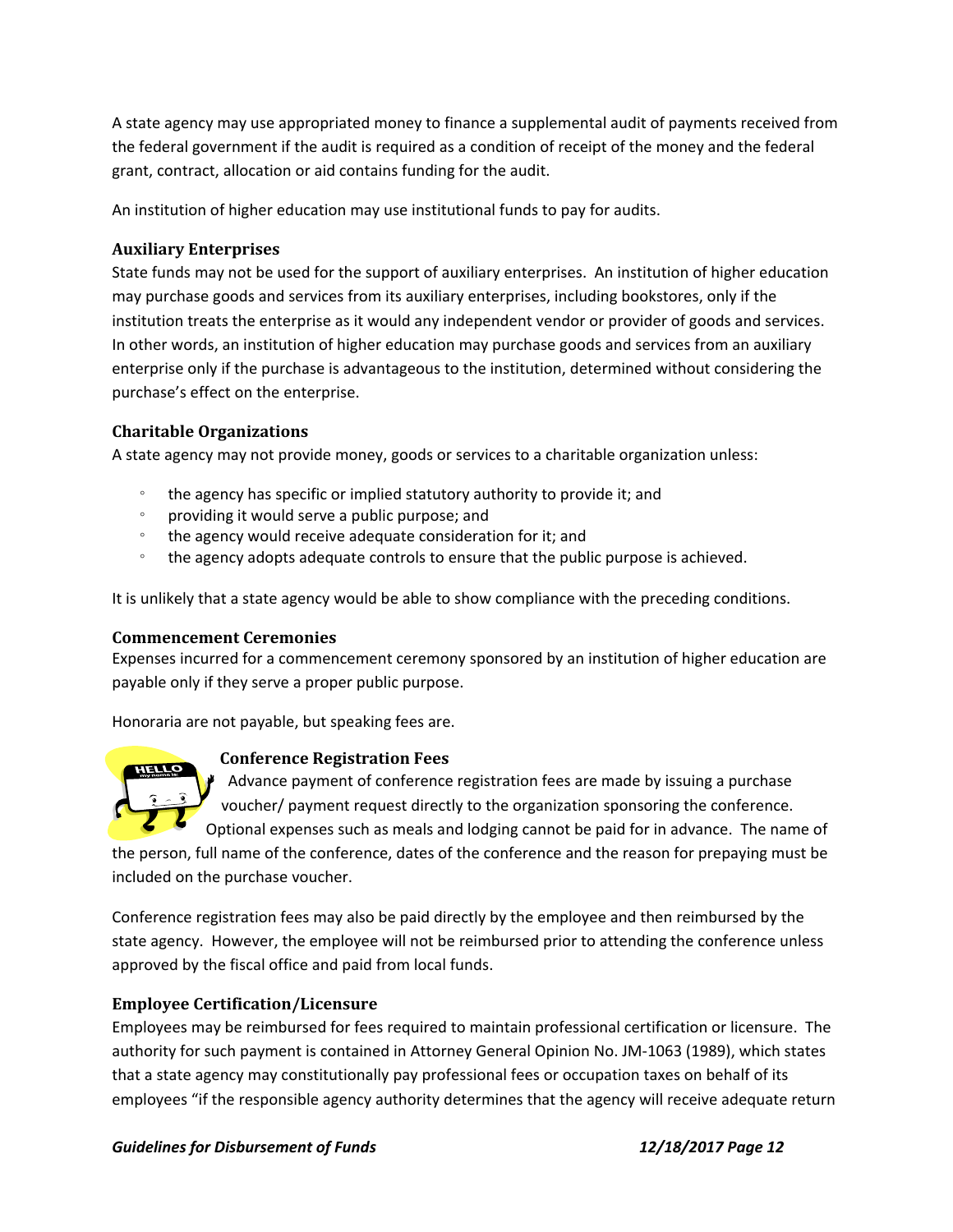A state agency may use appropriated money to finance a supplemental audit of payments received from the federal government if the audit is required as a condition of receipt of the money and the federal grant, contract, allocation or aid contains funding for the audit.

An institution of higher education may use institutional funds to pay for audits.

### Auxiliary Enterprises

State funds may not be used for the support of auxiliary enterprises. An institution of higher education may purchase goods and services from its auxiliary enterprises, including bookstores, only if the institution treats the enterprise as it would any independent vendor or provider of goods and services. In other words, an institution of higher education may purchase goods and services from an auxiliary enterprise only if the purchase is advantageous to the institution, determined without considering the purchase's effect on the enterprise.

### Charitable Organizations

A state agency may not provide money, goods or services to a charitable organization unless:

- the agency has specific or implied statutory authority to provide it; and
- providing it would serve a public purpose; and
- the agency would receive adequate consideration for it; and
- the agency adopts adequate controls to ensure that the public purpose is achieved.

It is unlikely that a state agency would be able to show compliance with the preceding conditions.

### Commencement Ceremonies

Expenses incurred for a commencement ceremony sponsored by an institution of higher education are payable only if they serve a proper public purpose.

Honoraria are not payable, but speaking fees are.

### Conference Registration Fees

Advance payment of conference registration fees are made by issuing a purchase voucher/ payment request directly to the organization sponsoring the conference. Optional expenses such as meals and lodging cannot be paid for in advance. The name of the person, full name of the conference, dates of the conference and the reason for prepaying must be included on the purchase voucher.

Conference registration fees may also be paid directly by the employee and then reimbursed by the state agency. However, the employee will not be reimbursed prior to attending the conference unless approved by the fiscal office and paid from local funds.

### Employee Certification/Licensure

Employees may be reimbursed for fees required to maintain professional certification or licensure. The authority for such payment is contained in Attorney General Opinion No. JM-1063 (1989), which states that a state agency may constitutionally pay professional fees or occupation taxes on behalf of its employees "if the responsible agency authority determines that the agency will receive adequate return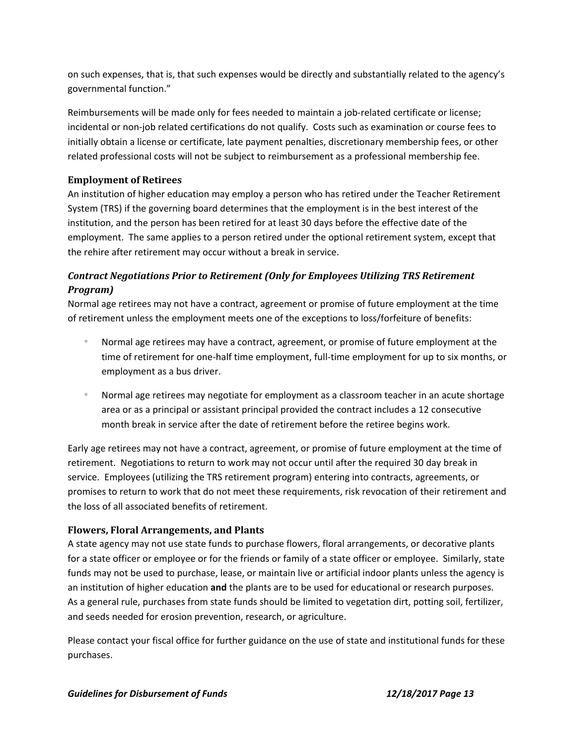on such expenses, that is, that such expenses would be directly and substantially related to the agency's governmental function."

Reimbursements will be made only for fees needed to maintain a job-related certificate or license; incidental or non-job related certifications do not qualify. Costs such as examination or course fees to initially obtain a license or certificate, late payment penalties, discretionary membership fees, or other related professional costs will not be subject to reimbursement as a professional membership fee.

### Employment of Retirees

An institution of higher education may employ a person who has retired under the Teacher Retirement System (TRS) if the governing board determines that the employment is in the best interest of the institution, and the person has been retired for at least 30 days before the effective date of the employment. The same applies to a person retired under the optional retirement system, except that the rehire after retirement may occur without a break in service.

#### *Contract Negotiations Prior to Retirement (Only for Employees Utilizing TRS Retirement Program)*

Normal age retirees may not have a contract, agreement or promise of future employment at the time of retirement unless the employment meets one of the exceptions to loss/forfeiture of benefits:

- Normal age retirees may have a contract, agreement, or promise of future employment at the time of retirement for one-half time employment, full-time employment for up to six months, or employment as a bus driver.
- Normal age retirees may negotiate for employment as a classroom teacher in an acute shortage area or as a principal or assistant principal provided the contract includes a 12 consecutive month break in service after the date of retirement before the retiree begins work.

Early age retirees may not have a contract, agreement, or promise of future employment at the time of retirement. Negotiations to return to work may not occur until after the required 30 day break in service. Employees (utilizing the TRS retirement program) entering into contracts, agreements, or promises to return to work that do not meet these requirements, risk revocation of their retirement and the loss of all associated benefits of retirement.

### Flowers, Floral Arrangements, and Plants

A state agency may not use state funds to purchase flowers, floral arrangements, or decorative plants for a state officer or employee or for the friends or family of a state officer or employee. Similarly, state funds may not be used to purchase, lease, or maintain live or artificial indoor plants unless the agency is an institution of higher education **and** the plants are to be used for educational or research purposes. As a general rule, purchases from state funds should be limited to vegetation dirt, potting soil, fertilizer, and seeds needed for erosion prevention, research, or agriculture.

Please contact your fiscal office for further guidance on the use of state and institutional funds for these purchases.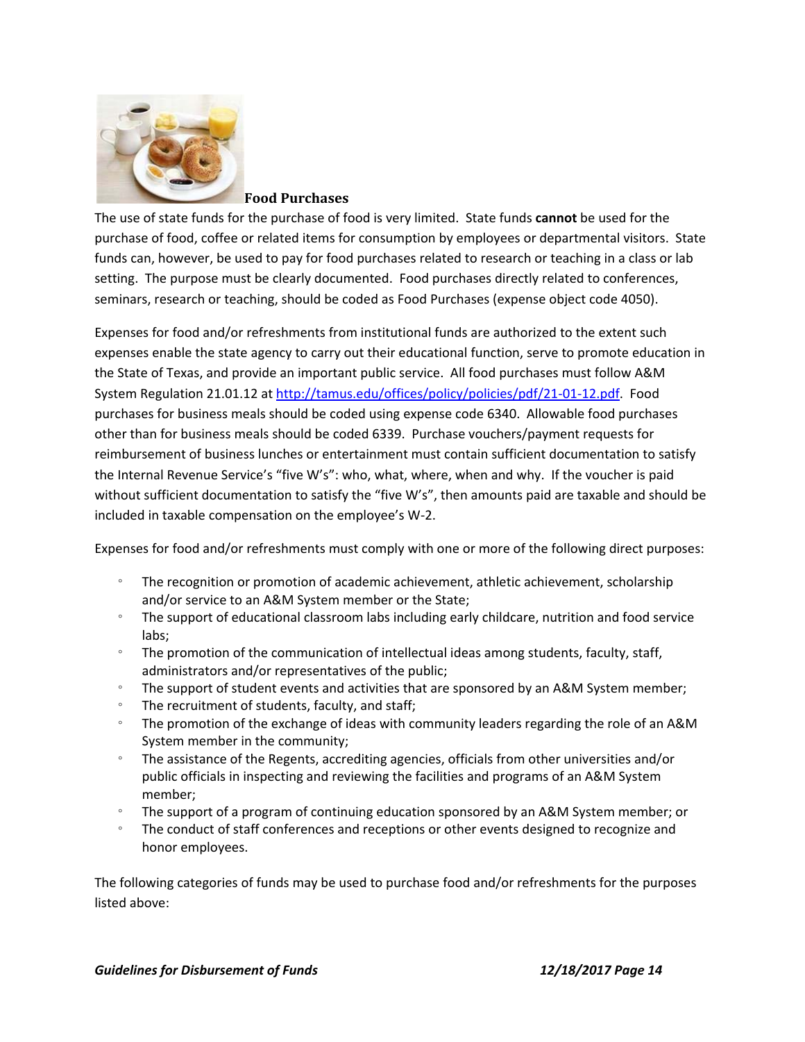## Food Purchases

The use of state funds for the purchase of food is very limited. State funds **cannot** be used for the purchase of food, coffee or related items for consumption by employees or departmental visitors. State funds can, however, be used to pay for food purchases related to research or teaching in a class or lab setting. The purpose must be clearly documented. Food purchases directly related to conferences, seminars, research or teaching, should be coded as Food Purchases (expense object code 4050).

Expenses for food and/or refreshments from institutional funds are authorized to the extent such expenses enable the state agency to carry out their educational function, serve to promote education in the State of Texas, and provide an important public service. All food purchases must follow A&M System Regulation 21.01.12 at [http://tamus.edu/offices/policy/policies/pdf/21-01-12.pdf](http://tamus.edu/offices/policy/policies/pdf/21-01-12.pdf). Food purchases for business meals should be coded using expense code 6340. Allowable food purchases other than for business meals should be coded 6339. Purchase vouchers/payment requests for reimbursement of business lunches or entertainment must contain sufficient documentation to satisfy the Internal Revenue Service's "five W's": who, what, where, when and why. If the voucher is paid without sufficient documentation to satisfy the "five W's", then amounts paid are taxable and should be included in taxable compensation on the employee's W-2.

Expenses for food and/or refreshments must comply with one or more of the following direct purposes:

- The recognition or promotion of academic achievement, athletic achievement, scholarship and/or service to an A&M System member or the State;
- The support of educational classroom labs including early childcare, nutrition and food service labs;
- The promotion of the communication of intellectual ideas among students, faculty, staff, administrators and/or representatives of the public;
- The support of student events and activities that are sponsored by an A&M System member;
- The recruitment of students, faculty, and staff;
- The promotion of the exchange of ideas with community leaders regarding the role of an A&M System member in the community;
- The assistance of the Regents, accrediting agencies, officials from other universities and/or public officials in inspecting and reviewing the facilities and programs of an A&M System member;
- The support of a program of continuing education sponsored by an A&M System member; or
- The conduct of staff conferences and receptions or other events designed to recognize and honor employees.

The following categories of funds may be used to purchase food and/or refreshments for the purposes listed above: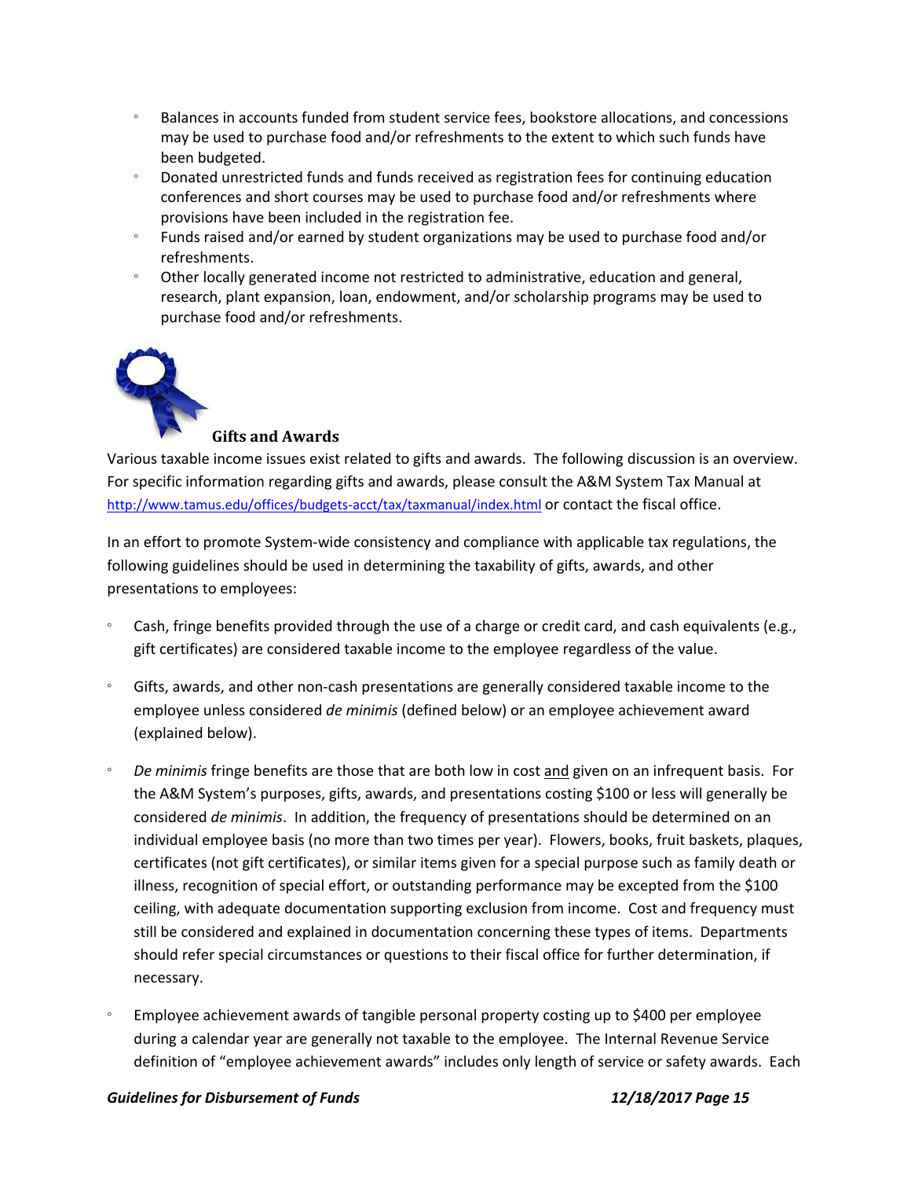- Balances in accounts funded from student service fees, bookstore allocations, and concessions may be used to purchase food and/or refreshments to the extent to which such funds have been budgeted.
- Donated unrestricted funds and funds received as registration fees for continuing education conferences and short courses may be used to purchase food and/or refreshments where provisions have been included in the registration fee.
- Funds raised and/or earned by student organizations may be used to purchase food and/or refreshments.
- Other locally generated income not restricted to administrative, education and general, research, plant expansion, loan, endowment, and/or scholarship programs may be used to purchase food and/or refreshments.

### Gifts and Awards

Various taxable income issues exist related to gifts and awards. The following discussion is an overview. For specific information regarding gifts and awards, please consult the A&M System Tax Manual at http://www.tamus.edu/offices/budgets-acct/tax/taxmanual/index.html or contact the fiscal office.

In an effort to promote System-wide consistency and compliance with applicable tax regulations, the following guidelines should be used in determining the taxability of gifts, awards, and other presentations to employees:

- Cash, fringe benefits provided through the use of a charge or credit card, and cash equivalents (e.g., gift certificates) are considered taxable income to the employee regardless of the value.

- Gifts, awards, and other non-cash presentations are generally considered taxable income to the employee unless considered *de minimis* (defined below) or an employee achievement award (explained below).

- *De minimis* fringe benefits are those that are both low in cost and given on an infrequent basis. For the A&M System's purposes, gifts, awards, and presentations costing $100 or less will generally be considered *de minimis*. In addition, the frequency of presentations should be determined on an individual employee basis (no more than two times per year). Flowers, books, fruit baskets, plaques, certificates (not gift certificates), or similar items given for a special purpose such as family death or illness, recognition of special effort, or outstanding performance may be excepted from the $100 ceiling, with adequate documentation supporting exclusion from income. Cost and frequency must still be considered and explained in documentation concerning these types of items. Departments should refer special circumstances or questions to their fiscal office for further determination, if necessary.

- Employee achievement awards of tangible personal property costing up to $400 per employee during a calendar year are generally not taxable to the employee. The Internal Revenue Service definition of "employee achievement awards" includes only length of service or safety awards. Each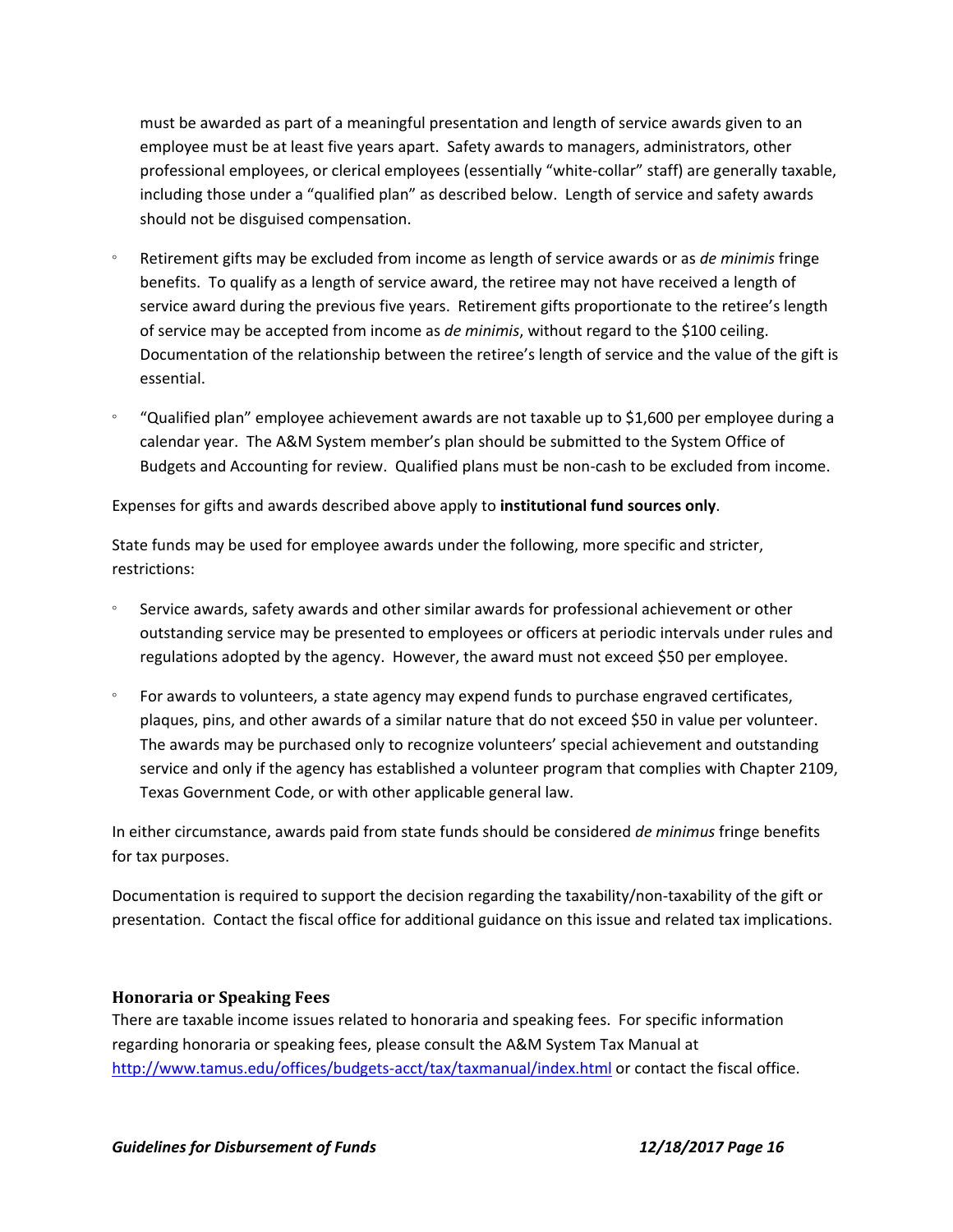must be awarded as part of a meaningful presentation and length of service awards given to an employee must be at least five years apart. Safety awards to managers, administrators, other professional employees, or clerical employees (essentially "white-collar" staff) are generally taxable, including those under a "qualified plan" as described below. Length of service and safety awards should not be disguised compensation.

- Retirement gifts may be excluded from income as length of service awards or as *de minimis* fringe benefits. To qualify as a length of service award, the retiree may not have received a length of service award during the previous five years. Retirement gifts proportionate to the retiree's length of service may be accepted from income as *de minimis*, without regard to the $100 ceiling. Documentation of the relationship between the retiree's length of service and the value of the gift is essential.
- "Qualified plan" employee achievement awards are not taxable up to $1,600 per employee during a calendar year. The A&M System member's plan should be submitted to the System Office of Budgets and Accounting for review. Qualified plans must be non-cash to be excluded from income.

Expenses for gifts and awards described above apply to **institutional fund sources only**.

State funds may be used for employee awards under the following, more specific and stricter, restrictions:

- Service awards, safety awards and other similar awards for professional achievement or other outstanding service may be presented to employees or officers at periodic intervals under rules and regulations adopted by the agency. However, the award must not exceed $50 per employee.
- For awards to volunteers, a state agency may expend funds to purchase engraved certificates, plaques, pins, and other awards of a similar nature that do not exceed $50 in value per volunteer. The awards may be purchased only to recognize volunteers' special achievement and outstanding service and only if the agency has established a volunteer program that complies with Chapter 2109, Texas Government Code, or with other applicable general law.

In either circumstance, awards paid from state funds should be considered *de minimus* fringe benefits for tax purposes.

Documentation is required to support the decision regarding the taxability/non-taxability of the gift or presentation. Contact the fiscal office for additional guidance on this issue and related tax implications.

### Honoraria or Speaking Fees

There are taxable income issues related to honoraria and speaking fees. For specific information regarding honoraria or speaking fees, please consult the A&M System Tax Manual at http://www.tamus.edu/offices/budgets-acct/tax/taxmanual/index.html or contact the fiscal office.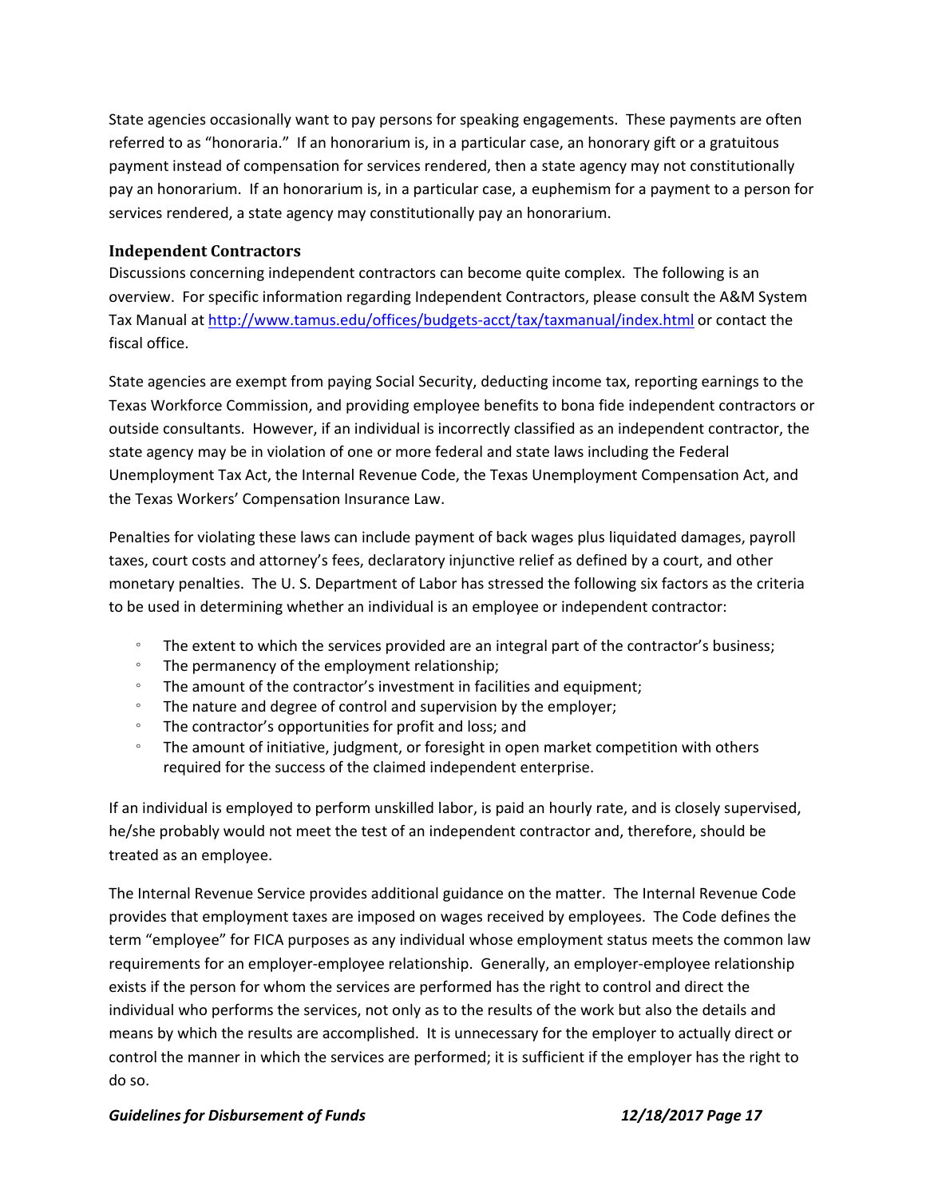State agencies occasionally want to pay persons for speaking engagements. These payments are often referred to as "honoraria." If an honorarium is, in a particular case, an honorary gift or a gratuitous payment instead of compensation for services rendered, then a state agency may not constitutionally pay an honorarium. If an honorarium is, in a particular case, a euphemism for a payment to a person for services rendered, a state agency may constitutionally pay an honorarium.

### Independent Contractors

Discussions concerning independent contractors can become quite complex. The following is an overview. For specific information regarding Independent Contractors, please consult the A&M System Tax Manual at [http://www.tamus.edu/offices/budgets-acct/tax/taxmanual/index.html](http://www.tamus.edu/offices/budgets-acct/tax/taxmanual/index.html) or contact the fiscal office.

State agencies are exempt from paying Social Security, deducting income tax, reporting earnings to the Texas Workforce Commission, and providing employee benefits to bona fide independent contractors or outside consultants. However, if an individual is incorrectly classified as an independent contractor, the state agency may be in violation of one or more federal and state laws including the Federal Unemployment Tax Act, the Internal Revenue Code, the Texas Unemployment Compensation Act, and the Texas Workers' Compensation Insurance Law.

Penalties for violating these laws can include payment of back wages plus liquidated damages, payroll taxes, court costs and attorney's fees, declaratory injunctive relief as defined by a court, and other monetary penalties. The U. S. Department of Labor has stressed the following six factors as the criteria to be used in determining whether an individual is an employee or independent contractor:

- The extent to which the services provided are an integral part of the contractor's business;
- The permanency of the employment relationship;
- The amount of the contractor's investment in facilities and equipment;
- The nature and degree of control and supervision by the employer;
- The contractor's opportunities for profit and loss; and
- The amount of initiative, judgment, or foresight in open market competition with others required for the success of the claimed independent enterprise.

If an individual is employed to perform unskilled labor, is paid an hourly rate, and is closely supervised, he/she probably would not meet the test of an independent contractor and, therefore, should be treated as an employee.

The Internal Revenue Service provides additional guidance on the matter. The Internal Revenue Code provides that employment taxes are imposed on wages received by employees. The Code defines the term "employee" for FICA purposes as any individual whose employment status meets the common law requirements for an employer-employee relationship. Generally, an employer-employee relationship exists if the person for whom the services are performed has the right to control and direct the individual who performs the services, not only as to the results of the work but also the details and means by which the results are accomplished. It is unnecessary for the employer to actually direct or control the manner in which the services are performed; it is sufficient if the employer has the right to do so.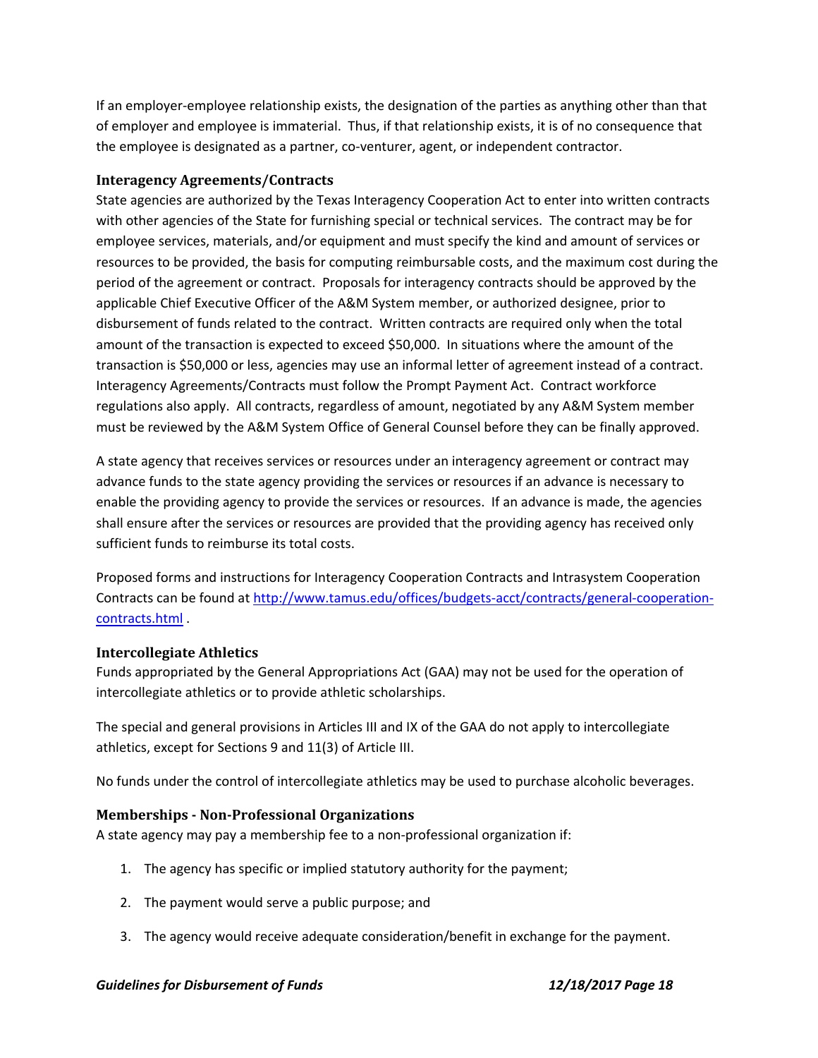If an employer-employee relationship exists, the designation of the parties as anything other than that of employer and employee is immaterial. Thus, if that relationship exists, it is of no consequence that the employee is designated as a partner, co-venturer, agent, or independent contractor.

### Interagency Agreements/Contracts

State agencies are authorized by the Texas Interagency Cooperation Act to enter into written contracts with other agencies of the State for furnishing special or technical services. The contract may be for employee services, materials, and/or equipment and must specify the kind and amount of services or resources to be provided, the basis for computing reimbursable costs, and the maximum cost during the period of the agreement or contract. Proposals for interagency contracts should be approved by the applicable Chief Executive Officer of the A&M System member, or authorized designee, prior to disbursement of funds related to the contract. Written contracts are required only when the total amount of the transaction is expected to exceed $50,000. In situations where the amount of the transaction is $50,000 or less, agencies may use an informal letter of agreement instead of a contract. Interagency Agreements/Contracts must follow the Prompt Payment Act. Contract workforce regulations also apply. All contracts, regardless of amount, negotiated by any A&M System member must be reviewed by the A&M System Office of General Counsel before they can be finally approved.

A state agency that receives services or resources under an interagency agreement or contract may advance funds to the state agency providing the services or resources if an advance is necessary to enable the providing agency to provide the services or resources. If an advance is made, the agencies shall ensure after the services or resources are provided that the providing agency has received only sufficient funds to reimburse its total costs.

Proposed forms and instructions for Interagency Cooperation Contracts and Intrasystem Cooperation Contracts can be found at [http://www.tamus.edu/offices/budgets-acct/contracts/general-cooperation-contracts.html](http://www.tamus.edu/offices/budgets-acct/contracts/general-cooperation-contracts.html) .

### Intercollegiate Athletics

Funds appropriated by the General Appropriations Act (GAA) may not be used for the operation of intercollegiate athletics or to provide athletic scholarships.

The special and general provisions in Articles III and IX of the GAA do not apply to intercollegiate athletics, except for Sections 9 and 11(3) of Article III.

No funds under the control of intercollegiate athletics may be used to purchase alcoholic beverages.

### Memberships - Non-Professional Organizations

A state agency may pay a membership fee to a non-professional organization if:

1. The agency has specific or implied statutory authority for the payment;
2. The payment would serve a public purpose; and
3. The agency would receive adequate consideration/benefit in exchange for the payment.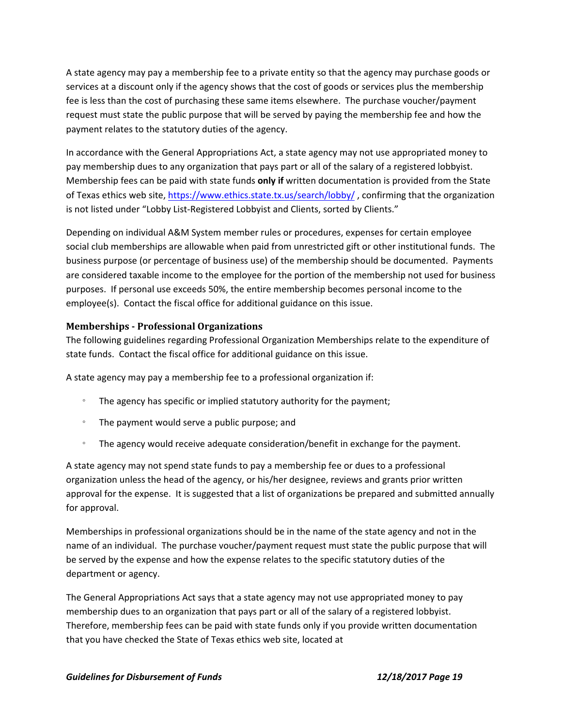A state agency may pay a membership fee to a private entity so that the agency may purchase goods or services at a discount only if the agency shows that the cost of goods or services plus the membership fee is less than the cost of purchasing these same items elsewhere. The purchase voucher/payment request must state the public purpose that will be served by paying the membership fee and how the payment relates to the statutory duties of the agency.

In accordance with the General Appropriations Act, a state agency may not use appropriated money to pay membership dues to any organization that pays part or all of the salary of a registered lobbyist. Membership fees can be paid with state funds **only if** written documentation is provided from the State of Texas ethics web site, https://www.ethics.state.tx.us/search/lobby/ , confirming that the organization is not listed under "Lobby List-Registered Lobbyist and Clients, sorted by Clients."

Depending on individual A&M System member rules or procedures, expenses for certain employee social club memberships are allowable when paid from unrestricted gift or other institutional funds. The business purpose (or percentage of business use) of the membership should be documented. Payments are considered taxable income to the employee for the portion of the membership not used for business purposes. If personal use exceeds 50%, the entire membership becomes personal income to the employee(s). Contact the fiscal office for additional guidance on this issue.

### Memberships - Professional Organizations

The following guidelines regarding Professional Organization Memberships relate to the expenditure of state funds. Contact the fiscal office for additional guidance on this issue.

A state agency may pay a membership fee to a professional organization if:

- The agency has specific or implied statutory authority for the payment;
- The payment would serve a public purpose; and
- The agency would receive adequate consideration/benefit in exchange for the payment.

A state agency may not spend state funds to pay a membership fee or dues to a professional organization unless the head of the agency, or his/her designee, reviews and grants prior written approval for the expense. It is suggested that a list of organizations be prepared and submitted annually for approval.

Memberships in professional organizations should be in the name of the state agency and not in the name of an individual. The purchase voucher/payment request must state the public purpose that will be served by the expense and how the expense relates to the specific statutory duties of the department or agency.

The General Appropriations Act says that a state agency may not use appropriated money to pay membership dues to an organization that pays part or all of the salary of a registered lobbyist. Therefore, membership fees can be paid with state funds only if you provide written documentation that you have checked the State of Texas ethics web site, located at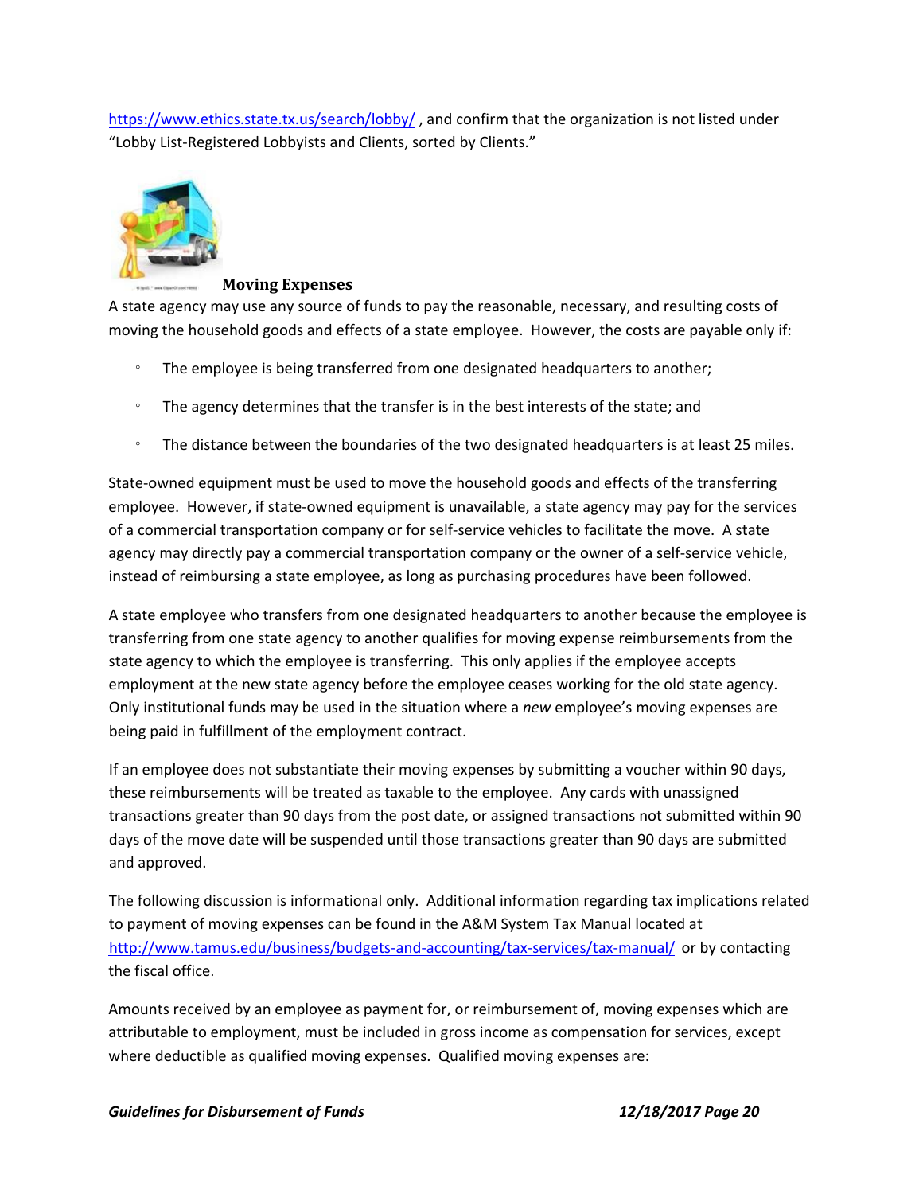https://www.ethics.state.tx.us/search/lobby/ , and confirm that the organization is not listed under "Lobby List-Registered Lobbyists and Clients, sorted by Clients."

### Moving Expenses

A state agency may use any source of funds to pay the reasonable, necessary, and resulting costs of moving the household goods and effects of a state employee. However, the costs are payable only if:

- The employee is being transferred from one designated headquarters to another;
- The agency determines that the transfer is in the best interests of the state; and
- The distance between the boundaries of the two designated headquarters is at least 25 miles.

State-owned equipment must be used to move the household goods and effects of the transferring employee. However, if state-owned equipment is unavailable, a state agency may pay for the services of a commercial transportation company or for self-service vehicles to facilitate the move. A state agency may directly pay a commercial transportation company or the owner of a self-service vehicle, instead of reimbursing a state employee, as long as purchasing procedures have been followed.

A state employee who transfers from one designated headquarters to another because the employee is transferring from one state agency to another qualifies for moving expense reimbursements from the state agency to which the employee is transferring. This only applies if the employee accepts employment at the new state agency before the employee ceases working for the old state agency. Only institutional funds may be used in the situation where a *new* employee's moving expenses are being paid in fulfillment of the employment contract.

If an employee does not substantiate their moving expenses by submitting a voucher within 90 days, these reimbursements will be treated as taxable to the employee. Any cards with unassigned transactions greater than 90 days from the post date, or assigned transactions not submitted within 90 days of the move date will be suspended until those transactions greater than 90 days are submitted and approved.

The following discussion is informational only. Additional information regarding tax implications related to payment of moving expenses can be found in the A&M System Tax Manual located at http://www.tamus.edu/business/budgets-and-accounting/tax-services/tax-manual/ or by contacting the fiscal office.

Amounts received by an employee as payment for, or reimbursement of, moving expenses which are attributable to employment, must be included in gross income as compensation for services, except where deductible as qualified moving expenses. Qualified moving expenses are: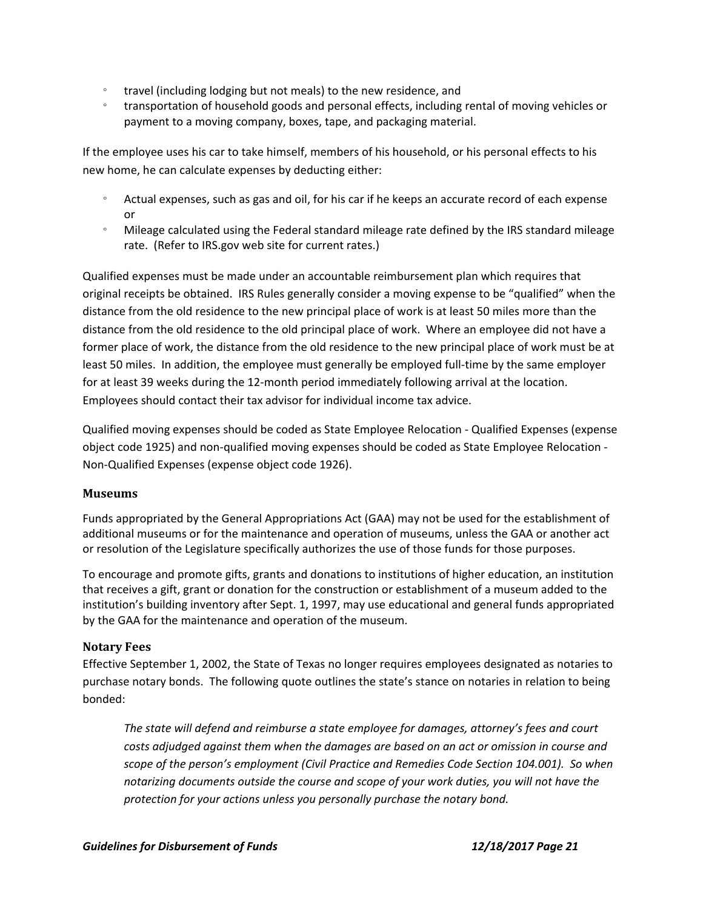- travel (including lodging but not meals) to the new residence, and
- transportation of household goods and personal effects, including rental of moving vehicles or payment to a moving company, boxes, tape, and packaging material.

If the employee uses his car to take himself, members of his household, or his personal effects to his new home, he can calculate expenses by deducting either:

- Actual expenses, such as gas and oil, for his car if he keeps an accurate record of each expense or
- Mileage calculated using the Federal standard mileage rate defined by the IRS standard mileage rate. (Refer to IRS.gov web site for current rates.)

Qualified expenses must be made under an accountable reimbursement plan which requires that original receipts be obtained. IRS Rules generally consider a moving expense to be "qualified" when the distance from the old residence to the new principal place of work is at least 50 miles more than the distance from the old residence to the old principal place of work. Where an employee did not have a former place of work, the distance from the old residence to the new principal place of work must be at least 50 miles. In addition, the employee must generally be employed full-time by the same employer for at least 39 weeks during the 12-month period immediately following arrival at the location. Employees should contact their tax advisor for individual income tax advice.

Qualified moving expenses should be coded as State Employee Relocation - Qualified Expenses (expense object code 1925) and non-qualified moving expenses should be coded as State Employee Relocation - Non-Qualified Expenses (expense object code 1926).

### Museums

Funds appropriated by the General Appropriations Act (GAA) may not be used for the establishment of additional museums or for the maintenance and operation of museums, unless the GAA or another act or resolution of the Legislature specifically authorizes the use of those funds for those purposes.

To encourage and promote gifts, grants and donations to institutions of higher education, an institution that receives a gift, grant or donation for the construction or establishment of a museum added to the institution's building inventory after Sept. 1, 1997, may use educational and general funds appropriated by the GAA for the maintenance and operation of the museum.

### Notary Fees

Effective September 1, 2002, the State of Texas no longer requires employees designated as notaries to purchase notary bonds. The following quote outlines the state's stance on notaries in relation to being bonded:

> *The state will defend and reimburse a state employee for damages, attorney's fees and court costs adjudged against them when the damages are based on an act or omission in course and scope of the person's employment (Civil Practice and Remedies Code Section 104.001). So when notarizing documents outside the course and scope of your work duties, you will not have the protection for your actions unless you personally purchase the notary bond.*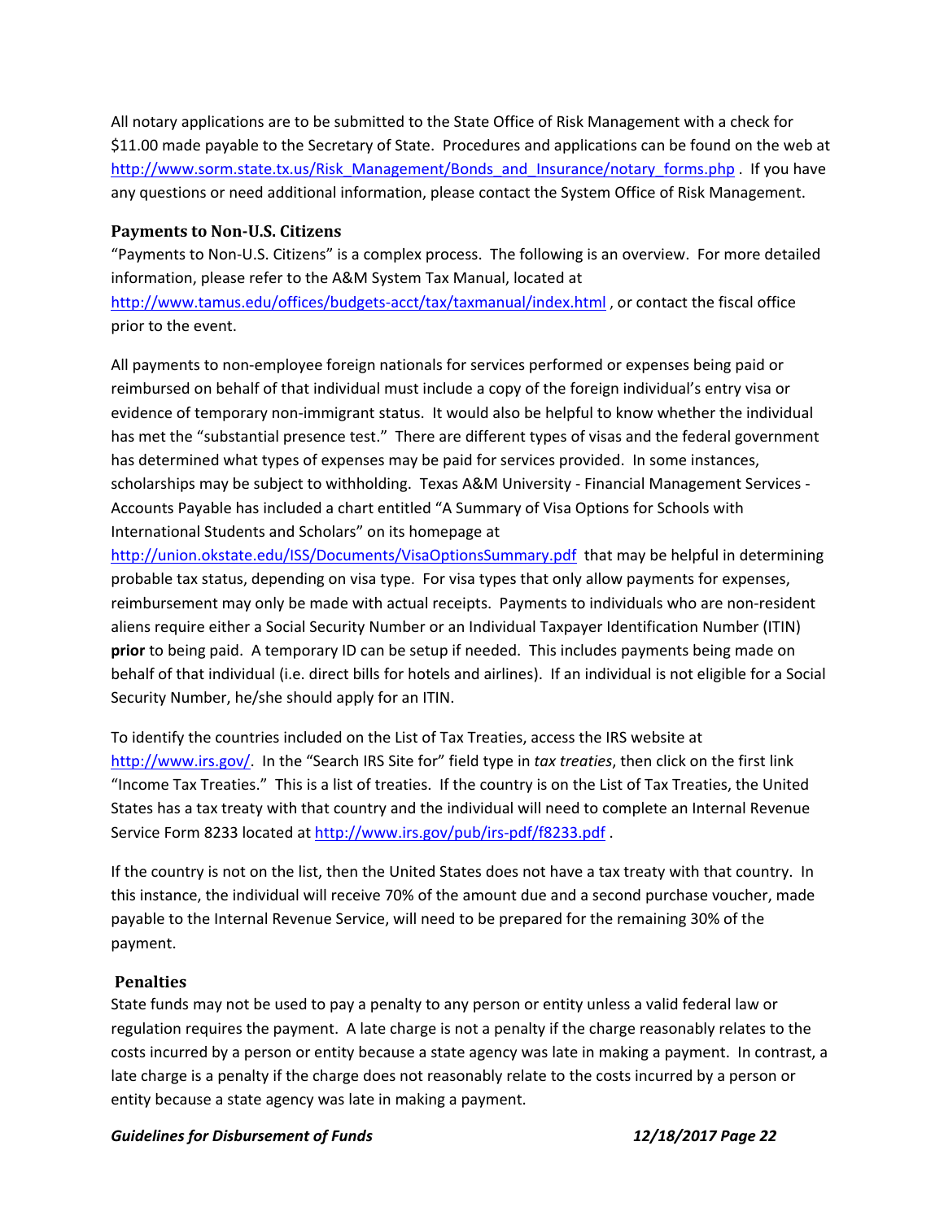All notary applications are to be submitted to the State Office of Risk Management with a check for $11.00 made payable to the Secretary of State. Procedures and applications can be found on the web at http://www.sorm.state.tx.us/Risk_Management/Bonds_and_Insurance/notary_forms.php . If you have any questions or need additional information, please contact the System Office of Risk Management.

### Payments to Non-U.S. Citizens

"Payments to Non-U.S. Citizens" is a complex process. The following is an overview. For more detailed information, please refer to the A&M System Tax Manual, located at http://www.tamus.edu/offices/budgets-acct/tax/taxmanual/index.html , or contact the fiscal office prior to the event.

All payments to non-employee foreign nationals for services performed or expenses being paid or reimbursed on behalf of that individual must include a copy of the foreign individual's entry visa or evidence of temporary non-immigrant status. It would also be helpful to know whether the individual has met the "substantial presence test." There are different types of visas and the federal government has determined what types of expenses may be paid for services provided. In some instances, scholarships may be subject to withholding. Texas A&M University - Financial Management Services - Accounts Payable has included a chart entitled "A Summary of Visa Options for Schools with International Students and Scholars" on its homepage at http://union.okstate.edu/ISS/Documents/VisaOptionsSummary.pdf that may be helpful in determining probable tax status, depending on visa type. For visa types that only allow payments for expenses, reimbursement may only be made with actual receipts. Payments to individuals who are non-resident aliens require either a Social Security Number or an Individual Taxpayer Identification Number (ITIN) **prior** to being paid. A temporary ID can be setup if needed. This includes payments being made on behalf of that individual (i.e. direct bills for hotels and airlines). If an individual is not eligible for a Social Security Number, he/she should apply for an ITIN.

To identify the countries included on the List of Tax Treaties, access the IRS website at http://www.irs.gov/. In the "Search IRS Site for" field type in *tax treaties*, then click on the first link "Income Tax Treaties." This is a list of treaties. If the country is on the List of Tax Treaties, the United States has a tax treaty with that country and the individual will need to complete an Internal Revenue Service Form 8233 located at http://www.irs.gov/pub/irs-pdf/f8233.pdf .

If the country is not on the list, then the United States does not have a tax treaty with that country. In this instance, the individual will receive 70% of the amount due and a second purchase voucher, made payable to the Internal Revenue Service, will need to be prepared for the remaining 30% of the payment.

### Penalties

State funds may not be used to pay a penalty to any person or entity unless a valid federal law or regulation requires the payment. A late charge is not a penalty if the charge reasonably relates to the costs incurred by a person or entity because a state agency was late in making a payment. In contrast, a late charge is a penalty if the charge does not reasonably relate to the costs incurred by a person or entity because a state agency was late in making a payment.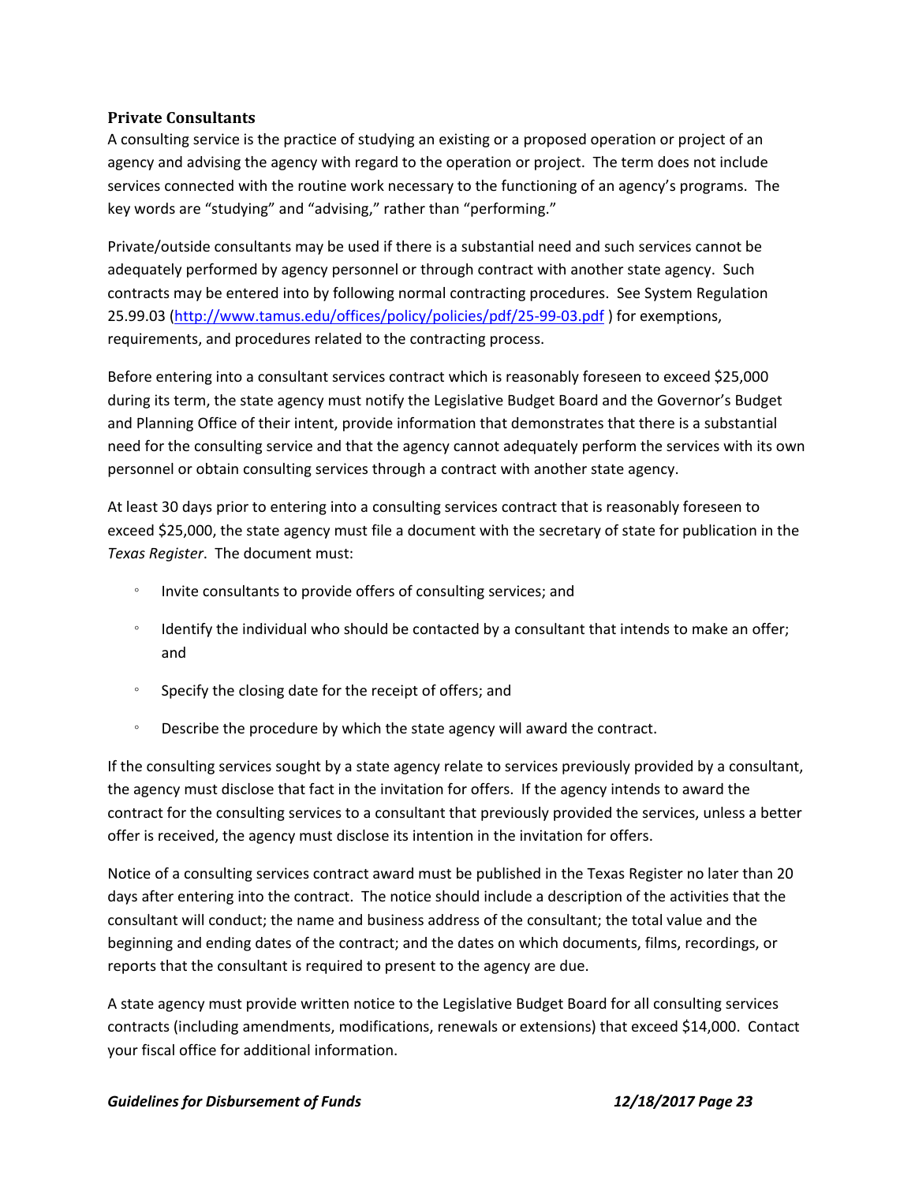### Private Consultants

A consulting service is the practice of studying an existing or a proposed operation or project of an agency and advising the agency with regard to the operation or project. The term does not include services connected with the routine work necessary to the functioning of an agency's programs. The key words are "studying" and "advising," rather than "performing."

Private/outside consultants may be used if there is a substantial need and such services cannot be adequately performed by agency personnel or through contract with another state agency. Such contracts may be entered into by following normal contracting procedures. See System Regulation 25.99.03 ([http://www.tamus.edu/offices/policy/policies/pdf/25-99-03.pdf](http://www.tamus.edu/offices/policy/policies/pdf/25-99-03.pdf) ) for exemptions, requirements, and procedures related to the contracting process.

Before entering into a consultant services contract which is reasonably foreseen to exceed $25,000 during its term, the state agency must notify the Legislative Budget Board and the Governor's Budget and Planning Office of their intent, provide information that demonstrates that there is a substantial need for the consulting service and that the agency cannot adequately perform the services with its own personnel or obtain consulting services through a contract with another state agency.

At least 30 days prior to entering into a consulting services contract that is reasonably foreseen to exceed $25,000, the state agency must file a document with the secretary of state for publication in the *Texas Register*. The document must:

- Invite consultants to provide offers of consulting services; and
- Identify the individual who should be contacted by a consultant that intends to make an offer; and
- Specify the closing date for the receipt of offers; and
- Describe the procedure by which the state agency will award the contract.

If the consulting services sought by a state agency relate to services previously provided by a consultant, the agency must disclose that fact in the invitation for offers. If the agency intends to award the contract for the consulting services to a consultant that previously provided the services, unless a better offer is received, the agency must disclose its intention in the invitation for offers.

Notice of a consulting services contract award must be published in the Texas Register no later than 20 days after entering into the contract. The notice should include a description of the activities that the consultant will conduct; the name and business address of the consultant; the total value and the beginning and ending dates of the contract; and the dates on which documents, films, recordings, or reports that the consultant is required to present to the agency are due.

A state agency must provide written notice to the Legislative Budget Board for all consulting services contracts (including amendments, modifications, renewals or extensions) that exceed $14,000. Contact your fiscal office for additional information.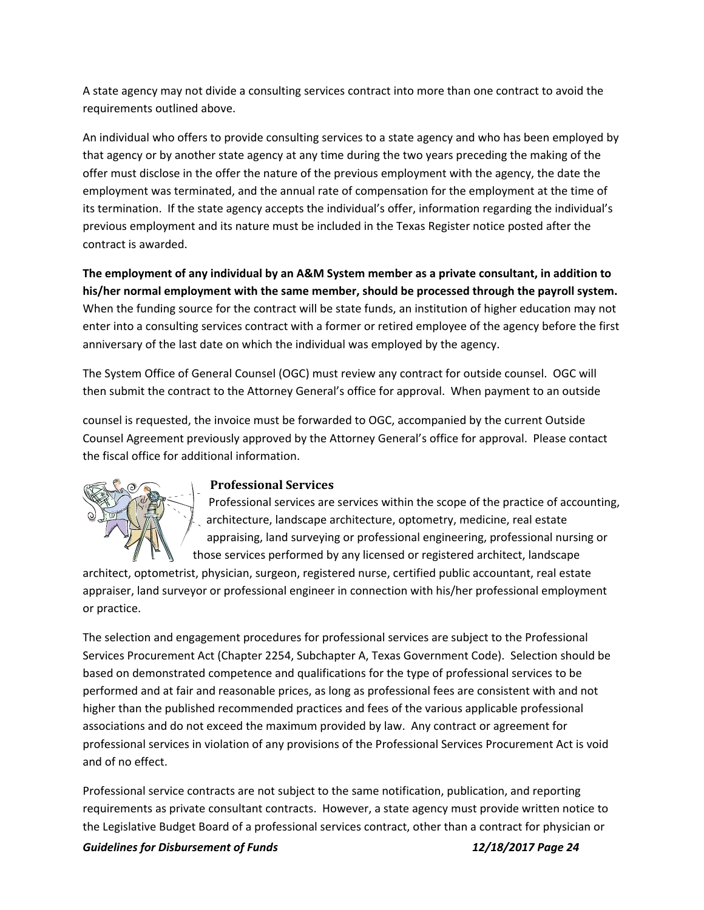A state agency may not divide a consulting services contract into more than one contract to avoid the requirements outlined above.

An individual who offers to provide consulting services to a state agency and who has been employed by that agency or by another state agency at any time during the two years preceding the making of the offer must disclose in the offer the nature of the previous employment with the agency, the date the employment was terminated, and the annual rate of compensation for the employment at the time of its termination. If the state agency accepts the individual's offer, information regarding the individual's previous employment and its nature must be included in the Texas Register notice posted after the contract is awarded.

**The employment of any individual by an A&M System member as a private consultant, in addition to his/her normal employment with the same member, should be processed through the payroll system.** When the funding source for the contract will be state funds, an institution of higher education may not enter into a consulting services contract with a former or retired employee of the agency before the first anniversary of the last date on which the individual was employed by the agency.

The System Office of General Counsel (OGC) must review any contract for outside counsel. OGC will then submit the contract to the Attorney General's office for approval. When payment to an outside counsel is requested, the invoice must be forwarded to OGC, accompanied by the current Outside Counsel Agreement previously approved by the Attorney General's office for approval. Please contact the fiscal office for additional information.

### Professional Services

Professional services are services within the scope of the practice of accounting, architecture, landscape architecture, optometry, medicine, real estate appraising, land surveying or professional engineering, professional nursing or those services performed by any licensed or registered architect, landscape architect, optometrist, physician, surgeon, registered nurse, certified public accountant, real estate appraiser, land surveyor or professional engineer in connection with his/her professional employment or practice.

The selection and engagement procedures for professional services are subject to the Professional Services Procurement Act (Chapter 2254, Subchapter A, Texas Government Code). Selection should be based on demonstrated competence and qualifications for the type of professional services to be performed and at fair and reasonable prices, as long as professional fees are consistent with and not higher than the published recommended practices and fees of the various applicable professional associations and do not exceed the maximum provided by law. Any contract or agreement for professional services in violation of any provisions of the Professional Services Procurement Act is void and of no effect.

Professional service contracts are not subject to the same notification, publication, and reporting requirements as private consultant contracts. However, a state agency must provide written notice to the Legislative Budget Board of a professional services contract, other than a contract for physician or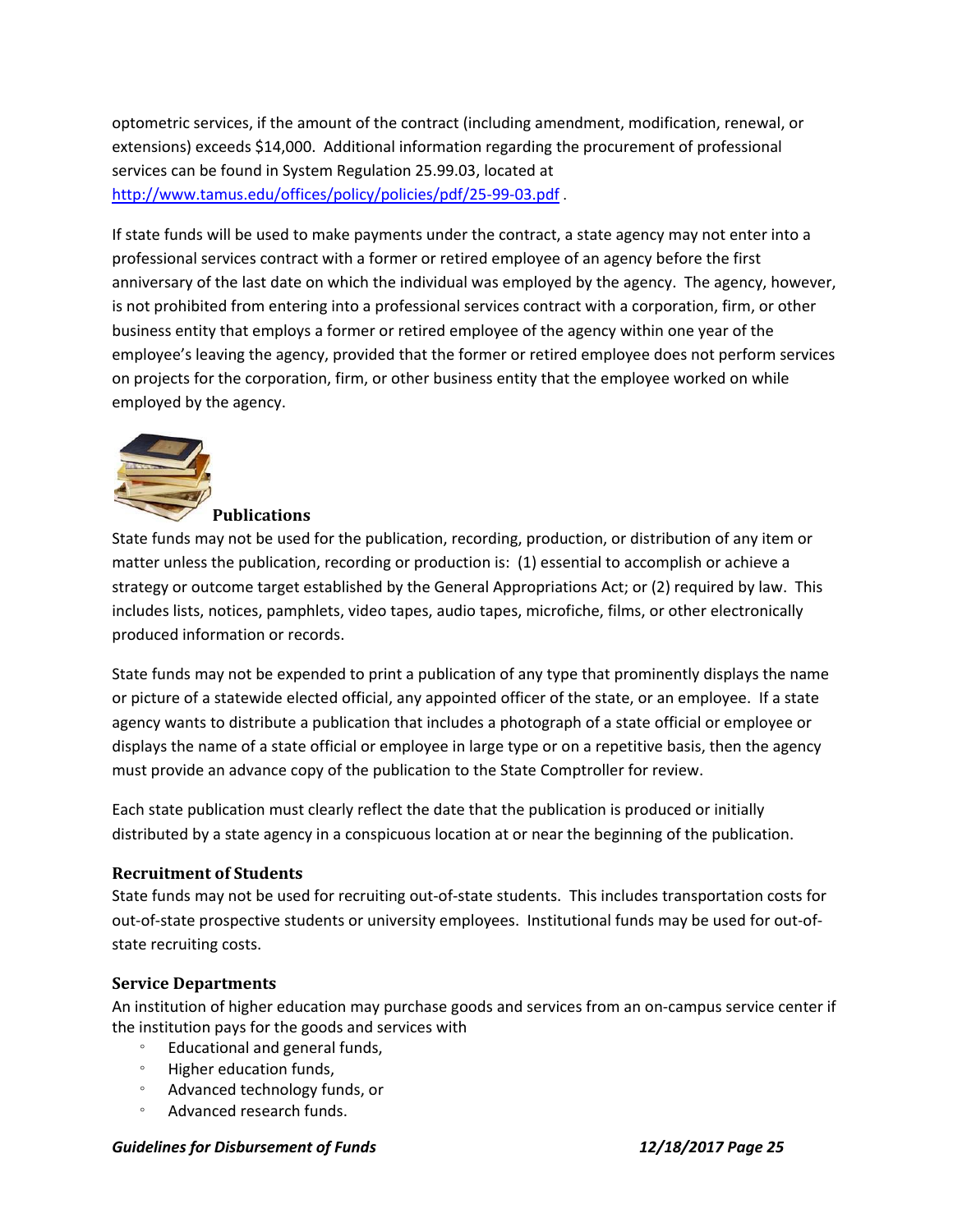optometric services, if the amount of the contract (including amendment, modification, renewal, or extensions) exceeds $14,000. Additional information regarding the procurement of professional services can be found in System Regulation 25.99.03, located at [http://www.tamus.edu/offices/policy/policies/pdf/25-99-03.pdf](http://www.tamus.edu/offices/policy/policies/pdf/25-99-03.pdf) .

If state funds will be used to make payments under the contract, a state agency may not enter into a professional services contract with a former or retired employee of an agency before the first anniversary of the last date on which the individual was employed by the agency. The agency, however, is not prohibited from entering into a professional services contract with a corporation, firm, or other business entity that employs a former or retired employee of the agency within one year of the employee's leaving the agency, provided that the former or retired employee does not perform services on projects for the corporation, firm, or other business entity that the employee worked on while employed by the agency.

### Publications

State funds may not be used for the publication, recording, production, or distribution of any item or matter unless the publication, recording or production is: (1) essential to accomplish or achieve a strategy or outcome target established by the General Appropriations Act; or (2) required by law. This includes lists, notices, pamphlets, video tapes, audio tapes, microfiche, films, or other electronically produced information or records.

State funds may not be expended to print a publication of any type that prominently displays the name or picture of a statewide elected official, any appointed officer of the state, or an employee. If a state agency wants to distribute a publication that includes a photograph of a state official or employee or displays the name of a state official or employee in large type or on a repetitive basis, then the agency must provide an advance copy of the publication to the State Comptroller for review.

Each state publication must clearly reflect the date that the publication is produced or initially distributed by a state agency in a conspicuous location at or near the beginning of the publication.

### Recruitment of Students

State funds may not be used for recruiting out-of-state students. This includes transportation costs for out-of-state prospective students or university employees. Institutional funds may be used for out-of-state recruiting costs.

### Service Departments

An institution of higher education may purchase goods and services from an on-campus service center if the institution pays for the goods and services with

- Educational and general funds,
- Higher education funds,
- Advanced technology funds, or
- Advanced research funds.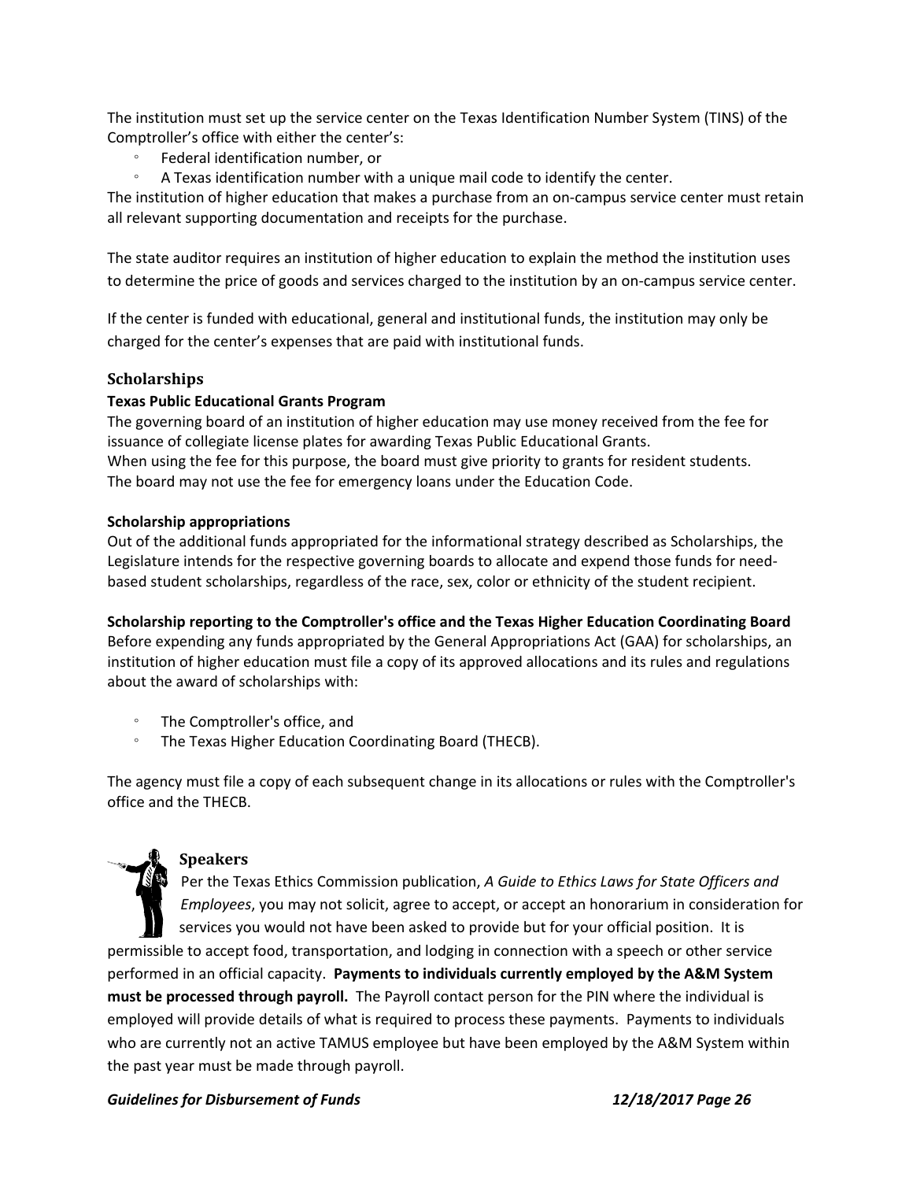The institution must set up the service center on the Texas Identification Number System (TINS) of the Comptroller's office with either the center's:

- Federal identification number, or
- A Texas identification number with a unique mail code to identify the center.

The institution of higher education that makes a purchase from an on-campus service center must retain all relevant supporting documentation and receipts for the purchase.

The state auditor requires an institution of higher education to explain the method the institution uses to determine the price of goods and services charged to the institution by an on-campus service center.

If the center is funded with educational, general and institutional funds, the institution may only be charged for the center's expenses that are paid with institutional funds.

### Scholarships

**Texas Public Educational Grants Program**

The governing board of an institution of higher education may use money received from the fee for issuance of collegiate license plates for awarding Texas Public Educational Grants.
When using the fee for this purpose, the board must give priority to grants for resident students.
The board may not use the fee for emergency loans under the Education Code.

**Scholarship appropriations**

Out of the additional funds appropriated for the informational strategy described as Scholarships, the Legislature intends for the respective governing boards to allocate and expend those funds for need-based student scholarships, regardless of the race, sex, color or ethnicity of the student recipient.

**Scholarship reporting to the Comptroller's office and the Texas Higher Education Coordinating Board**

Before expending any funds appropriated by the General Appropriations Act (GAA) for scholarships, an institution of higher education must file a copy of its approved allocations and its rules and regulations about the award of scholarships with:

- The Comptroller's office, and
- The Texas Higher Education Coordinating Board (THECB).

The agency must file a copy of each subsequent change in its allocations or rules with the Comptroller's office and the THECB.

### Speakers

Per the Texas Ethics Commission publication, *A Guide to Ethics Laws for State Officers and Employees*, you may not solicit, agree to accept, or accept an honorarium in consideration for services you would not have been asked to provide but for your official position. It is permissible to accept food, transportation, and lodging in connection with a speech or other service performed in an official capacity. **Payments to individuals currently employed by the A&M System must be processed through payroll.** The Payroll contact person for the PIN where the individual is employed will provide details of what is required to process these payments. Payments to individuals who are currently not an active TAMUS employee but have been employed by the A&M System within the past year must be made through payroll.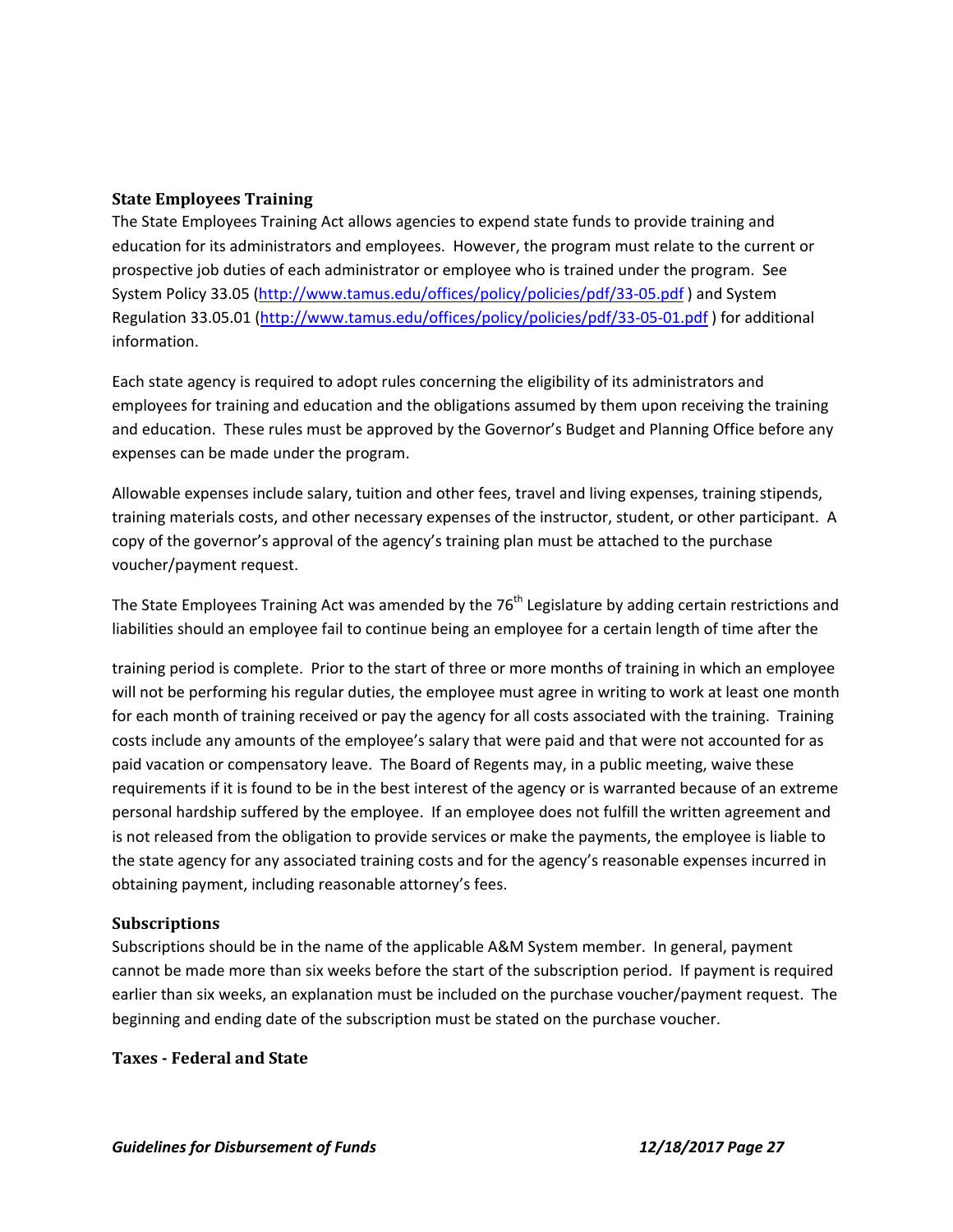### State Employees Training

The State Employees Training Act allows agencies to expend state funds to provide training and education for its administrators and employees. However, the program must relate to the current or prospective job duties of each administrator or employee who is trained under the program. See System Policy 33.05 (http://www.tamus.edu/offices/policy/policies/pdf/33-05.pdf ) and System Regulation 33.05.01 (http://www.tamus.edu/offices/policy/policies/pdf/33-05-01.pdf ) for additional information.

Each state agency is required to adopt rules concerning the eligibility of its administrators and employees for training and education and the obligations assumed by them upon receiving the training and education. These rules must be approved by the Governor's Budget and Planning Office before any expenses can be made under the program.

Allowable expenses include salary, tuition and other fees, travel and living expenses, training stipends, training materials costs, and other necessary expenses of the instructor, student, or other participant. A copy of the governor's approval of the agency's training plan must be attached to the purchase voucher/payment request.

The State Employees Training Act was amended by the 76th Legislature by adding certain restrictions and liabilities should an employee fail to continue being an employee for a certain length of time after the training period is complete. Prior to the start of three or more months of training in which an employee will not be performing his regular duties, the employee must agree in writing to work at least one month for each month of training received or pay the agency for all costs associated with the training. Training costs include any amounts of the employee's salary that were paid and that were not accounted for as paid vacation or compensatory leave. The Board of Regents may, in a public meeting, waive these requirements if it is found to be in the best interest of the agency or is warranted because of an extreme personal hardship suffered by the employee. If an employee does not fulfill the written agreement and is not released from the obligation to provide services or make the payments, the employee is liable to the state agency for any associated training costs and for the agency's reasonable expenses incurred in obtaining payment, including reasonable attorney's fees.

### Subscriptions

Subscriptions should be in the name of the applicable A&M System member. In general, payment cannot be made more than six weeks before the start of the subscription period. If payment is required earlier than six weeks, an explanation must be included on the purchase voucher/payment request. The beginning and ending date of the subscription must be stated on the purchase voucher.

### Taxes - Federal and State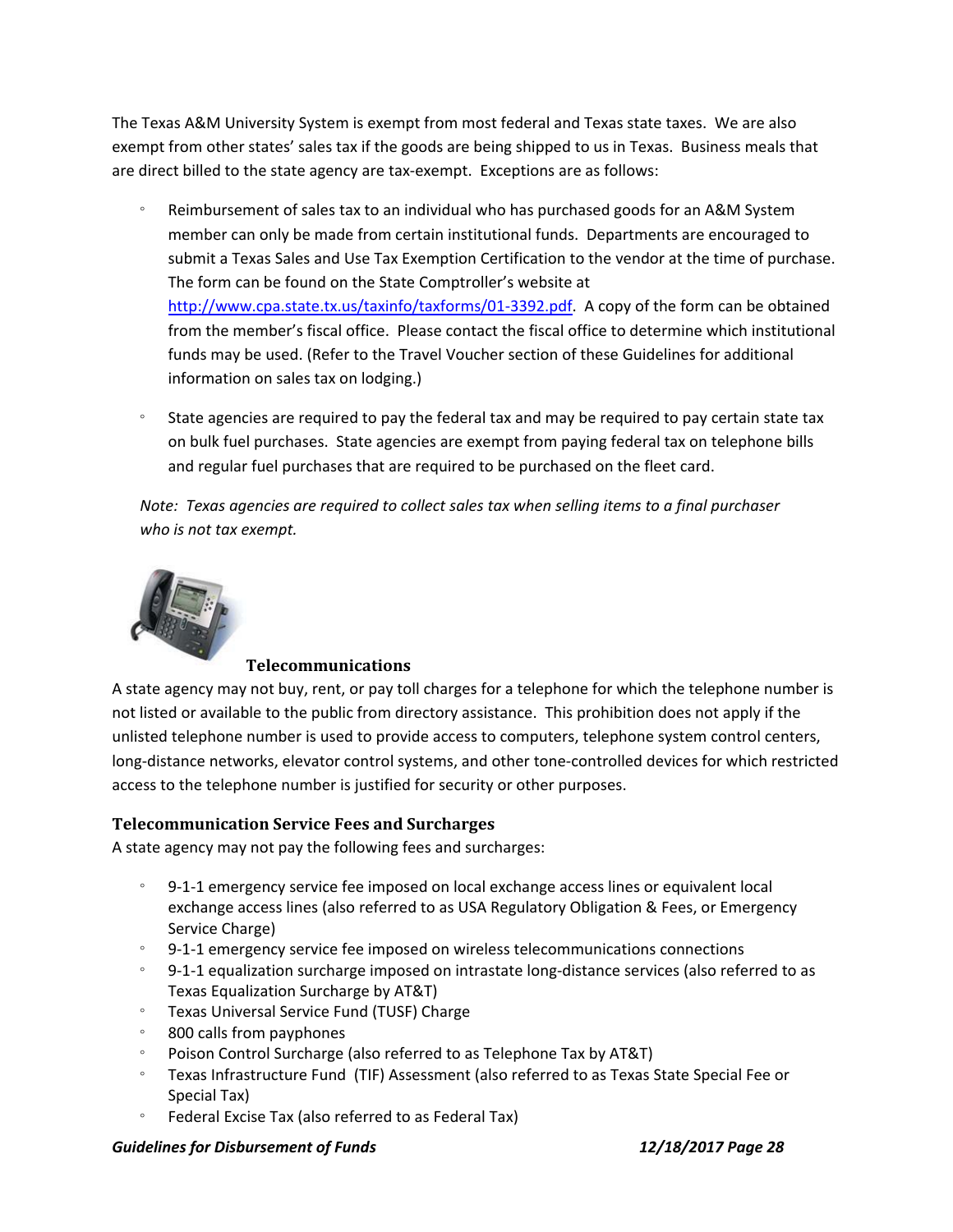The Texas A&M University System is exempt from most federal and Texas state taxes. We are also exempt from other states' sales tax if the goods are being shipped to us in Texas. Business meals that are direct billed to the state agency are tax-exempt. Exceptions are as follows:

- Reimbursement of sales tax to an individual who has purchased goods for an A&M System member can only be made from certain institutional funds. Departments are encouraged to submit a Texas Sales and Use Tax Exemption Certification to the vendor at the time of purchase. The form can be found on the State Comptroller's website at [http://www.cpa.state.tx.us/taxinfo/taxforms/01-3392.pdf](http://www.cpa.state.tx.us/taxinfo/taxforms/01-3392.pdf). A copy of the form can be obtained from the member's fiscal office. Please contact the fiscal office to determine which institutional funds may be used. (Refer to the Travel Voucher section of these Guidelines for additional information on sales tax on lodging.)
- State agencies are required to pay the federal tax and may be required to pay certain state tax on bulk fuel purchases. State agencies are exempt from paying federal tax on telephone bills and regular fuel purchases that are required to be purchased on the fleet card.

*Note: Texas agencies are required to collect sales tax when selling items to a final purchaser who is not tax exempt.*

## Telecommunications

A state agency may not buy, rent, or pay toll charges for a telephone for which the telephone number is not listed or available to the public from directory assistance. This prohibition does not apply if the unlisted telephone number is used to provide access to computers, telephone system control centers, long-distance networks, elevator control systems, and other tone-controlled devices for which restricted access to the telephone number is justified for security or other purposes.

### Telecommunication Service Fees and Surcharges

A state agency may not pay the following fees and surcharges:

- 9-1-1 emergency service fee imposed on local exchange access lines or equivalent local exchange access lines (also referred to as USA Regulatory Obligation & Fees, or Emergency Service Charge)
- 9-1-1 emergency service fee imposed on wireless telecommunications connections
- 9-1-1 equalization surcharge imposed on intrastate long-distance services (also referred to as Texas Equalization Surcharge by AT&T)
- Texas Universal Service Fund (TUSF) Charge
- 800 calls from payphones
- Poison Control Surcharge (also referred to as Telephone Tax by AT&T)
- Texas Infrastructure Fund (TIF) Assessment (also referred to as Texas State Special Fee or Special Tax)
- Federal Excise Tax (also referred to as Federal Tax)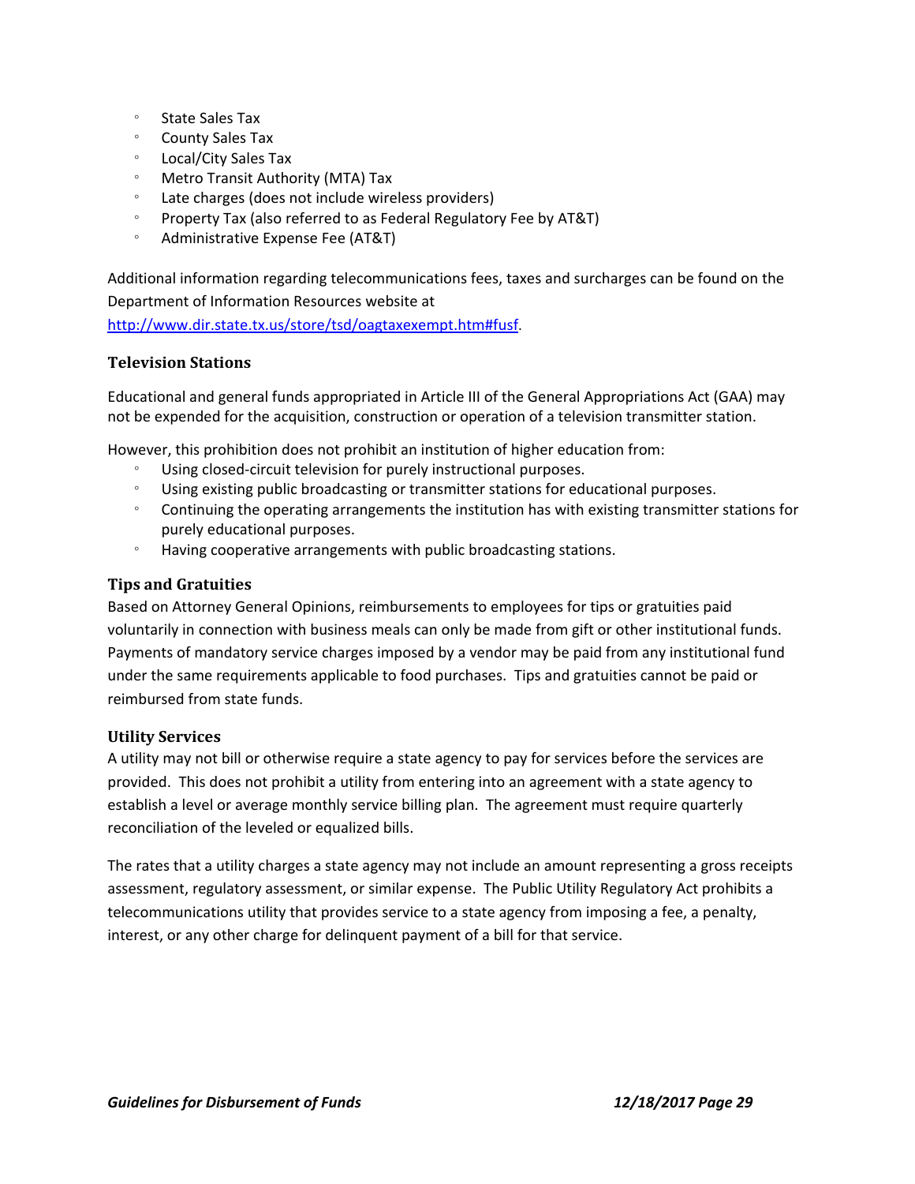- State Sales Tax
- County Sales Tax
- Local/City Sales Tax
- Metro Transit Authority (MTA) Tax
- Late charges (does not include wireless providers)
- Property Tax (also referred to as Federal Regulatory Fee by AT&T)
- Administrative Expense Fee (AT&T)

Additional information regarding telecommunications fees, taxes and surcharges can be found on the Department of Information Resources website at [http://www.dir.state.tx.us/store/tsd/oagtaxexempt.htm#fusf](http://www.dir.state.tx.us/store/tsd/oagtaxexempt.htm#fusf).

### Television Stations

Educational and general funds appropriated in Article III of the General Appropriations Act (GAA) may not be expended for the acquisition, construction or operation of a television transmitter station.

However, this prohibition does not prohibit an institution of higher education from:

- Using closed-circuit television for purely instructional purposes.
- Using existing public broadcasting or transmitter stations for educational purposes.
- Continuing the operating arrangements the institution has with existing transmitter stations for purely educational purposes.
- Having cooperative arrangements with public broadcasting stations.

### Tips and Gratuities

Based on Attorney General Opinions, reimbursements to employees for tips or gratuities paid voluntarily in connection with business meals can only be made from gift or other institutional funds. Payments of mandatory service charges imposed by a vendor may be paid from any institutional fund under the same requirements applicable to food purchases. Tips and gratuities cannot be paid or reimbursed from state funds.

### Utility Services

A utility may not bill or otherwise require a state agency to pay for services before the services are provided. This does not prohibit a utility from entering into an agreement with a state agency to establish a level or average monthly service billing plan. The agreement must require quarterly reconciliation of the leveled or equalized bills.

The rates that a utility charges a state agency may not include an amount representing a gross receipts assessment, regulatory assessment, or similar expense. The Public Utility Regulatory Act prohibits a telecommunications utility that provides service to a state agency from imposing a fee, a penalty, interest, or any other charge for delinquent payment of a bill for that service.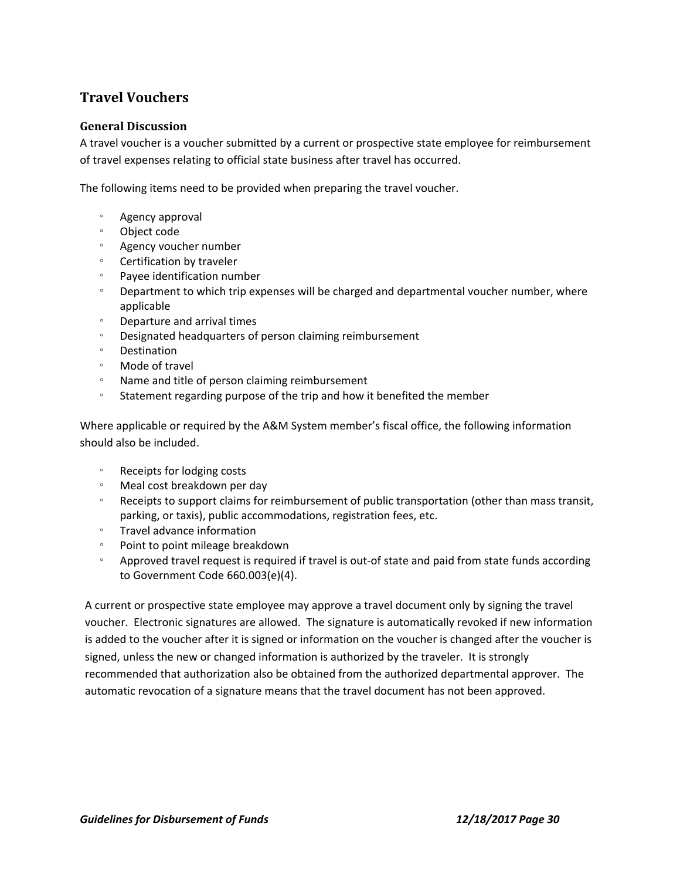## Travel Vouchers

### General Discussion

A travel voucher is a voucher submitted by a current or prospective state employee for reimbursement of travel expenses relating to official state business after travel has occurred.

The following items need to be provided when preparing the travel voucher.

- Agency approval
- Object code
- Agency voucher number
- Certification by traveler
- Payee identification number
- Department to which trip expenses will be charged and departmental voucher number, where applicable
- Departure and arrival times
- Designated headquarters of person claiming reimbursement
- Destination
- Mode of travel
- Name and title of person claiming reimbursement
- Statement regarding purpose of the trip and how it benefited the member

Where applicable or required by the A&M System member's fiscal office, the following information should also be included.

- Receipts for lodging costs
- Meal cost breakdown per day
- Receipts to support claims for reimbursement of public transportation (other than mass transit, parking, or taxis), public accommodations, registration fees, etc.
- Travel advance information
- Point to point mileage breakdown
- Approved travel request is required if travel is out-of state and paid from state funds according to Government Code 660.003(e)(4).

A current or prospective state employee may approve a travel document only by signing the travel voucher. Electronic signatures are allowed. The signature is automatically revoked if new information is added to the voucher after it is signed or information on the voucher is changed after the voucher is signed, unless the new or changed information is authorized by the traveler. It is strongly recommended that authorization also be obtained from the authorized departmental approver. The automatic revocation of a signature means that the travel document has not been approved.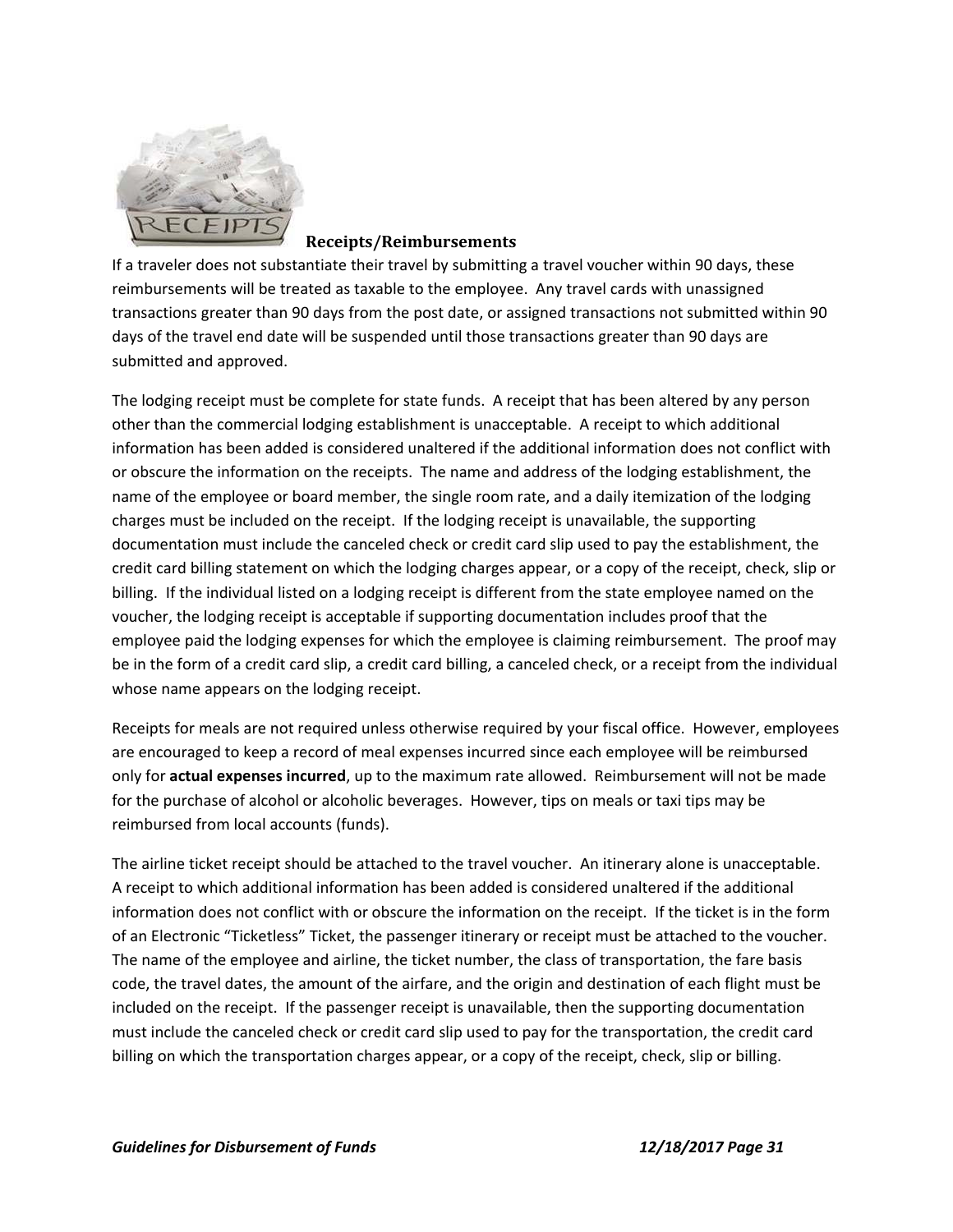### Receipts/Reimbursements

If a traveler does not substantiate their travel by submitting a travel voucher within 90 days, these reimbursements will be treated as taxable to the employee. Any travel cards with unassigned transactions greater than 90 days from the post date, or assigned transactions not submitted within 90 days of the travel end date will be suspended until those transactions greater than 90 days are submitted and approved.

The lodging receipt must be complete for state funds. A receipt that has been altered by any person other than the commercial lodging establishment is unacceptable. A receipt to which additional information has been added is considered unaltered if the additional information does not conflict with or obscure the information on the receipts. The name and address of the lodging establishment, the name of the employee or board member, the single room rate, and a daily itemization of the lodging charges must be included on the receipt. If the lodging receipt is unavailable, the supporting documentation must include the canceled check or credit card slip used to pay the establishment, the credit card billing statement on which the lodging charges appear, or a copy of the receipt, check, slip or billing. If the individual listed on a lodging receipt is different from the state employee named on the voucher, the lodging receipt is acceptable if supporting documentation includes proof that the employee paid the lodging expenses for which the employee is claiming reimbursement. The proof may be in the form of a credit card slip, a credit card billing, a canceled check, or a receipt from the individual whose name appears on the lodging receipt.

Receipts for meals are not required unless otherwise required by your fiscal office. However, employees are encouraged to keep a record of meal expenses incurred since each employee will be reimbursed only for **actual expenses incurred**, up to the maximum rate allowed. Reimbursement will not be made for the purchase of alcohol or alcoholic beverages. However, tips on meals or taxi tips may be reimbursed from local accounts (funds).

The airline ticket receipt should be attached to the travel voucher. An itinerary alone is unacceptable. A receipt to which additional information has been added is considered unaltered if the additional information does not conflict with or obscure the information on the receipt. If the ticket is in the form of an Electronic "Ticketless" Ticket, the passenger itinerary or receipt must be attached to the voucher. The name of the employee and airline, the ticket number, the class of transportation, the fare basis code, the travel dates, the amount of the airfare, and the origin and destination of each flight must be included on the receipt. If the passenger receipt is unavailable, then the supporting documentation must include the canceled check or credit card slip used to pay for the transportation, the credit card billing on which the transportation charges appear, or a copy of the receipt, check, slip or billing.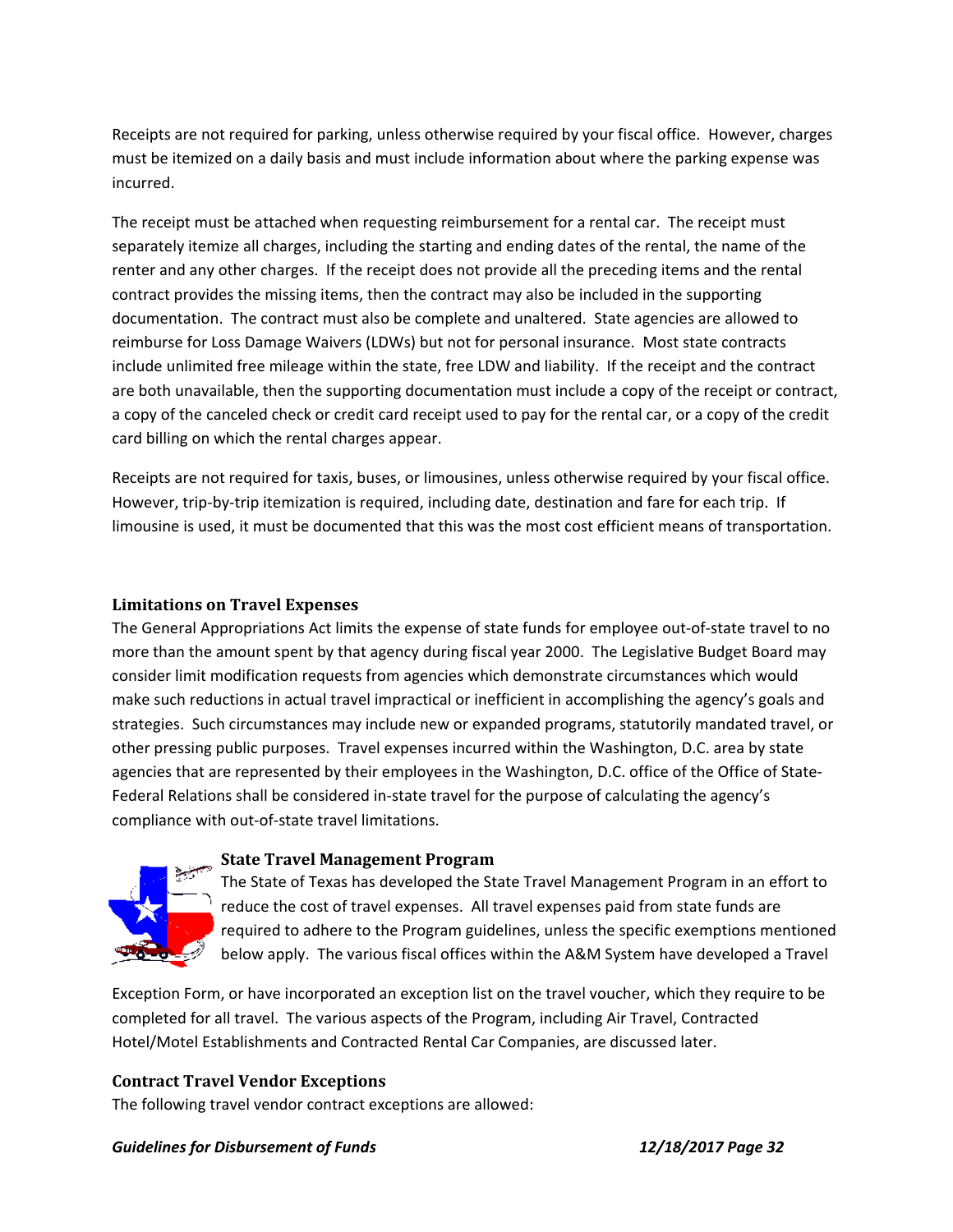Receipts are not required for parking, unless otherwise required by your fiscal office. However, charges must be itemized on a daily basis and must include information about where the parking expense was incurred.

The receipt must be attached when requesting reimbursement for a rental car. The receipt must separately itemize all charges, including the starting and ending dates of the rental, the name of the renter and any other charges. If the receipt does not provide all the preceding items and the rental contract provides the missing items, then the contract may also be included in the supporting documentation. The contract must also be complete and unaltered. State agencies are allowed to reimburse for Loss Damage Waivers (LDWs) but not for personal insurance. Most state contracts include unlimited free mileage within the state, free LDW and liability. If the receipt and the contract are both unavailable, then the supporting documentation must include a copy of the receipt or contract, a copy of the canceled check or credit card receipt used to pay for the rental car, or a copy of the credit card billing on which the rental charges appear.

Receipts are not required for taxis, buses, or limousines, unless otherwise required by your fiscal office. However, trip-by-trip itemization is required, including date, destination and fare for each trip. If limousine is used, it must be documented that this was the most cost efficient means of transportation.

### Limitations on Travel Expenses

The General Appropriations Act limits the expense of state funds for employee out-of-state travel to no more than the amount spent by that agency during fiscal year 2000. The Legislative Budget Board may consider limit modification requests from agencies which demonstrate circumstances which would make such reductions in actual travel impractical or inefficient in accomplishing the agency's goals and strategies. Such circumstances may include new or expanded programs, statutorily mandated travel, or other pressing public purposes. Travel expenses incurred within the Washington, D.C. area by state agencies that are represented by their employees in the Washington, D.C. office of the Office of State-Federal Relations shall be considered in-state travel for the purpose of calculating the agency's compliance with out-of-state travel limitations.

### State Travel Management Program

The State of Texas has developed the State Travel Management Program in an effort to reduce the cost of travel expenses. All travel expenses paid from state funds are required to adhere to the Program guidelines, unless the specific exemptions mentioned below apply. The various fiscal offices within the A&M System have developed a Travel Exception Form, or have incorporated an exception list on the travel voucher, which they require to be completed for all travel. The various aspects of the Program, including Air Travel, Contracted Hotel/Motel Establishments and Contracted Rental Car Companies, are discussed later.

### Contract Travel Vendor Exceptions

The following travel vendor contract exceptions are allowed: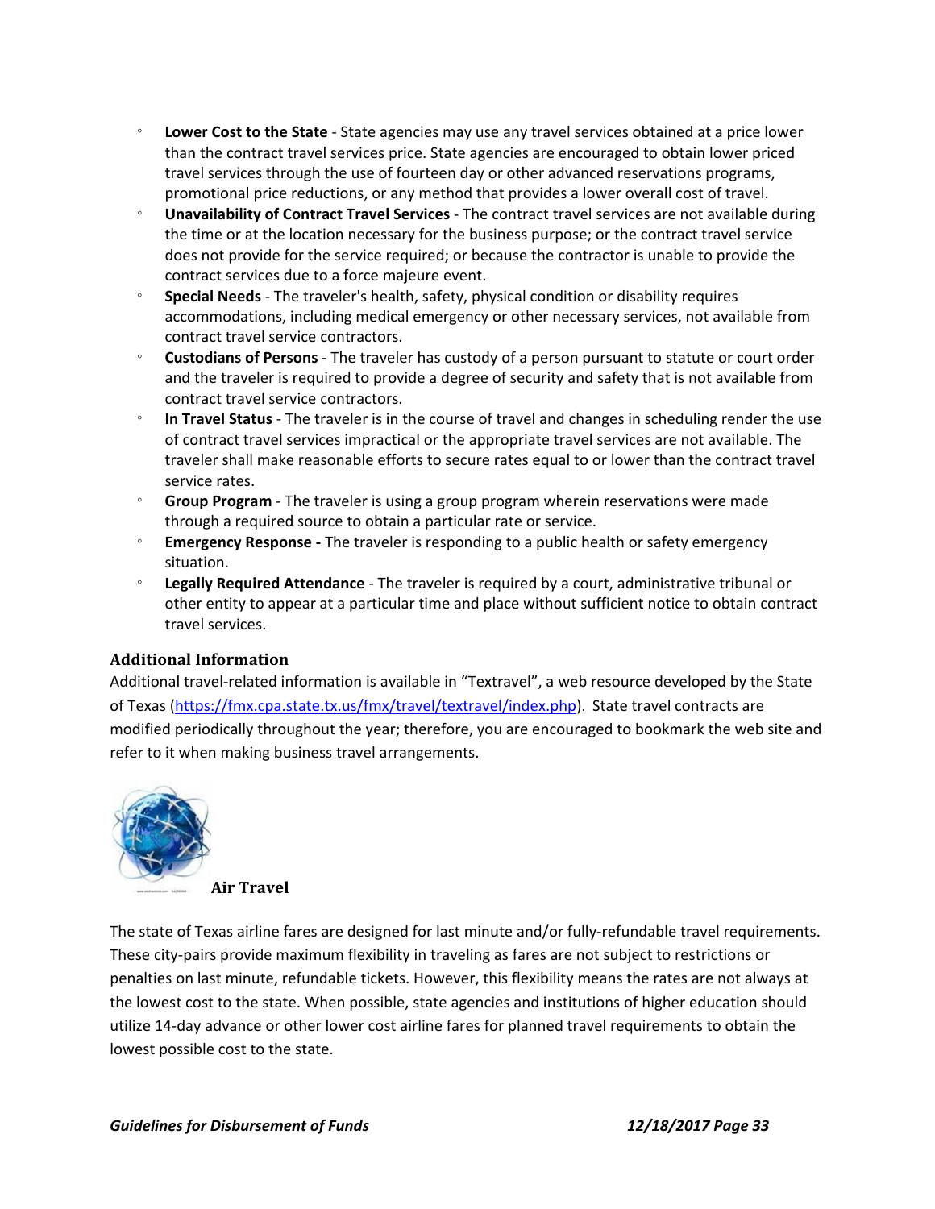- **Lower Cost to the State** - State agencies may use any travel services obtained at a price lower than the contract travel services price. State agencies are encouraged to obtain lower priced travel services through the use of fourteen day or other advanced reservations programs, promotional price reductions, or any method that provides a lower overall cost of travel.
- **Unavailability of Contract Travel Services** - The contract travel services are not available during the time or at the location necessary for the business purpose; or the contract travel service does not provide for the service required; or because the contractor is unable to provide the contract services due to a force majeure event.
- **Special Needs** - The traveler's health, safety, physical condition or disability requires accommodations, including medical emergency or other necessary services, not available from contract travel service contractors.
- **Custodians of Persons** - The traveler has custody of a person pursuant to statute or court order and the traveler is required to provide a degree of security and safety that is not available from contract travel service contractors.
- **In Travel Status** - The traveler is in the course of travel and changes in scheduling render the use of contract travel services impractical or the appropriate travel services are not available. The traveler shall make reasonable efforts to secure rates equal to or lower than the contract travel service rates.
- **Group Program** - The traveler is using a group program wherein reservations were made through a required source to obtain a particular rate or service.
- **Emergency Response -** The traveler is responding to a public health or safety emergency situation.
- **Legally Required Attendance** - The traveler is required by a court, administrative tribunal or other entity to appear at a particular time and place without sufficient notice to obtain contract travel services.

### Additional Information

Additional travel-related information is available in "Textravel", a web resource developed by the State of Texas (https://fmx.cpa.state.tx.us/fmx/travel/textravel/index.php). State travel contracts are modified periodically throughout the year; therefore, you are encouraged to bookmark the web site and refer to it when making business travel arrangements.

### Air Travel

The state of Texas airline fares are designed for last minute and/or fully-refundable travel requirements. These city-pairs provide maximum flexibility in traveling as fares are not subject to restrictions or penalties on last minute, refundable tickets. However, this flexibility means the rates are not always at the lowest cost to the state. When possible, state agencies and institutions of higher education should utilize 14-day advance or other lower cost airline fares for planned travel requirements to obtain the lowest possible cost to the state.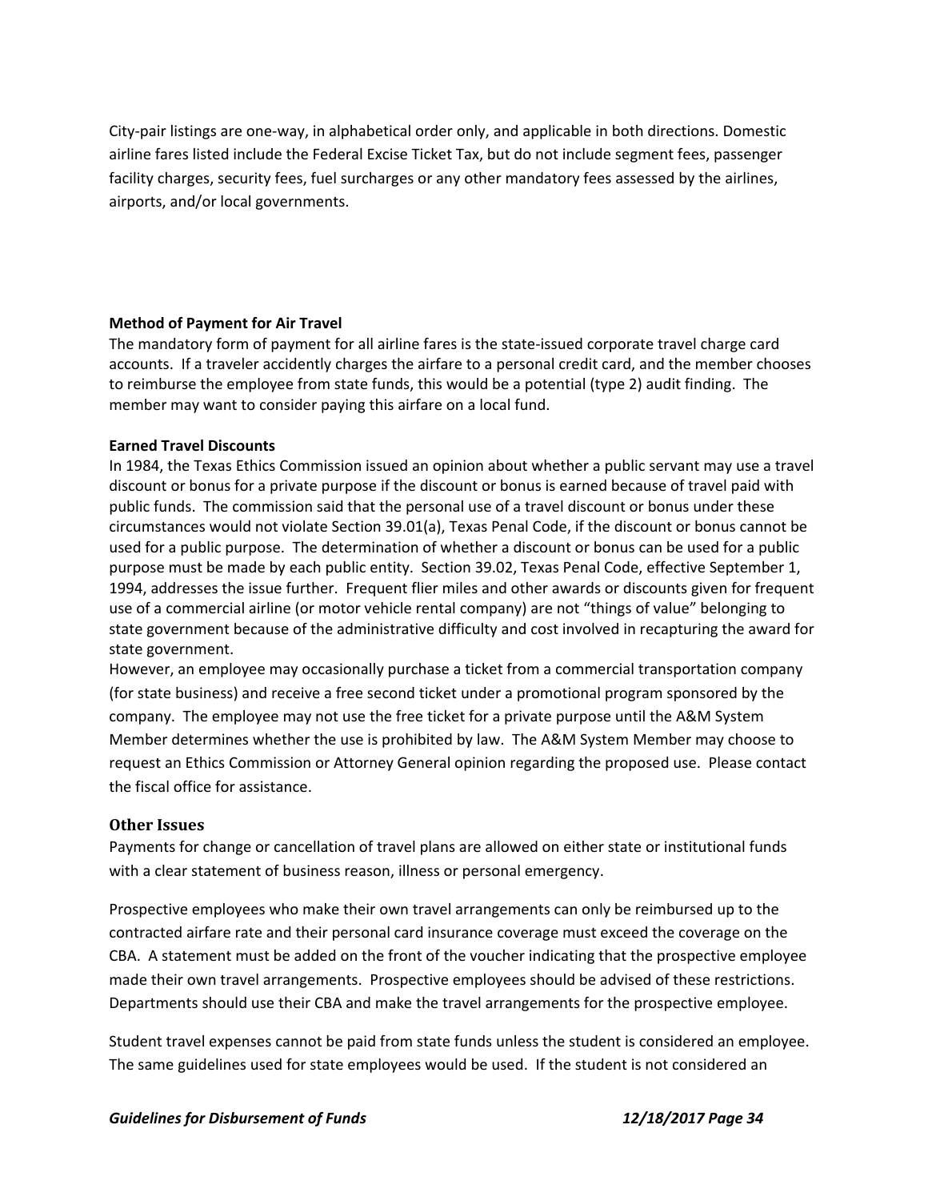City-pair listings are one-way, in alphabetical order only, and applicable in both directions. Domestic airline fares listed include the Federal Excise Ticket Tax, but do not include segment fees, passenger facility charges, security fees, fuel surcharges or any other mandatory fees assessed by the airlines, airports, and/or local governments.

**Method of Payment for Air Travel**

The mandatory form of payment for all airline fares is the state-issued corporate travel charge card accounts. If a traveler accidently charges the airfare to a personal credit card, and the member chooses to reimburse the employee from state funds, this would be a potential (type 2) audit finding. The member may want to consider paying this airfare on a local fund.

**Earned Travel Discounts**

In 1984, the Texas Ethics Commission issued an opinion about whether a public servant may use a travel discount or bonus for a private purpose if the discount or bonus is earned because of travel paid with public funds. The commission said that the personal use of a travel discount or bonus under these circumstances would not violate Section 39.01(a), Texas Penal Code, if the discount or bonus cannot be used for a public purpose. The determination of whether a discount or bonus can be used for a public purpose must be made by each public entity. Section 39.02, Texas Penal Code, effective September 1, 1994, addresses the issue further. Frequent flier miles and other awards or discounts given for frequent use of a commercial airline (or motor vehicle rental company) are not "things of value" belonging to state government because of the administrative difficulty and cost involved in recapturing the award for state government.

However, an employee may occasionally purchase a ticket from a commercial transportation company (for state business) and receive a free second ticket under a promotional program sponsored by the company. The employee may not use the free ticket for a private purpose until the A&M System Member determines whether the use is prohibited by law. The A&M System Member may choose to request an Ethics Commission or Attorney General opinion regarding the proposed use. Please contact the fiscal office for assistance.

## Other Issues

Payments for change or cancellation of travel plans are allowed on either state or institutional funds with a clear statement of business reason, illness or personal emergency.

Prospective employees who make their own travel arrangements can only be reimbursed up to the contracted airfare rate and their personal card insurance coverage must exceed the coverage on the CBA. A statement must be added on the front of the voucher indicating that the prospective employee made their own travel arrangements. Prospective employees should be advised of these restrictions. Departments should use their CBA and make the travel arrangements for the prospective employee.

Student travel expenses cannot be paid from state funds unless the student is considered an employee. The same guidelines used for state employees would be used. If the student is not considered an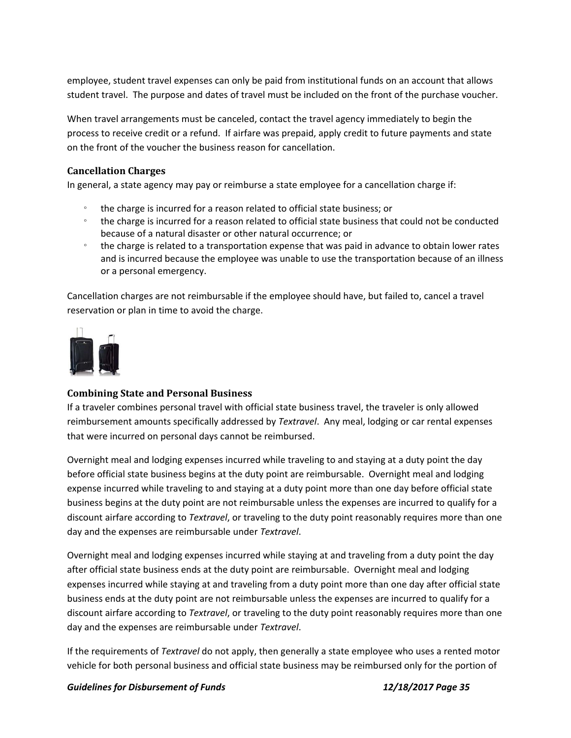employee, student travel expenses can only be paid from institutional funds on an account that allows student travel. The purpose and dates of travel must be included on the front of the purchase voucher.

When travel arrangements must be canceled, contact the travel agency immediately to begin the process to receive credit or a refund. If airfare was prepaid, apply credit to future payments and state on the front of the voucher the business reason for cancellation.

### Cancellation Charges

In general, a state agency may pay or reimburse a state employee for a cancellation charge if:

- the charge is incurred for a reason related to official state business; or
- the charge is incurred for a reason related to official state business that could not be conducted because of a natural disaster or other natural occurrence; or
- the charge is related to a transportation expense that was paid in advance to obtain lower rates and is incurred because the employee was unable to use the transportation because of an illness or a personal emergency.

Cancellation charges are not reimbursable if the employee should have, but failed to, cancel a travel reservation or plan in time to avoid the charge.

### Combining State and Personal Business

If a traveler combines personal travel with official state business travel, the traveler is only allowed reimbursement amounts specifically addressed by *Textravel*. Any meal, lodging or car rental expenses that were incurred on personal days cannot be reimbursed.

Overnight meal and lodging expenses incurred while traveling to and staying at a duty point the day before official state business begins at the duty point are reimbursable. Overnight meal and lodging expense incurred while traveling to and staying at a duty point more than one day before official state business begins at the duty point are not reimbursable unless the expenses are incurred to qualify for a discount airfare according to *Textravel*, or traveling to the duty point reasonably requires more than one day and the expenses are reimbursable under *Textravel*.

Overnight meal and lodging expenses incurred while staying at and traveling from a duty point the day after official state business ends at the duty point are reimbursable. Overnight meal and lodging expenses incurred while staying at and traveling from a duty point more than one day after official state business ends at the duty point are not reimbursable unless the expenses are incurred to qualify for a discount airfare according to *Textravel*, or traveling to the duty point reasonably requires more than one day and the expenses are reimbursable under *Textravel*.

If the requirements of *Textravel* do not apply, then generally a state employee who uses a rented motor vehicle for both personal business and official state business may be reimbursed only for the portion of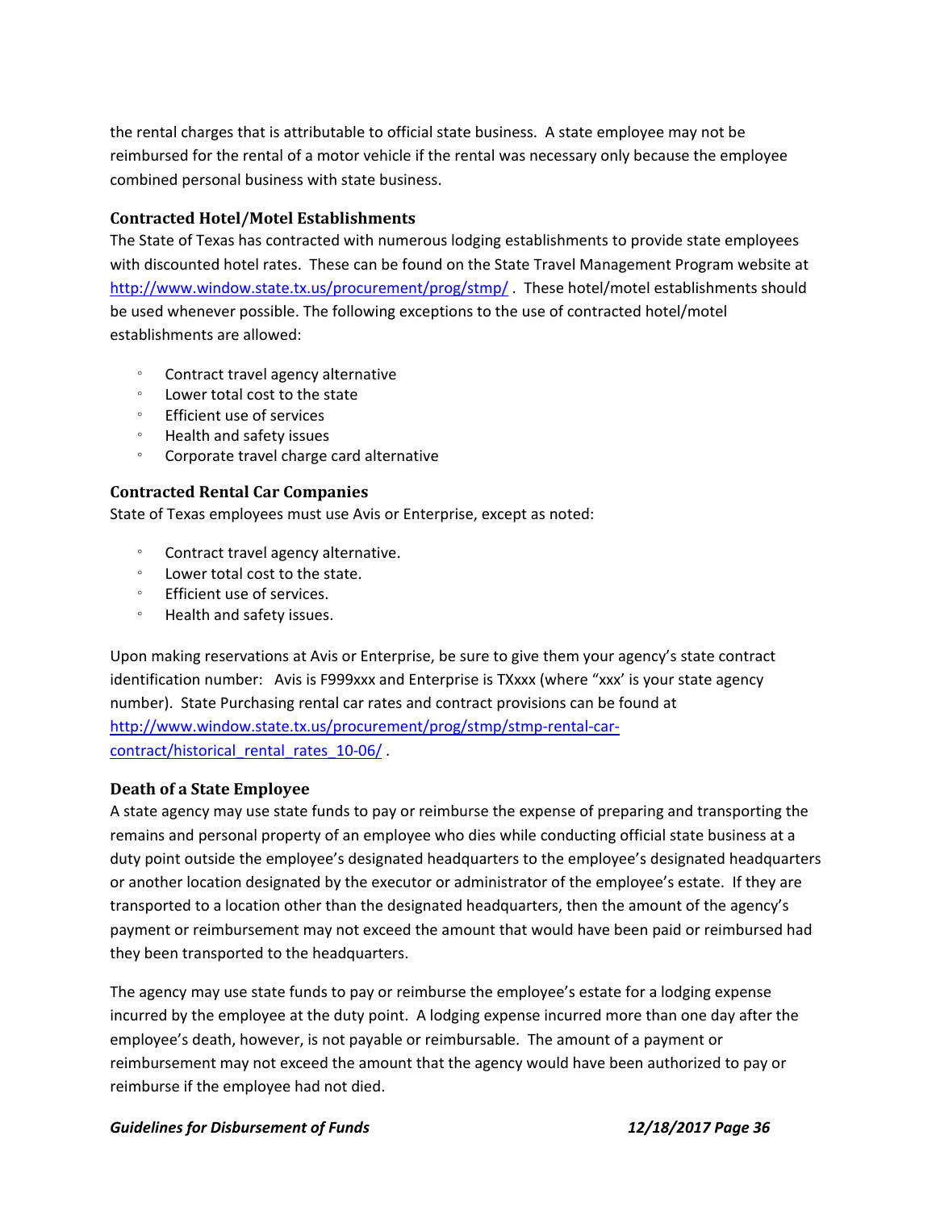the rental charges that is attributable to official state business. A state employee may not be reimbursed for the rental of a motor vehicle if the rental was necessary only because the employee combined personal business with state business.

### Contracted Hotel/Motel Establishments

The State of Texas has contracted with numerous lodging establishments to provide state employees with discounted hotel rates. These can be found on the State Travel Management Program website at [http://www.window.state.tx.us/procurement/prog/stmp/](http://www.window.state.tx.us/procurement/prog/stmp/) . These hotel/motel establishments should be used whenever possible. The following exceptions to the use of contracted hotel/motel establishments are allowed:

- Contract travel agency alternative
- Lower total cost to the state
- Efficient use of services
- Health and safety issues
- Corporate travel charge card alternative

### Contracted Rental Car Companies

State of Texas employees must use Avis or Enterprise, except as noted:

- Contract travel agency alternative.
- Lower total cost to the state.
- Efficient use of services.
- Health and safety issues.

Upon making reservations at Avis or Enterprise, be sure to give them your agency's state contract identification number: Avis is F999xxx and Enterprise is TXxxx (where "xxx' is your state agency number). State Purchasing rental car rates and contract provisions can be found at [http://www.window.state.tx.us/procurement/prog/stmp/stmp-rental-car-contract/historical_rental_rates_10-06/](http://www.window.state.tx.us/procurement/prog/stmp/stmp-rental-car-contract/historical_rental_rates_10-06/) .

### Death of a State Employee

A state agency may use state funds to pay or reimburse the expense of preparing and transporting the remains and personal property of an employee who dies while conducting official state business at a duty point outside the employee's designated headquarters to the employee's designated headquarters or another location designated by the executor or administrator of the employee's estate. If they are transported to a location other than the designated headquarters, then the amount of the agency's payment or reimbursement may not exceed the amount that would have been paid or reimbursed had they been transported to the headquarters.

The agency may use state funds to pay or reimburse the employee's estate for a lodging expense incurred by the employee at the duty point. A lodging expense incurred more than one day after the employee's death, however, is not payable or reimbursable. The amount of a payment or reimbursement may not exceed the amount that the agency would have been authorized to pay or reimburse if the employee had not died.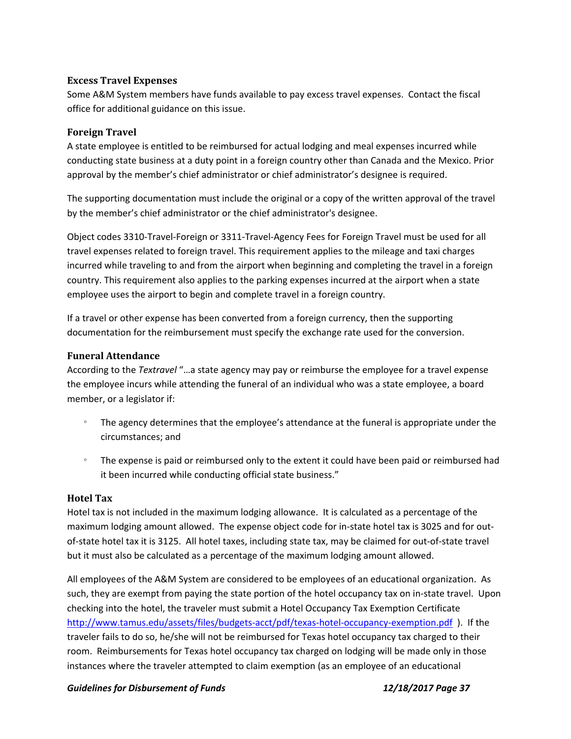### Excess Travel Expenses

Some A&M System members have funds available to pay excess travel expenses. Contact the fiscal office for additional guidance on this issue.

### Foreign Travel

A state employee is entitled to be reimbursed for actual lodging and meal expenses incurred while conducting state business at a duty point in a foreign country other than Canada and the Mexico. Prior approval by the member's chief administrator or chief administrator's designee is required.

The supporting documentation must include the original or a copy of the written approval of the travel by the member's chief administrator or the chief administrator's designee.

Object codes 3310-Travel-Foreign or 3311-Travel-Agency Fees for Foreign Travel must be used for all travel expenses related to foreign travel. This requirement applies to the mileage and taxi charges incurred while traveling to and from the airport when beginning and completing the travel in a foreign country. This requirement also applies to the parking expenses incurred at the airport when a state employee uses the airport to begin and complete travel in a foreign country.

If a travel or other expense has been converted from a foreign currency, then the supporting documentation for the reimbursement must specify the exchange rate used for the conversion.

### Funeral Attendance

According to the *Textravel* "…a state agency may pay or reimburse the employee for a travel expense the employee incurs while attending the funeral of an individual who was a state employee, a board member, or a legislator if:

- The agency determines that the employee's attendance at the funeral is appropriate under the circumstances; and
- The expense is paid or reimbursed only to the extent it could have been paid or reimbursed had it been incurred while conducting official state business."

### Hotel Tax

Hotel tax is not included in the maximum lodging allowance. It is calculated as a percentage of the maximum lodging amount allowed. The expense object code for in-state hotel tax is 3025 and for out-of-state hotel tax it is 3125. All hotel taxes, including state tax, may be claimed for out-of-state travel but it must also be calculated as a percentage of the maximum lodging amount allowed.

All employees of the A&M System are considered to be employees of an educational organization. As such, they are exempt from paying the state portion of the hotel occupancy tax on in-state travel. Upon checking into the hotel, the traveler must submit a Hotel Occupancy Tax Exemption Certificate http://www.tamus.edu/assets/files/budgets-acct/pdf/texas-hotel-occupancy-exemption.pdf ). If the traveler fails to do so, he/she will not be reimbursed for Texas hotel occupancy tax charged to their room. Reimbursements for Texas hotel occupancy tax charged on lodging will be made only in those instances where the traveler attempted to claim exemption (as an employee of an educational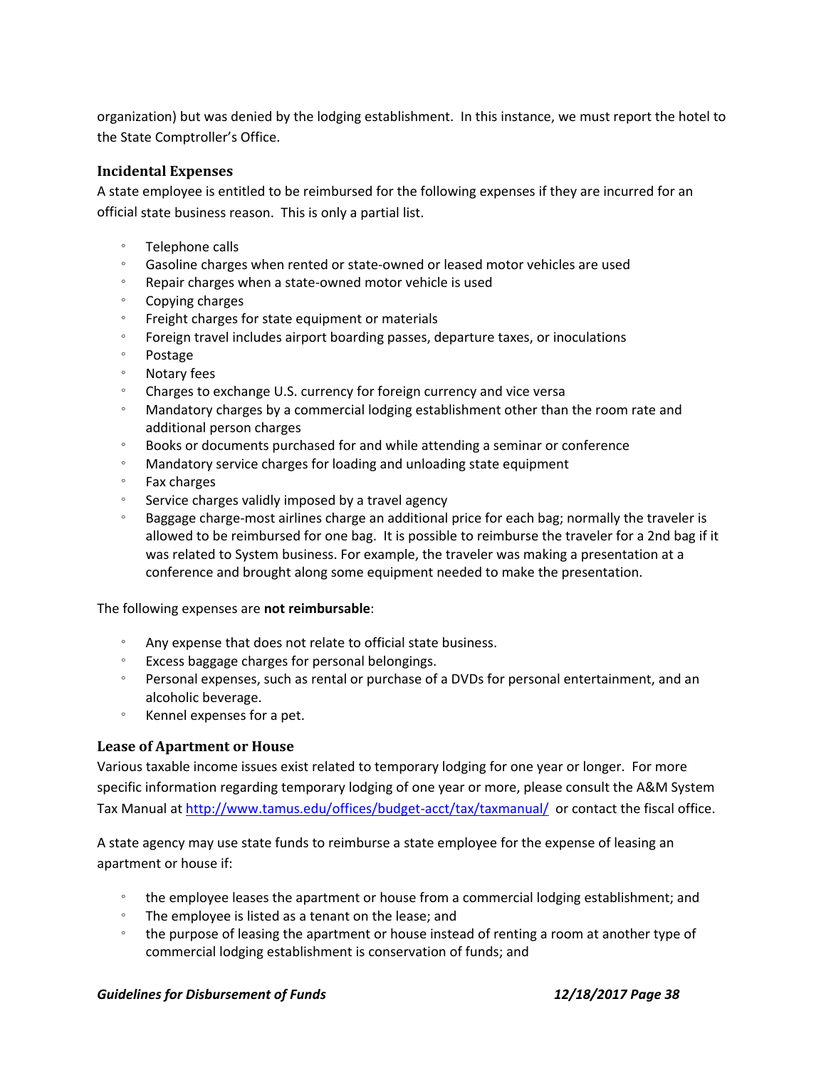organization) but was denied by the lodging establishment. In this instance, we must report the hotel to the State Comptroller's Office.

### Incidental Expenses

A state employee is entitled to be reimbursed for the following expenses if they are incurred for an official state business reason. This is only a partial list.

- Telephone calls
- Gasoline charges when rented or state-owned or leased motor vehicles are used
- Repair charges when a state-owned motor vehicle is used
- Copying charges
- Freight charges for state equipment or materials
- Foreign travel includes airport boarding passes, departure taxes, or inoculations
- Postage
- Notary fees
- Charges to exchange U.S. currency for foreign currency and vice versa
- Mandatory charges by a commercial lodging establishment other than the room rate and additional person charges
- Books or documents purchased for and while attending a seminar or conference
- Mandatory service charges for loading and unloading state equipment
- Fax charges
- Service charges validly imposed by a travel agency
- Baggage charge-most airlines charge an additional price for each bag; normally the traveler is allowed to be reimbursed for one bag. It is possible to reimburse the traveler for a 2nd bag if it was related to System business. For example, the traveler was making a presentation at a conference and brought along some equipment needed to make the presentation.

The following expenses are **not reimbursable**:

- Any expense that does not relate to official state business.
- Excess baggage charges for personal belongings.
- Personal expenses, such as rental or purchase of a DVDs for personal entertainment, and an alcoholic beverage.
- Kennel expenses for a pet.

### Lease of Apartment or House

Various taxable income issues exist related to temporary lodging for one year or longer. For more specific information regarding temporary lodging of one year or more, please consult the A&M System Tax Manual at http://www.tamus.edu/offices/budget-acct/tax/taxmanual/ or contact the fiscal office.

A state agency may use state funds to reimburse a state employee for the expense of leasing an apartment or house if:

- the employee leases the apartment or house from a commercial lodging establishment; and
- The employee is listed as a tenant on the lease; and
- the purpose of leasing the apartment or house instead of renting a room at another type of commercial lodging establishment is conservation of funds; and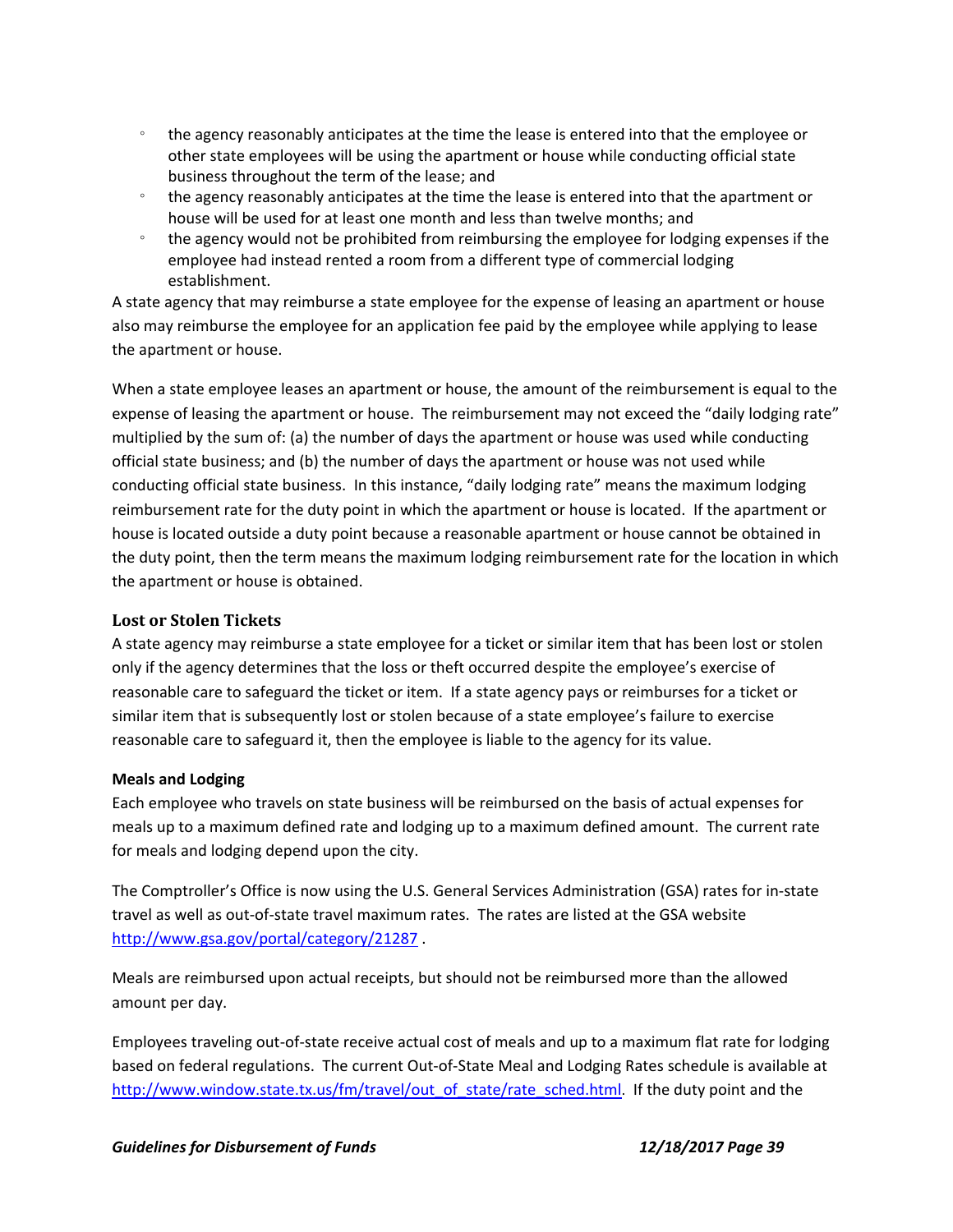- the agency reasonably anticipates at the time the lease is entered into that the employee or other state employees will be using the apartment or house while conducting official state business throughout the term of the lease; and
- the agency reasonably anticipates at the time the lease is entered into that the apartment or house will be used for at least one month and less than twelve months; and
- the agency would not be prohibited from reimbursing the employee for lodging expenses if the employee had instead rented a room from a different type of commercial lodging establishment.

A state agency that may reimburse a state employee for the expense of leasing an apartment or house also may reimburse the employee for an application fee paid by the employee while applying to lease the apartment or house.

When a state employee leases an apartment or house, the amount of the reimbursement is equal to the expense of leasing the apartment or house. The reimbursement may not exceed the "daily lodging rate" multiplied by the sum of: (a) the number of days the apartment or house was used while conducting official state business; and (b) the number of days the apartment or house was not used while conducting official state business. In this instance, "daily lodging rate" means the maximum lodging reimbursement rate for the duty point in which the apartment or house is located. If the apartment or house is located outside a duty point because a reasonable apartment or house cannot be obtained in the duty point, then the term means the maximum lodging reimbursement rate for the location in which the apartment or house is obtained.

### Lost or Stolen Tickets

A state agency may reimburse a state employee for a ticket or similar item that has been lost or stolen only if the agency determines that the loss or theft occurred despite the employee's exercise of reasonable care to safeguard the ticket or item. If a state agency pays or reimburses for a ticket or similar item that is subsequently lost or stolen because of a state employee's failure to exercise reasonable care to safeguard it, then the employee is liable to the agency for its value.

**Meals and Lodging**

Each employee who travels on state business will be reimbursed on the basis of actual expenses for meals up to a maximum defined rate and lodging up to a maximum defined amount. The current rate for meals and lodging depend upon the city.

The Comptroller's Office is now using the U.S. General Services Administration (GSA) rates for in-state travel as well as out-of-state travel maximum rates. The rates are listed at the GSA website http://www.gsa.gov/portal/category/21287 .

Meals are reimbursed upon actual receipts, but should not be reimbursed more than the allowed amount per day.

Employees traveling out-of-state receive actual cost of meals and up to a maximum flat rate for lodging based on federal regulations. The current Out-of-State Meal and Lodging Rates schedule is available at http://www.window.state.tx.us/fm/travel/out_of_state/rate_sched.html. If the duty point and the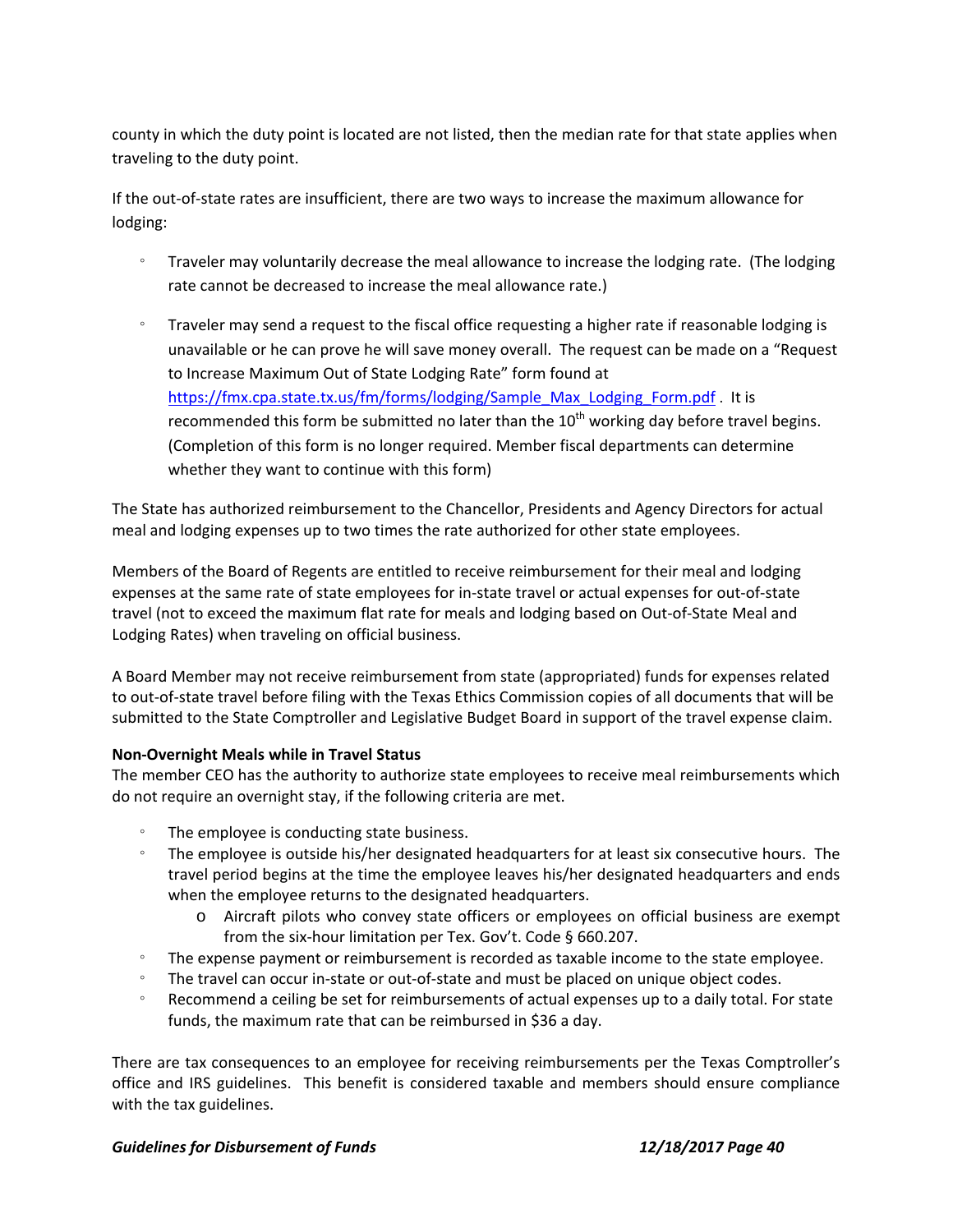county in which the duty point is located are not listed, then the median rate for that state applies when traveling to the duty point.

If the out-of-state rates are insufficient, there are two ways to increase the maximum allowance for lodging:

- Traveler may voluntarily decrease the meal allowance to increase the lodging rate. (The lodging rate cannot be decreased to increase the meal allowance rate.)

- Traveler may send a request to the fiscal office requesting a higher rate if reasonable lodging is unavailable or he can prove he will save money overall. The request can be made on a "Request to Increase Maximum Out of State Lodging Rate" form found at https://fmx.cpa.state.tx.us/fm/forms/lodging/Sample_Max_Lodging_Form.pdf . It is recommended this form be submitted no later than the 10th working day before travel begins. (Completion of this form is no longer required. Member fiscal departments can determine whether they want to continue with this form)

The State has authorized reimbursement to the Chancellor, Presidents and Agency Directors for actual meal and lodging expenses up to two times the rate authorized for other state employees.

Members of the Board of Regents are entitled to receive reimbursement for their meal and lodging expenses at the same rate of state employees for in-state travel or actual expenses for out-of-state travel (not to exceed the maximum flat rate for meals and lodging based on Out-of-State Meal and Lodging Rates) when traveling on official business.

A Board Member may not receive reimbursement from state (appropriated) funds for expenses related to out-of-state travel before filing with the Texas Ethics Commission copies of all documents that will be submitted to the State Comptroller and Legislative Budget Board in support of the travel expense claim.

**Non-Overnight Meals while in Travel Status**

The member CEO has the authority to authorize state employees to receive meal reimbursements which do not require an overnight stay, if the following criteria are met.

- The employee is conducting state business.
- The employee is outside his/her designated headquarters for at least six consecutive hours. The travel period begins at the time the employee leaves his/her designated headquarters and ends when the employee returns to the designated headquarters.
    - Aircraft pilots who convey state officers or employees on official business are exempt from the six-hour limitation per Tex. Gov't. Code § 660.207.
- The expense payment or reimbursement is recorded as taxable income to the state employee.
- The travel can occur in-state or out-of-state and must be placed on unique object codes.
- Recommend a ceiling be set for reimbursements of actual expenses up to a daily total. For state funds, the maximum rate that can be reimbursed in $36 a day.

There are tax consequences to an employee for receiving reimbursements per the Texas Comptroller's office and IRS guidelines. This benefit is considered taxable and members should ensure compliance with the tax guidelines.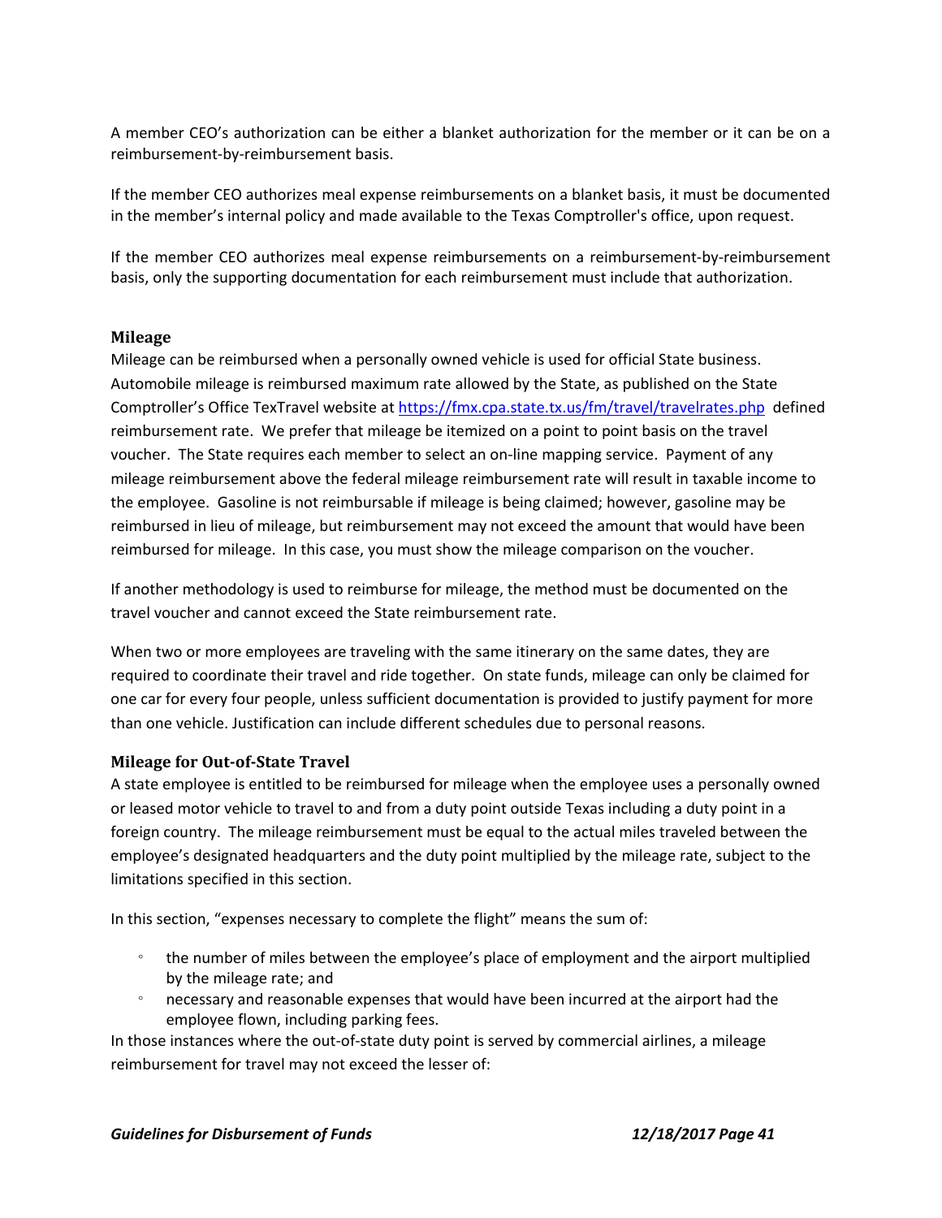A member CEO's authorization can be either a blanket authorization for the member or it can be on a reimbursement-by-reimbursement basis.

If the member CEO authorizes meal expense reimbursements on a blanket basis, it must be documented in the member's internal policy and made available to the Texas Comptroller's office, upon request.

If the member CEO authorizes meal expense reimbursements on a reimbursement-by-reimbursement basis, only the supporting documentation for each reimbursement must include that authorization.

### Mileage

Mileage can be reimbursed when a personally owned vehicle is used for official State business. Automobile mileage is reimbursed maximum rate allowed by the State, as published on the State Comptroller's Office TexTravel website at https://fmx.cpa.state.tx.us/fm/travel/travelrates.php defined reimbursement rate. We prefer that mileage be itemized on a point to point basis on the travel voucher. The State requires each member to select an on-line mapping service. Payment of any mileage reimbursement above the federal mileage reimbursement rate will result in taxable income to the employee. Gasoline is not reimbursable if mileage is being claimed; however, gasoline may be reimbursed in lieu of mileage, but reimbursement may not exceed the amount that would have been reimbursed for mileage. In this case, you must show the mileage comparison on the voucher.

If another methodology is used to reimburse for mileage, the method must be documented on the travel voucher and cannot exceed the State reimbursement rate.

When two or more employees are traveling with the same itinerary on the same dates, they are required to coordinate their travel and ride together. On state funds, mileage can only be claimed for one car for every four people, unless sufficient documentation is provided to justify payment for more than one vehicle. Justification can include different schedules due to personal reasons.

### Mileage for Out-of-State Travel

A state employee is entitled to be reimbursed for mileage when the employee uses a personally owned or leased motor vehicle to travel to and from a duty point outside Texas including a duty point in a foreign country. The mileage reimbursement must be equal to the actual miles traveled between the employee's designated headquarters and the duty point multiplied by the mileage rate, subject to the limitations specified in this section.

In this section, "expenses necessary to complete the flight" means the sum of:

- the number of miles between the employee's place of employment and the airport multiplied by the mileage rate; and
- necessary and reasonable expenses that would have been incurred at the airport had the employee flown, including parking fees.

In those instances where the out-of-state duty point is served by commercial airlines, a mileage reimbursement for travel may not exceed the lesser of: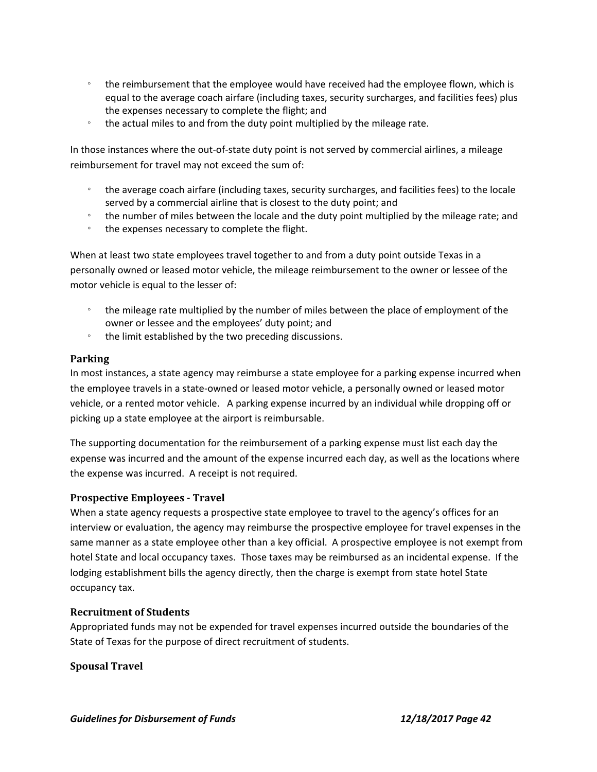- the reimbursement that the employee would have received had the employee flown, which is equal to the average coach airfare (including taxes, security surcharges, and facilities fees) plus the expenses necessary to complete the flight; and
- the actual miles to and from the duty point multiplied by the mileage rate.

In those instances where the out-of-state duty point is not served by commercial airlines, a mileage reimbursement for travel may not exceed the sum of:

- the average coach airfare (including taxes, security surcharges, and facilities fees) to the locale served by a commercial airline that is closest to the duty point; and
- the number of miles between the locale and the duty point multiplied by the mileage rate; and
- the expenses necessary to complete the flight.

When at least two state employees travel together to and from a duty point outside Texas in a personally owned or leased motor vehicle, the mileage reimbursement to the owner or lessee of the motor vehicle is equal to the lesser of:

- the mileage rate multiplied by the number of miles between the place of employment of the owner or lessee and the employees' duty point; and
- the limit established by the two preceding discussions.

### Parking

In most instances, a state agency may reimburse a state employee for a parking expense incurred when the employee travels in a state-owned or leased motor vehicle, a personally owned or leased motor vehicle, or a rented motor vehicle. A parking expense incurred by an individual while dropping off or picking up a state employee at the airport is reimbursable.

The supporting documentation for the reimbursement of a parking expense must list each day the expense was incurred and the amount of the expense incurred each day, as well as the locations where the expense was incurred. A receipt is not required.

### Prospective Employees - Travel

When a state agency requests a prospective state employee to travel to the agency's offices for an interview or evaluation, the agency may reimburse the prospective employee for travel expenses in the same manner as a state employee other than a key official. A prospective employee is not exempt from hotel State and local occupancy taxes. Those taxes may be reimbursed as an incidental expense. If the lodging establishment bills the agency directly, then the charge is exempt from state hotel State occupancy tax.

### Recruitment of Students

Appropriated funds may not be expended for travel expenses incurred outside the boundaries of the State of Texas for the purpose of direct recruitment of students.

### Spousal Travel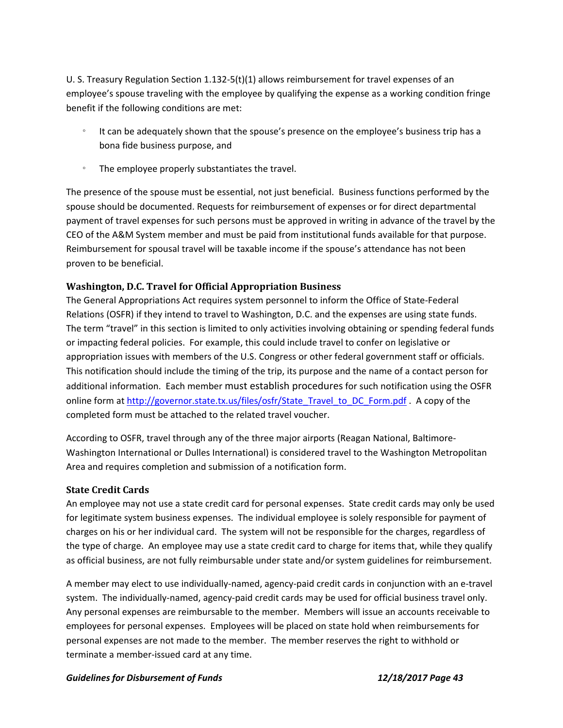U. S. Treasury Regulation Section 1.132-5(t)(1) allows reimbursement for travel expenses of an employee's spouse traveling with the employee by qualifying the expense as a working condition fringe benefit if the following conditions are met:

- It can be adequately shown that the spouse's presence on the employee's business trip has a bona fide business purpose, and
- The employee properly substantiates the travel.

The presence of the spouse must be essential, not just beneficial. Business functions performed by the spouse should be documented. Requests for reimbursement of expenses or for direct departmental payment of travel expenses for such persons must be approved in writing in advance of the travel by the CEO of the A&M System member and must be paid from institutional funds available for that purpose. Reimbursement for spousal travel will be taxable income if the spouse's attendance has not been proven to be beneficial.

### Washington, D.C. Travel for Official Appropriation Business

The General Appropriations Act requires system personnel to inform the Office of State-Federal Relations (OSFR) if they intend to travel to Washington, D.C. and the expenses are using state funds. The term "travel" in this section is limited to only activities involving obtaining or spending federal funds or impacting federal policies. For example, this could include travel to confer on legislative or appropriation issues with members of the U.S. Congress or other federal government staff or officials. This notification should include the timing of the trip, its purpose and the name of a contact person for additional information. Each member must establish procedures for such notification using the OSFR online form at [http://governor.state.tx.us/files/osfr/State_Travel_to_DC_Form.pdf](http://governor.state.tx.us/files/osfr/State_Travel_to_DC_Form.pdf) . A copy of the completed form must be attached to the related travel voucher.

According to OSFR, travel through any of the three major airports (Reagan National, Baltimore-Washington International or Dulles International) is considered travel to the Washington Metropolitan Area and requires completion and submission of a notification form.

### State Credit Cards

An employee may not use a state credit card for personal expenses. State credit cards may only be used for legitimate system business expenses. The individual employee is solely responsible for payment of charges on his or her individual card. The system will not be responsible for the charges, regardless of the type of charge. An employee may use a state credit card to charge for items that, while they qualify as official business, are not fully reimbursable under state and/or system guidelines for reimbursement.

A member may elect to use individually-named, agency-paid credit cards in conjunction with an e-travel system. The individually-named, agency-paid credit cards may be used for official business travel only. Any personal expenses are reimbursable to the member. Members will issue an accounts receivable to employees for personal expenses. Employees will be placed on state hold when reimbursements for personal expenses are not made to the member. The member reserves the right to withhold or terminate a member-issued card at any time.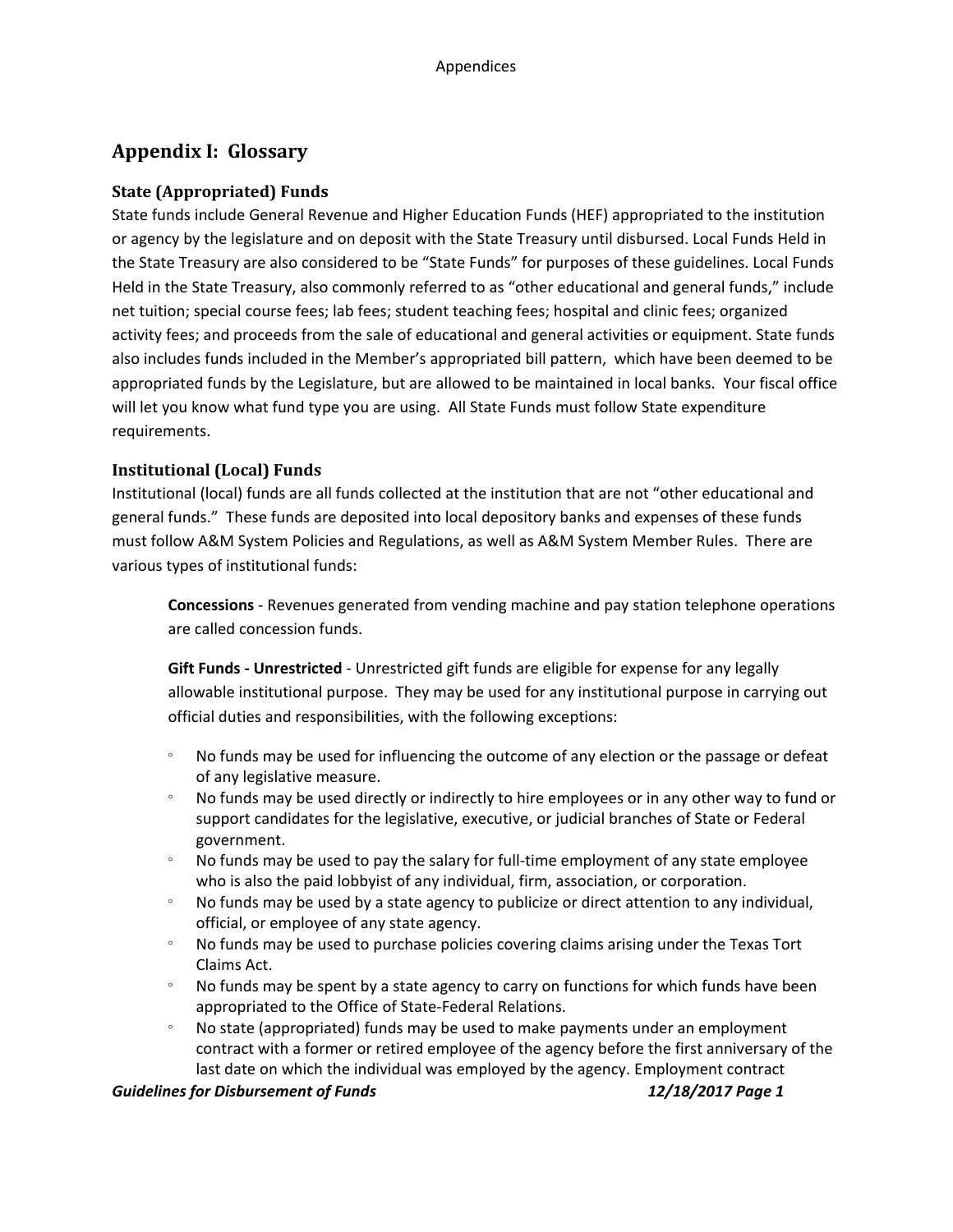# Appendix I: Glossary

### State (Appropriated) Funds

State funds include General Revenue and Higher Education Funds (HEF) appropriated to the institution or agency by the legislature and on deposit with the State Treasury until disbursed. Local Funds Held in the State Treasury are also considered to be "State Funds" for purposes of these guidelines. Local Funds Held in the State Treasury, also commonly referred to as "other educational and general funds," include net tuition; special course fees; lab fees; student teaching fees; hospital and clinic fees; organized activity fees; and proceeds from the sale of educational and general activities or equipment. State funds also includes funds included in the Member's appropriated bill pattern, which have been deemed to be appropriated funds by the Legislature, but are allowed to be maintained in local banks. Your fiscal office will let you know what fund type you are using. All State Funds must follow State expenditure requirements.

### Institutional (Local) Funds

Institutional (local) funds are all funds collected at the institution that are not "other educational and general funds." These funds are deposited into local depository banks and expenses of these funds must follow A&M System Policies and Regulations, as well as A&M System Member Rules. There are various types of institutional funds:

**Concessions** - Revenues generated from vending machine and pay station telephone operations are called concession funds.

**Gift Funds - Unrestricted** - Unrestricted gift funds are eligible for expense for any legally allowable institutional purpose. They may be used for any institutional purpose in carrying out official duties and responsibilities, with the following exceptions:

- No funds may be used for influencing the outcome of any election or the passage or defeat of any legislative measure.
- No funds may be used directly or indirectly to hire employees or in any other way to fund or support candidates for the legislative, executive, or judicial branches of State or Federal government.
- No funds may be used to pay the salary for full-time employment of any state employee who is also the paid lobbyist of any individual, firm, association, or corporation.
- No funds may be used by a state agency to publicize or direct attention to any individual, official, or employee of any state agency.
- No funds may be used to purchase policies covering claims arising under the Texas Tort Claims Act.
- No funds may be spent by a state agency to carry on functions for which funds have been appropriated to the Office of State-Federal Relations.
- No state (appropriated) funds may be used to make payments under an employment contract with a former or retired employee of the agency before the first anniversary of the last date on which the individual was employed by the agency. Employment contract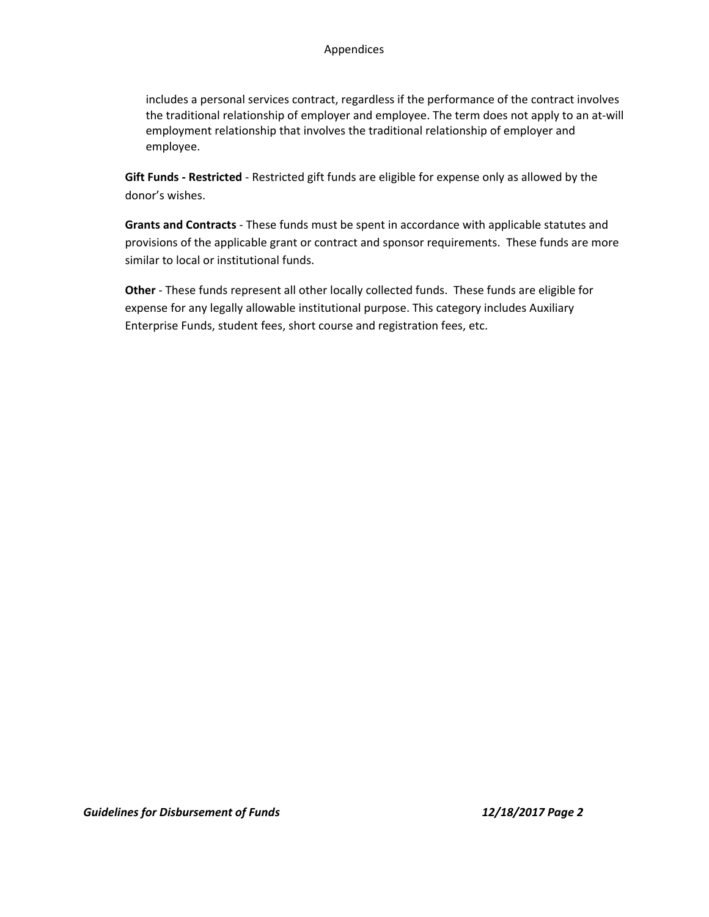includes a personal services contract, regardless if the performance of the contract involves the traditional relationship of employer and employee. The term does not apply to an at-will employment relationship that involves the traditional relationship of employer and employee.

**Gift Funds - Restricted** - Restricted gift funds are eligible for expense only as allowed by the donor's wishes.

**Grants and Contracts** - These funds must be spent in accordance with applicable statutes and provisions of the applicable grant or contract and sponsor requirements. These funds are more similar to local or institutional funds.

**Other** - These funds represent all other locally collected funds. These funds are eligible for expense for any legally allowable institutional purpose. This category includes Auxiliary Enterprise Funds, student fees, short course and registration fees, etc.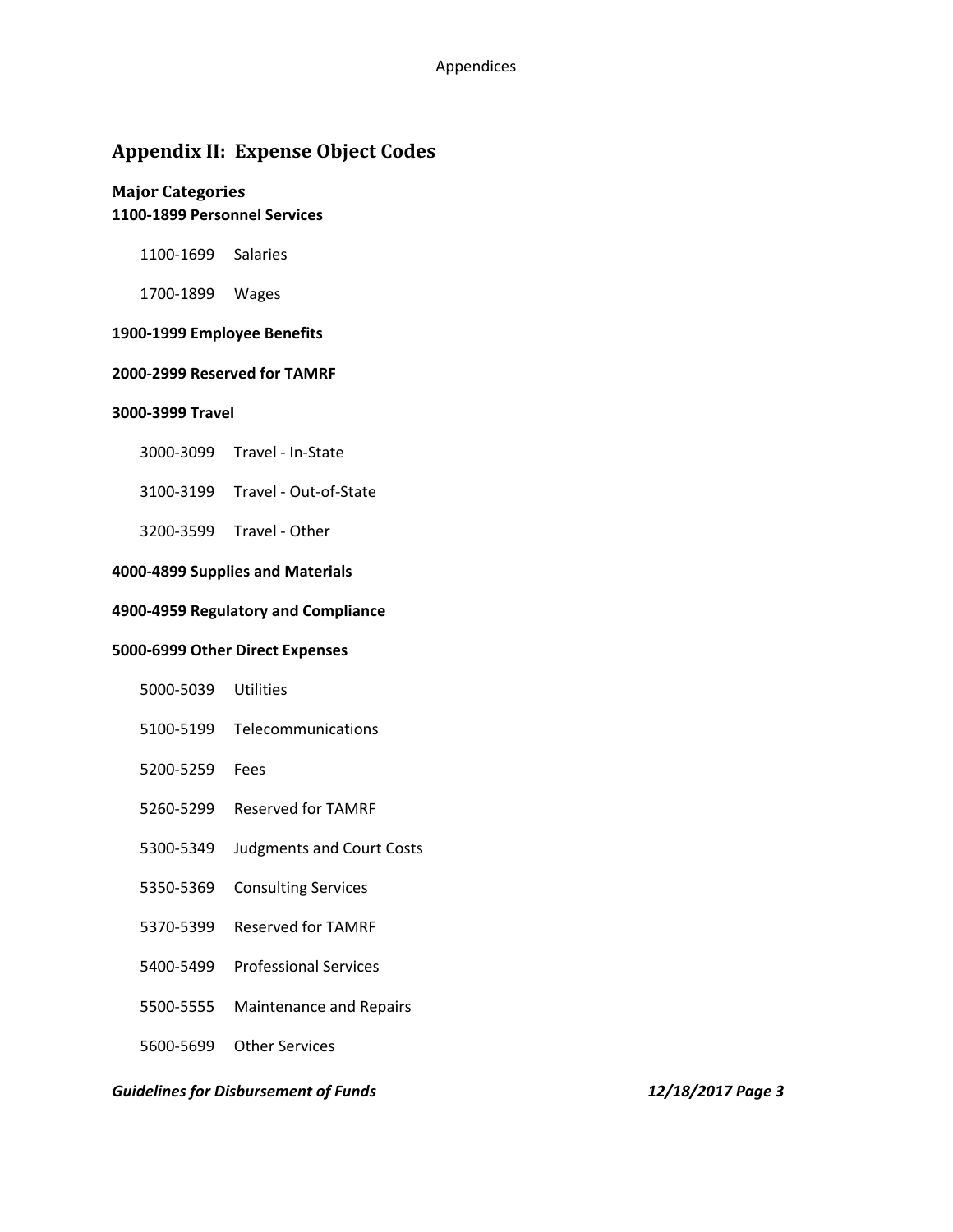## Appendix II: Expense Object Codes

### Major Categories

**1100-1899 Personnel Services**

1100-1699 Salaries

1700-1899 Wages

**1900-1999 Employee Benefits**

**2000-2999 Reserved for TAMRF**

**3000-3999 Travel**

3000-3099 Travel - In-State

3100-3199 Travel - Out-of-State

3200-3599 Travel - Other

**4000-4899 Supplies and Materials**

**4900-4959 Regulatory and Compliance**

**5000-6999 Other Direct Expenses**

5000-5039 Utilities

5100-5199 Telecommunications

5200-5259 Fees

5260-5299 Reserved for TAMRF

5300-5349 Judgments and Court Costs

5350-5369 Consulting Services

5370-5399 Reserved for TAMRF

5400-5499 Professional Services

5500-5555 Maintenance and Repairs

5600-5699 Other Services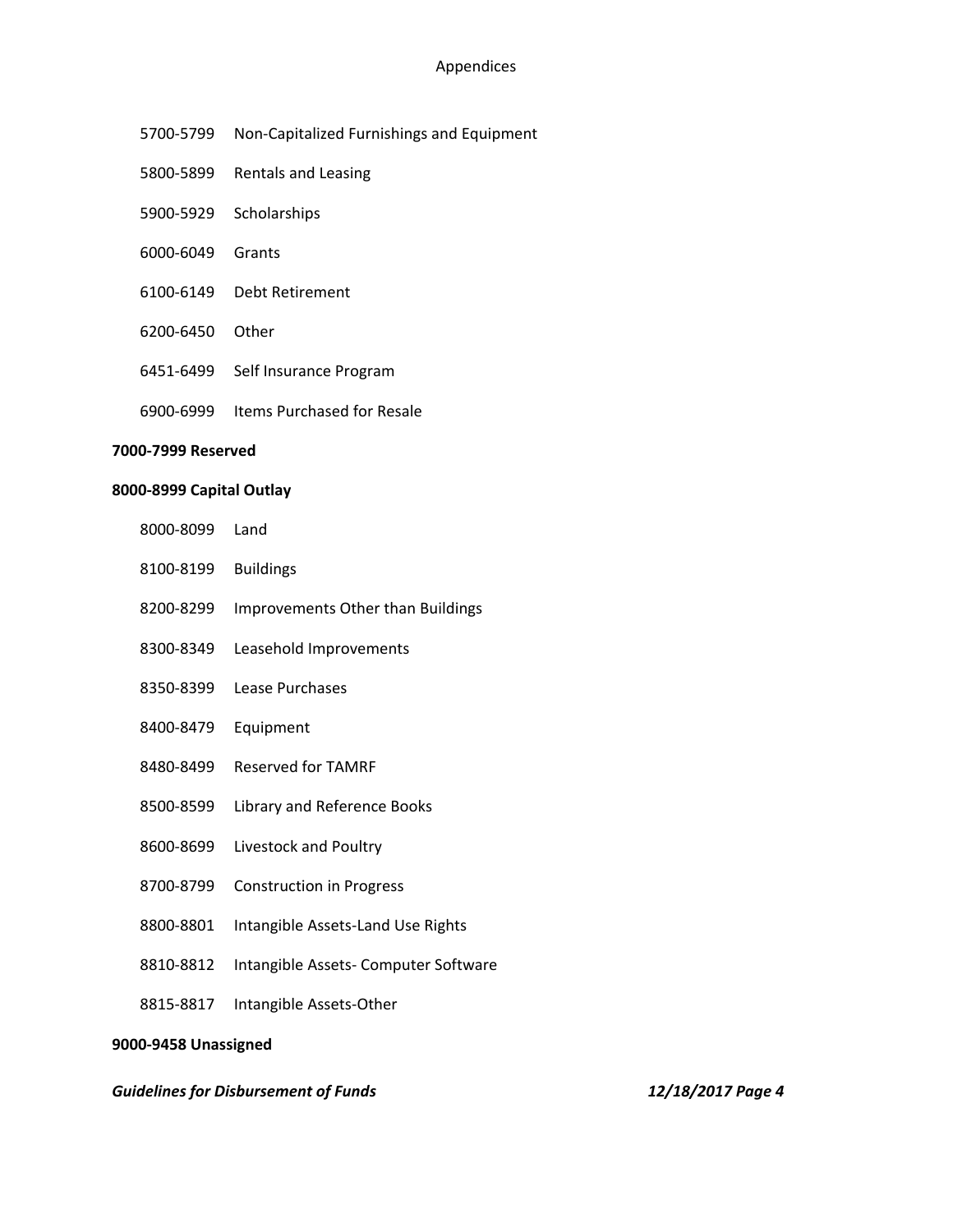5700-5799 Non-Capitalized Furnishings and Equipment

5800-5899 Rentals and Leasing

5900-5929 Scholarships

6000-6049 Grants

6100-6149 Debt Retirement

6200-6450 Other

6451-6499 Self Insurance Program

6900-6999 Items Purchased for Resale

**7000-7999 Reserved**

**8000-8999 Capital Outlay**

8000-8099 Land

8100-8199 Buildings

8200-8299 Improvements Other than Buildings

8300-8349 Leasehold Improvements

8350-8399 Lease Purchases

8400-8479 Equipment

8480-8499 Reserved for TAMRF

8500-8599 Library and Reference Books

8600-8699 Livestock and Poultry

8700-8799 Construction in Progress

8800-8801 Intangible Assets-Land Use Rights

8810-8812 Intangible Assets- Computer Software

8815-8817 Intangible Assets-Other

**9000-9458 Unassigned**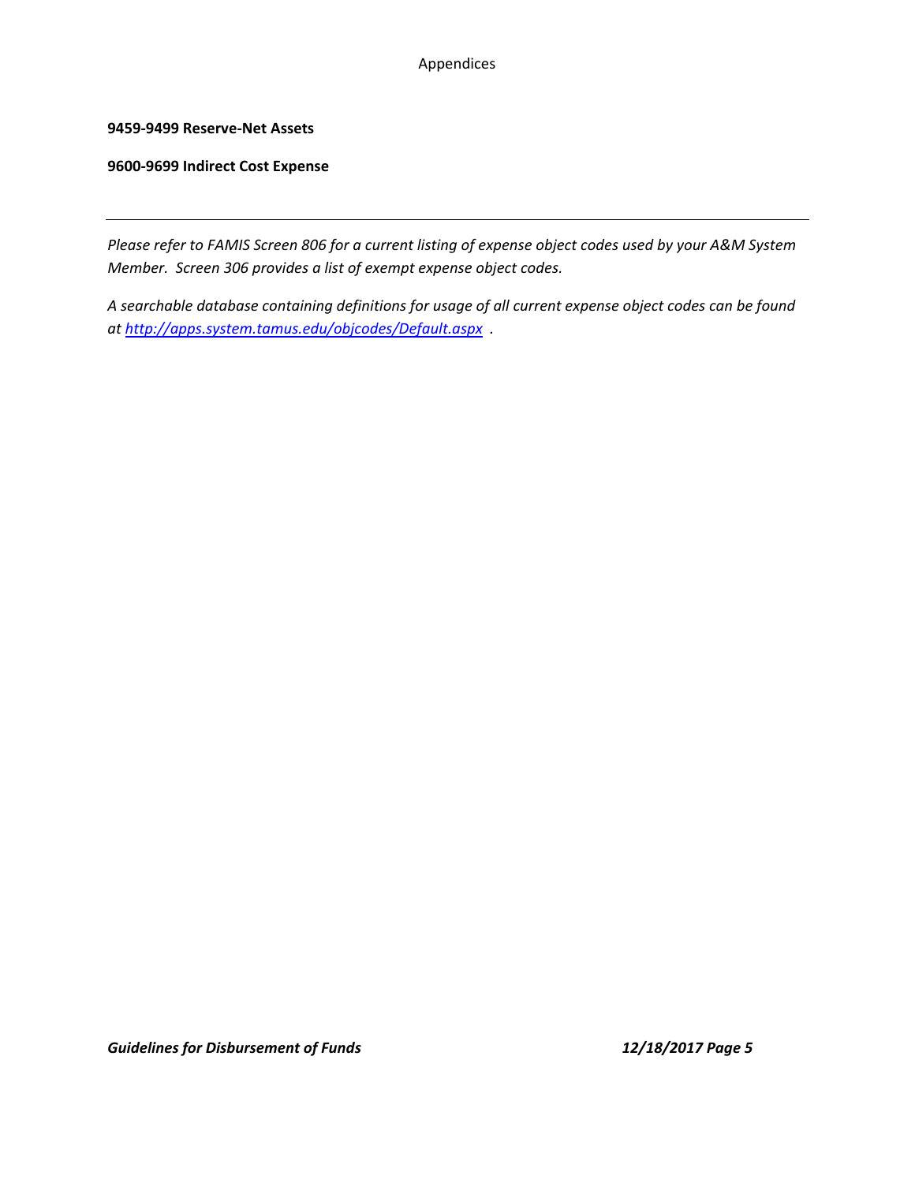**9459-9499 Reserve-Net Assets**

**9600-9699 Indirect Cost Expense**

---

*Please refer to FAMIS Screen 806 for a current listing of expense object codes used by your A&M System Member. Screen 306 provides a list of exempt expense object codes.*

*A searchable database containing definitions for usage of all current expense object codes can be found at [http://apps.system.tamus.edu/objcodes/Default.aspx](http://apps.system.tamus.edu/objcodes/Default.aspx) .*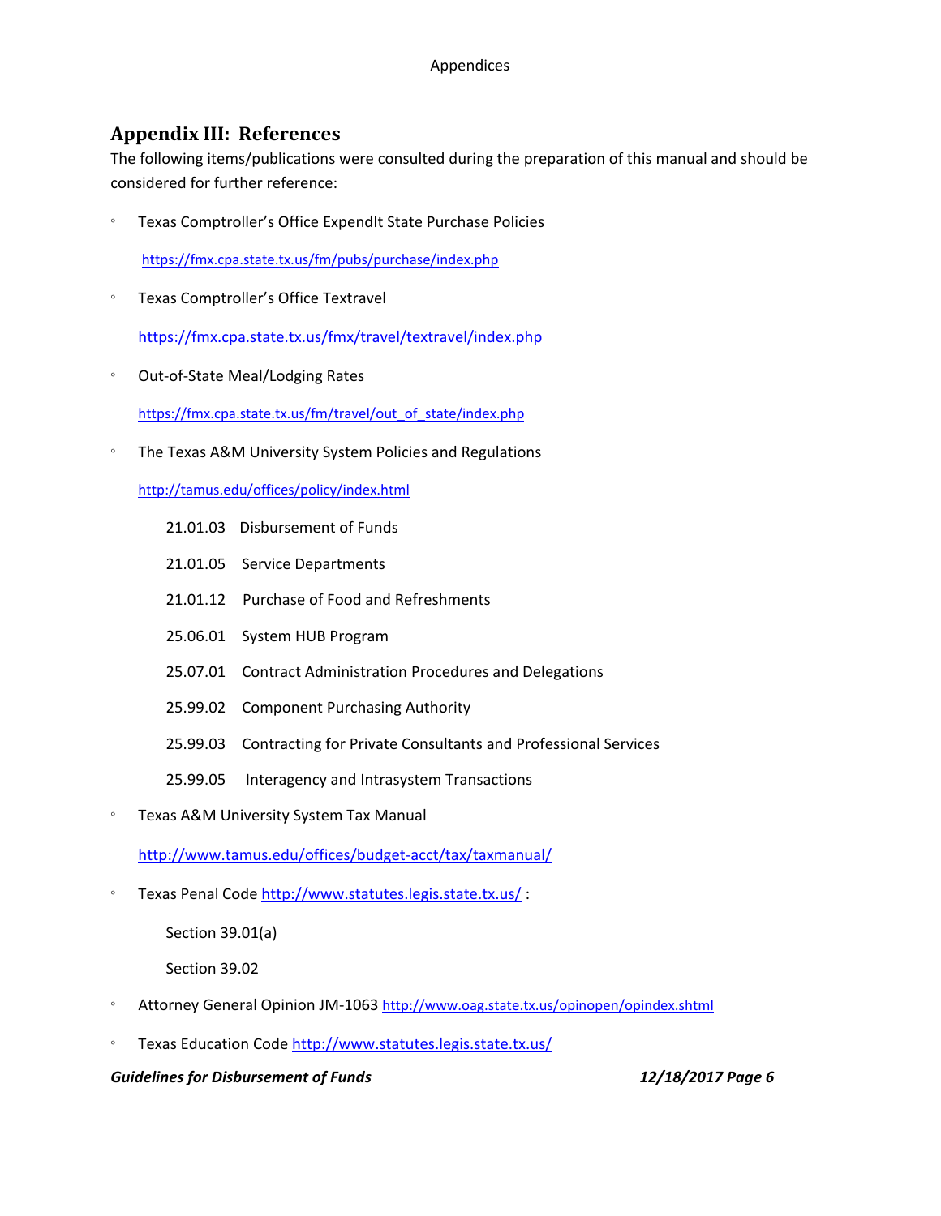## Appendix III: References

The following items/publications were consulted during the preparation of this manual and should be considered for further reference:

- Texas Comptroller's Office ExpendIt State Purchase Policies

  https://fmx.cpa.state.tx.us/fm/pubs/purchase/index.php

- Texas Comptroller's Office Textravel

  https://fmx.cpa.state.tx.us/fmx/travel/textravel/index.php

- Out-of-State Meal/Lodging Rates

  https://fmx.cpa.state.tx.us/fm/travel/out_of_state/index.php

- The Texas A&M University System Policies and Regulations

  http://tamus.edu/offices/policy/index.html

  - 21.01.03 Disbursement of Funds
  - 21.01.05 Service Departments
  - 21.01.12 Purchase of Food and Refreshments
  - 25.06.01 System HUB Program
  - 25.07.01 Contract Administration Procedures and Delegations
  - 25.99.02 Component Purchasing Authority
  - 25.99.03 Contracting for Private Consultants and Professional Services
  - 25.99.05 Interagency and Intrasystem Transactions

- Texas A&M University System Tax Manual

  http://www.tamus.edu/offices/budget-acct/tax/taxmanual/

- Texas Penal Code http://www.statutes.legis.state.tx.us/ :

  - Section 39.01(a)
  - Section 39.02

- Attorney General Opinion JM-1063 http://www.oag.state.tx.us/opinopen/opindex.shtml

- Texas Education Code http://www.statutes.legis.state.tx.us/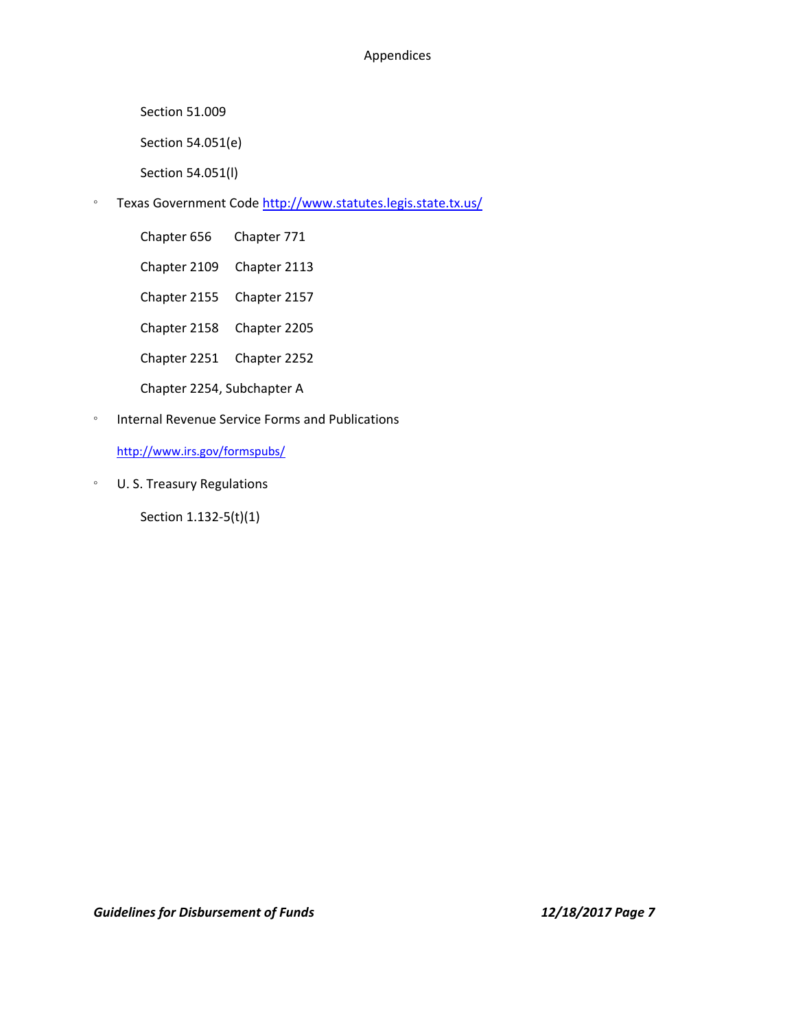Section 51.009

Section 54.051(e)

Section 54.051(l)

- Texas Government Code http://www.statutes.legis.state.tx.us/

  Chapter 656 Chapter 771

  Chapter 2109 Chapter 2113

  Chapter 2155 Chapter 2157

  Chapter 2158 Chapter 2205

  Chapter 2251 Chapter 2252

  Chapter 2254, Subchapter A

- Internal Revenue Service Forms and Publications

  http://www.irs.gov/formspubs/

- U. S. Treasury Regulations

  Section 1.132-5(t)(1)